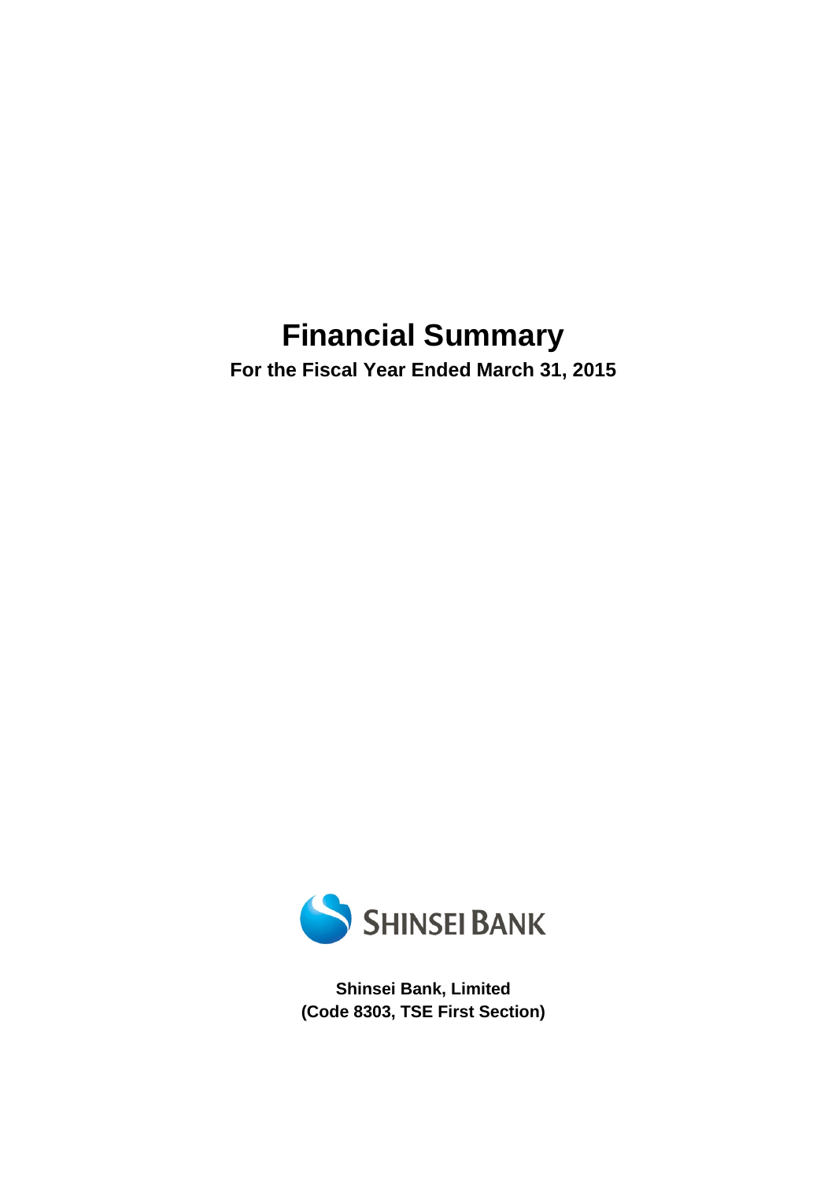# Financial Summary

**For the Fiscal Year Ended March 31, 2015**

SHINSEI BANK

**Shinsei Bank, Limited**
**(Code 8303, TSE First Section)**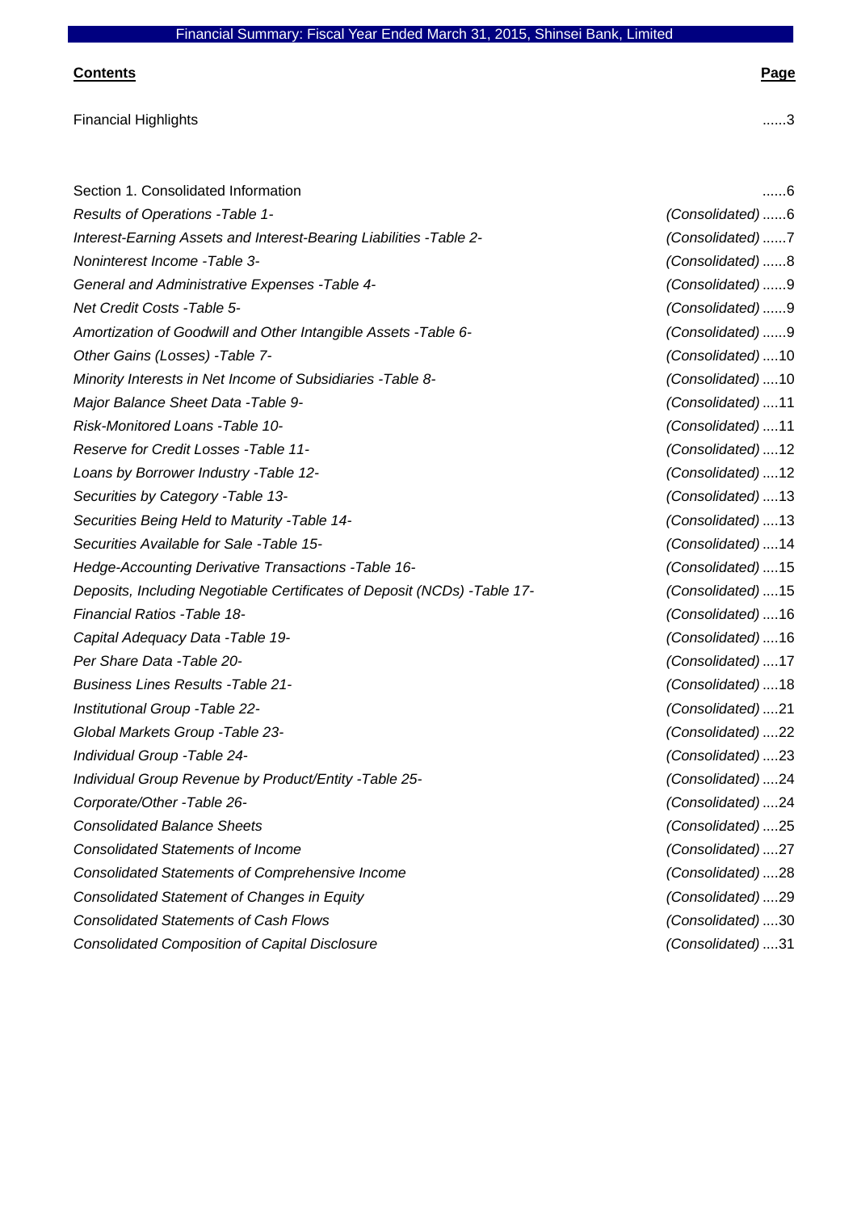Financial Summary: Fiscal Year Ended March 31, 2015, Shinsei Bank, Limited

| **Contents** | | **Page** |
|---|---|---|
| Financial Highlights | | ......3 |
| | | |
| Section 1. Consolidated Information | | ......6 |
| *Results of Operations -Table 1-* | *(Consolidated)* | ......6 |
| *Interest-Earning Assets and Interest-Bearing Liabilities -Table 2-* | *(Consolidated)* | ......7 |
| *Noninterest Income -Table 3-* | *(Consolidated)* | ......8 |
| *General and Administrative Expenses -Table 4-* | *(Consolidated)* | ......9 |
| *Net Credit Costs -Table 5-* | *(Consolidated)* | ......9 |
| *Amortization of Goodwill and Other Intangible Assets -Table 6-* | *(Consolidated)* | ......9 |
| *Other Gains (Losses) -Table 7-* | *(Consolidated)* | ....10 |
| *Minority Interests in Net Income of Subsidiaries -Table 8-* | *(Consolidated)* | ....10 |
| *Major Balance Sheet Data -Table 9-* | *(Consolidated)* | ....11 |
| *Risk-Monitored Loans -Table 10-* | *(Consolidated)* | ....11 |
| *Reserve for Credit Losses -Table 11-* | *(Consolidated)* | ....12 |
| *Loans by Borrower Industry -Table 12-* | *(Consolidated)* | ....12 |
| *Securities by Category -Table 13-* | *(Consolidated)* | ....13 |
| *Securities Being Held to Maturity -Table 14-* | *(Consolidated)* | ....13 |
| *Securities Available for Sale -Table 15-* | *(Consolidated)* | ....14 |
| *Hedge-Accounting Derivative Transactions -Table 16-* | *(Consolidated)* | ....15 |
| *Deposits, Including Negotiable Certificates of Deposit (NCDs) -Table 17-* | *(Consolidated)* | ....15 |
| *Financial Ratios -Table 18-* | *(Consolidated)* | ....16 |
| *Capital Adequacy Data -Table 19-* | *(Consolidated)* | ....16 |
| *Per Share Data -Table 20-* | *(Consolidated)* | ....17 |
| *Business Lines Results -Table 21-* | *(Consolidated)* | ....18 |
| *Institutional Group -Table 22-* | *(Consolidated)* | ....21 |
| *Global Markets Group -Table 23-* | *(Consolidated)* | ....22 |
| *Individual Group -Table 24-* | *(Consolidated)* | ....23 |
| *Individual Group Revenue by Product/Entity -Table 25-* | *(Consolidated)* | ....24 |
| *Corporate/Other -Table 26-* | *(Consolidated)* | ....24 |
| *Consolidated Balance Sheets* | *(Consolidated)* | ....25 |
| *Consolidated Statements of Income* | *(Consolidated)* | ....27 |
| *Consolidated Statements of Comprehensive Income* | *(Consolidated)* | ....28 |
| *Consolidated Statement of Changes in Equity* | *(Consolidated)* | ....29 |
| *Consolidated Statements of Cash Flows* | *(Consolidated)* | ....30 |
| *Consolidated Composition of Capital Disclosure* | *(Consolidated)* | ....31 |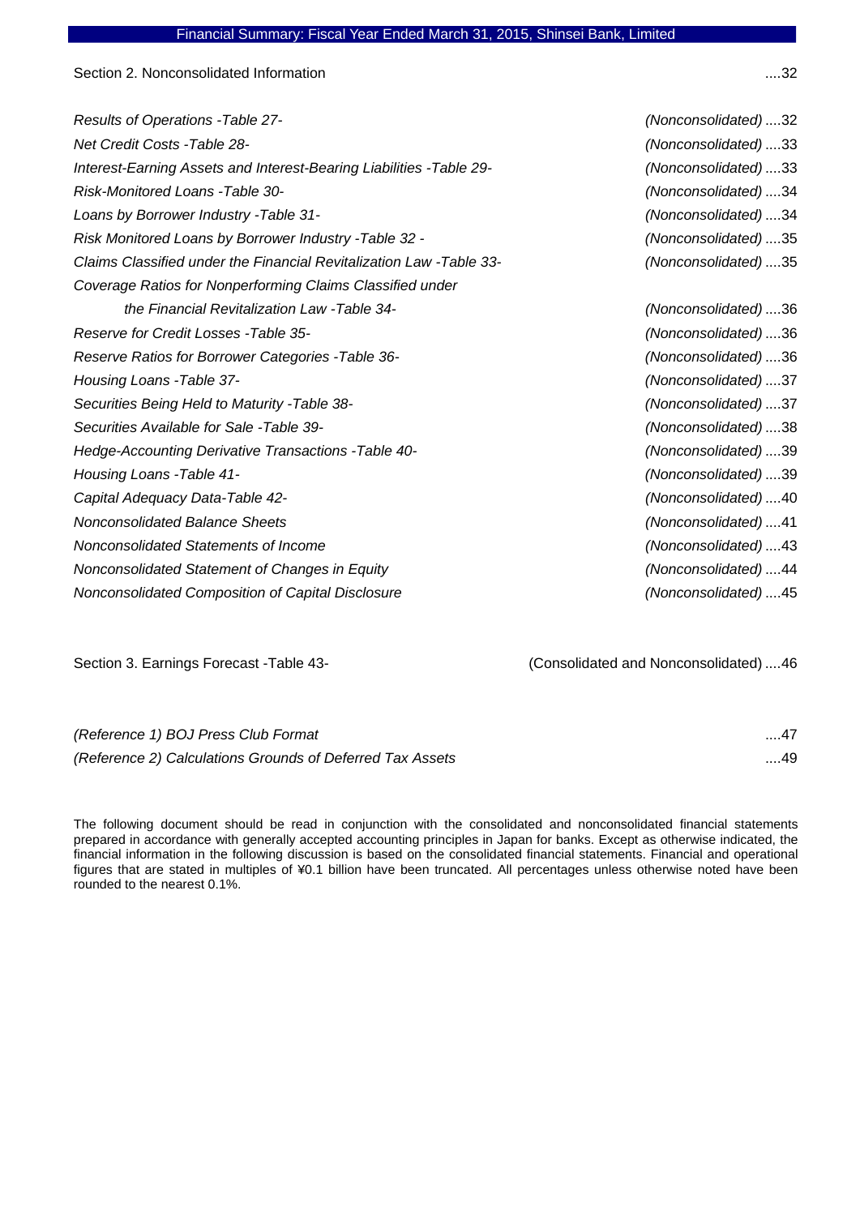Section 2. Nonconsolidated Information ....32

| | |
|---|---|
| *Results of Operations -Table 27-* | *(Nonconsolidated) ....32* |
| *Net Credit Costs -Table 28-* | *(Nonconsolidated) ....33* |
| *Interest-Earning Assets and Interest-Bearing Liabilities -Table 29-* | *(Nonconsolidated) ....33* |
| *Risk-Monitored Loans -Table 30-* | *(Nonconsolidated) ....34* |
| *Loans by Borrower Industry -Table 31-* | *(Nonconsolidated) ....34* |
| *Risk Monitored Loans by Borrower Industry -Table 32 -* | *(Nonconsolidated) ....35* |
| *Claims Classified under the Financial Revitalization Law -Table 33-* | *(Nonconsolidated) ....35* |
| *Coverage Ratios for Nonperforming Claims Classified under the Financial Revitalization Law -Table 34-* | *(Nonconsolidated) ....36* |
| *Reserve for Credit Losses -Table 35-* | *(Nonconsolidated) ....36* |
| *Reserve Ratios for Borrower Categories -Table 36-* | *(Nonconsolidated) ....36* |
| *Housing Loans -Table 37-* | *(Nonconsolidated) ....37* |
| *Securities Being Held to Maturity -Table 38-* | *(Nonconsolidated) ....37* |
| *Securities Available for Sale -Table 39-* | *(Nonconsolidated) ....38* |
| *Hedge-Accounting Derivative Transactions -Table 40-* | *(Nonconsolidated) ....39* |
| *Housing Loans -Table 41-* | *(Nonconsolidated) ....39* |
| *Capital Adequacy Data-Table 42-* | *(Nonconsolidated) ....40* |
| *Nonconsolidated Balance Sheets* | *(Nonconsolidated) ....41* |
| *Nonconsolidated Statements of Income* | *(Nonconsolidated) ....43* |
| *Nonconsolidated Statement of Changes in Equity* | *(Nonconsolidated) ....44* |
| *Nonconsolidated Composition of Capital Disclosure* | *(Nonconsolidated) ....45* |

Section 3. Earnings Forecast -Table 43- (Consolidated and Nonconsolidated) ....46

*(Reference 1) BOJ Press Club Format* ....47

*(Reference 2) Calculations Grounds of Deferred Tax Assets* ....49

The following document should be read in conjunction with the consolidated and nonconsolidated financial statements prepared in accordance with generally accepted accounting principles in Japan for banks. Except as otherwise indicated, the financial information in the following discussion is based on the consolidated financial statements. Financial and operational figures that are stated in multiples of ¥0.1 billion have been truncated. All percentages unless otherwise noted have been rounded to the nearest 0.1%.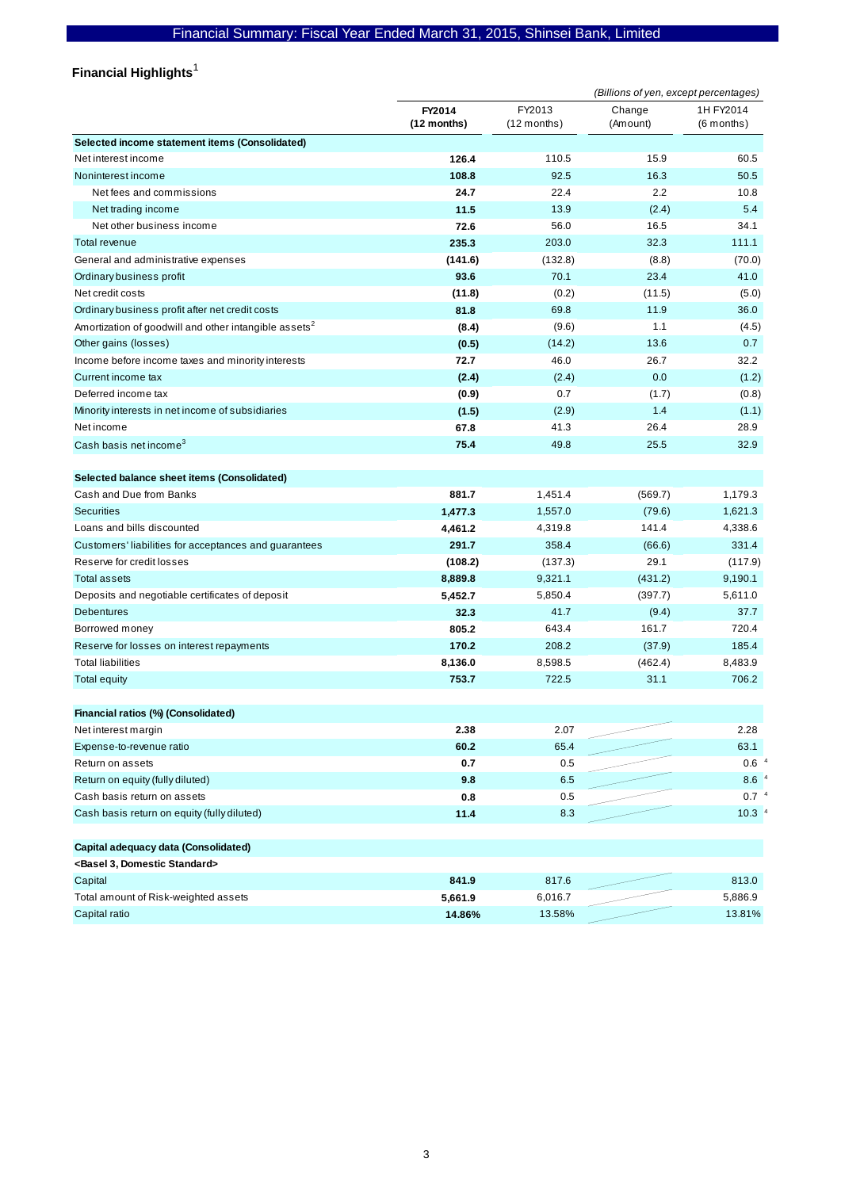Financial Summary: Fiscal Year Ended March 31, 2015, Shinsei Bank, Limited

## Financial Highlights[1]

*(Billions of yen, except percentages)*

| | **FY2014 (12 months)** | FY2013 (12 months) | Change (Amount) | 1H FY2014 (6 months) |
|---|---|---|---|---|
| **Selected income statement items (Consolidated)** | | | | |
| Net interest income | **126.4** | 110.5 | 15.9 | 60.5 |
| Noninterest income | **108.8** | 92.5 | 16.3 | 50.5 |
| Net fees and commissions | **24.7** | 22.4 | 2.2 | 10.8 |
| Net trading income | **11.5** | 13.9 | (2.4) | 5.4 |
| Net other business income | **72.6** | 56.0 | 16.5 | 34.1 |
| Total revenue | **235.3** | 203.0 | 32.3 | 111.1 |
| General and administrative expenses | **(141.6)** | (132.8) | (8.8) | (70.0) |
| Ordinary business profit | **93.6** | 70.1 | 23.4 | 41.0 |
| Net credit costs | **(11.8)** | (0.2) | (11.5) | (5.0) |
| Ordinary business profit after net credit costs | **81.8** | 69.8 | 11.9 | 36.0 |
| Amortization of goodwill and other intangible assets[2] | **(8.4)** | (9.6) | 1.1 | (4.5) |
| Other gains (losses) | **(0.5)** | (14.2) | 13.6 | 0.7 |
| Income before income taxes and minority interests | **72.7** | 46.0 | 26.7 | 32.2 |
| Current income tax | **(2.4)** | (2.4) | 0.0 | (1.2) |
| Deferred income tax | **(0.9)** | 0.7 | (1.7) | (0.8) |
| Minority interests in net income of subsidiaries | **(1.5)** | (2.9) | 1.4 | (1.1) |
| Net income | **67.8** | 41.3 | 26.4 | 28.9 |
| Cash basis net income[3] | **75.4** | 49.8 | 25.5 | 32.9 |
| **Selected balance sheet items (Consolidated)** | | | | |
| Cash and Due from Banks | **881.7** | 1,451.4 | (569.7) | 1,179.3 |
| Securities | **1,477.3** | 1,557.0 | (79.6) | 1,621.3 |
| Loans and bills discounted | **4,461.2** | 4,319.8 | 141.4 | 4,338.6 |
| Customers' liabilities for acceptances and guarantees | **291.7** | 358.4 | (66.6) | 331.4 |
| Reserve for credit losses | **(108.2)** | (137.3) | 29.1 | (117.9) |
| Total assets | **8,889.8** | 9,321.1 | (431.2) | 9,190.1 |
| Deposits and negotiable certificates of deposit | **5,452.7** | 5,850.4 | (397.7) | 5,611.0 |
| Debentures | **32.3** | 41.7 | (9.4) | 37.7 |
| Borrowed money | **805.2** | 643.4 | 161.7 | 720.4 |
| Reserve for losses on interest repayments | **170.2** | 208.2 | (37.9) | 185.4 |
| Total liabilities | **8,136.0** | 8,598.5 | (462.4) | 8,483.9 |
| Total equity | **753.7** | 722.5 | 31.1 | 706.2 |
| **Financial ratios (%) (Consolidated)** | | | | |
| Net interest margin | **2.38** | 2.07 | | 2.28 |
| Expense-to-revenue ratio | **60.2** | 65.4 | | 63.1 |
| Return on assets | **0.7** | 0.5 | | 0.6 [4] |
| Return on equity (fully diluted) | **9.8** | 6.5 | | 8.6 [4] |
| Cash basis return on assets | **0.8** | 0.5 | | 0.7 [4] |
| Cash basis return on equity (fully diluted) | **11.4** | 8.3 | | 10.3 [4] |
| **Capital adequacy data (Consolidated)** | | | | |
| **<Basel 3, Domestic Standard>** | | | | |
| Capital | **841.9** | 817.6 | | 813.0 |
| Total amount of Risk-weighted assets | **5,661.9** | 6,016.7 | | 5,886.9 |
| Capital ratio | **14.86%** | 13.58% | | 13.81% |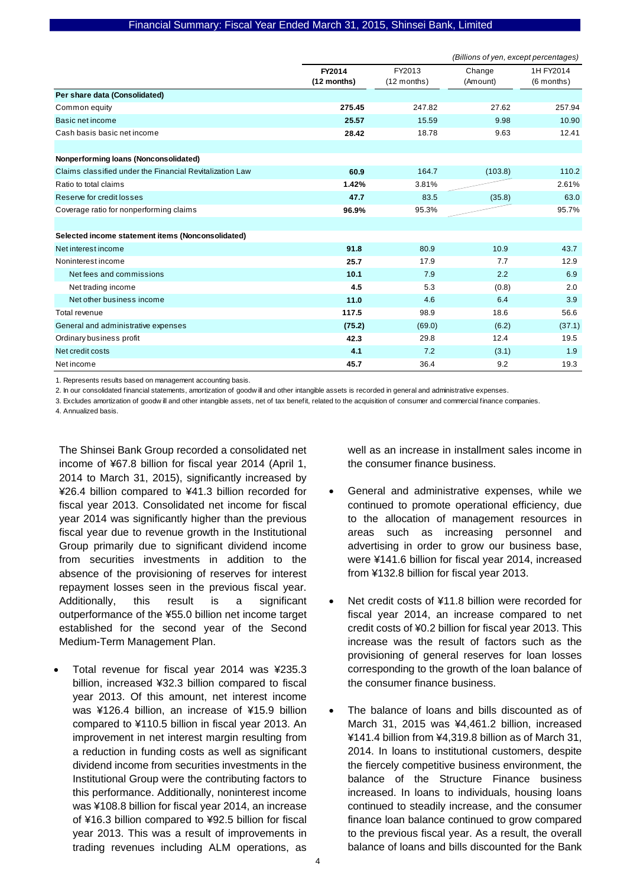Financial Summary: Fiscal Year Ended March 31, 2015, Shinsei Bank, Limited

*(Billions of yen, except percentages)*

| | **FY2014 (12 months)** | FY2013 (12 months) | Change (Amount) | 1H FY2014 (6 months) |
|---|---|---|---|---|
| **Per share data (Consolidated)** | | | | |
| Common equity | **275.45** | 247.82 | 27.62 | 257.94 |
| Basic net income | **25.57** | 15.59 | 9.98 | 10.90 |
| Cash basis basic net income | **28.42** | 18.78 | 9.63 | 12.41 |
| | | | | |
| **Nonperforming loans (Nonconsolidated)** | | | | |
| Claims classified under the Financial Revitalization Law | **60.9** | 164.7 | (103.8) | 110.2 |
| Ratio to total claims | **1.42%** | 3.81% | | 2.61% |
| Reserve for credit losses | **47.7** | 83.5 | (35.8) | 63.0 |
| Coverage ratio for nonperforming claims | **96.9%** | 95.3% | | 95.7% |
| | | | | |
| **Selected income statement items (Nonconsolidated)** | | | | |
| Net interest income | **91.8** | 80.9 | 10.9 | 43.7 |
| Noninterest income | **25.7** | 17.9 | 7.7 | 12.9 |
| Net fees and commissions | **10.1** | 7.9 | 2.2 | 6.9 |
| Net trading income | **4.5** | 5.3 | (0.8) | 2.0 |
| Net other business income | **11.0** | 4.6 | 6.4 | 3.9 |
| Total revenue | **117.5** | 98.9 | 18.6 | 56.6 |
| General and administrative expenses | **(75.2)** | (69.0) | (6.2) | (37.1) |
| Ordinary business profit | **42.3** | 29.8 | 12.4 | 19.5 |
| Net credit costs | **4.1** | 7.2 | (3.1) | 1.9 |
| Net income | **45.7** | 36.4 | 9.2 | 19.3 |

1. Represents results based on management accounting basis.
2. In our consolidated financial statements, amortization of goodwill and other intangible assets is recorded in general and administrative expenses.
3. Excludes amortization of goodwill and other intangible assets, net of tax benefit, related to the acquisition of consumer and commercial finance companies.
4. Annualized basis.

The Shinsei Bank Group recorded a consolidated net income of ¥67.8 billion for fiscal year 2014 (April 1, 2014 to March 31, 2015), significantly increased by ¥26.4 billion compared to ¥41.3 billion recorded for fiscal year 2013. Consolidated net income for fiscal year 2014 was significantly higher than the previous fiscal year due to revenue growth in the Institutional Group primarily due to significant dividend income from securities investments in addition to the absence of the provisioning of reserves for interest repayment losses seen in the previous fiscal year. Additionally, this result is a significant outperformance of the ¥55.0 billion net income target established for the second year of the Second Medium-Term Management Plan.

- Total revenue for fiscal year 2014 was ¥235.3 billion, increased ¥32.3 billion compared to fiscal year 2013. Of this amount, net interest income was ¥126.4 billion, an increase of ¥15.9 billion compared to ¥110.5 billion in fiscal year 2013. An improvement in net interest margin resulting from a reduction in funding costs as well as significant dividend income from securities investments in the Institutional Group were the contributing factors to this performance. Additionally, noninterest income was ¥108.8 billion for fiscal year 2014, an increase of ¥16.3 billion compared to ¥92.5 billion for fiscal year 2013. This was a result of improvements in trading revenues including ALM operations, as well as an increase in installment sales income in the consumer finance business.
- General and administrative expenses, while we continued to promote operational efficiency, due to the allocation of management resources in areas such as increasing personnel and advertising in order to grow our business base, were ¥141.6 billion for fiscal year 2014, increased from ¥132.8 billion for fiscal year 2013.
- Net credit costs of ¥11.8 billion were recorded for fiscal year 2014, an increase compared to net credit costs of ¥0.2 billion for fiscal year 2013. This increase was the result of factors such as the provisioning of general reserves for loan losses corresponding to the growth of the loan balance of the consumer finance business.
- The balance of loans and bills discounted as of March 31, 2015 was ¥4,461.2 billion, increased ¥141.4 billion from ¥4,319.8 billion as of March 31, 2014. In loans to institutional customers, despite the fiercely competitive business environment, the balance of the Structure Finance business increased. In loans to individuals, housing loans continued to steadily increase, and the consumer finance loan balance continued to grow compared to the previous fiscal year. As a result, the overall balance of loans and bills discounted for the Bank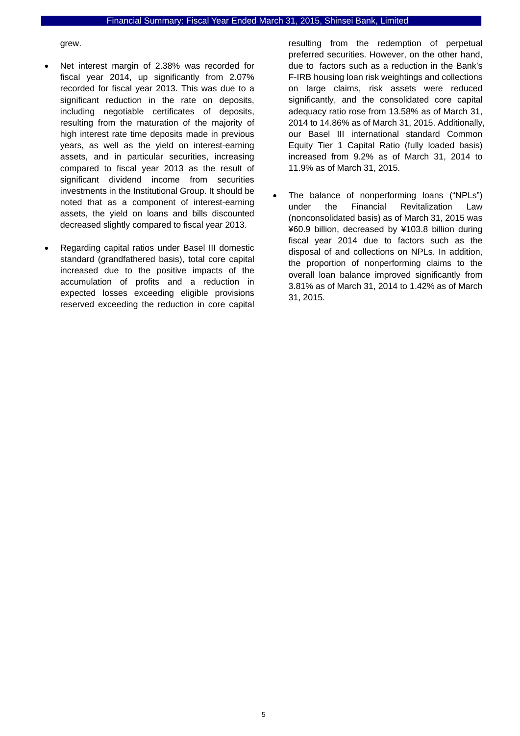grew.

- Net interest margin of 2.38% was recorded for fiscal year 2014, up significantly from 2.07% recorded for fiscal year 2013. This was due to a significant reduction in the rate on deposits, including negotiable certificates of deposits, resulting from the maturation of the majority of high interest rate time deposits made in previous years, as well as the yield on interest-earning assets, and in particular securities, increasing compared to fiscal year 2013 as the result of significant dividend income from securities investments in the Institutional Group. It should be noted that as a component of interest-earning assets, the yield on loans and bills discounted decreased slightly compared to fiscal year 2013.

- Regarding capital ratios under Basel III domestic standard (grandfathered basis), total core capital increased due to the positive impacts of the accumulation of profits and a reduction in expected losses exceeding eligible provisions reserved exceeding the reduction in core capital resulting from the redemption of perpetual preferred securities. However, on the other hand, due to factors such as a reduction in the Bank's F-IRB housing loan risk weightings and collections on large claims, risk assets were reduced significantly, and the consolidated core capital adequacy ratio rose from 13.58% as of March 31, 2014 to 14.86% as of March 31, 2015. Additionally, our Basel III international standard Common Equity Tier 1 Capital Ratio (fully loaded basis) increased from 9.2% as of March 31, 2014 to 11.9% as of March 31, 2015.

- The balance of nonperforming loans ("NPLs") under the Financial Revitalization Law (nonconsolidated basis) as of March 31, 2015 was ¥60.9 billion, decreased by ¥103.8 billion during fiscal year 2014 due to factors such as the disposal of and collections on NPLs. In addition, the proportion of nonperforming claims to the overall loan balance improved significantly from 3.81% as of March 31, 2014 to 1.42% as of March 31, 2015.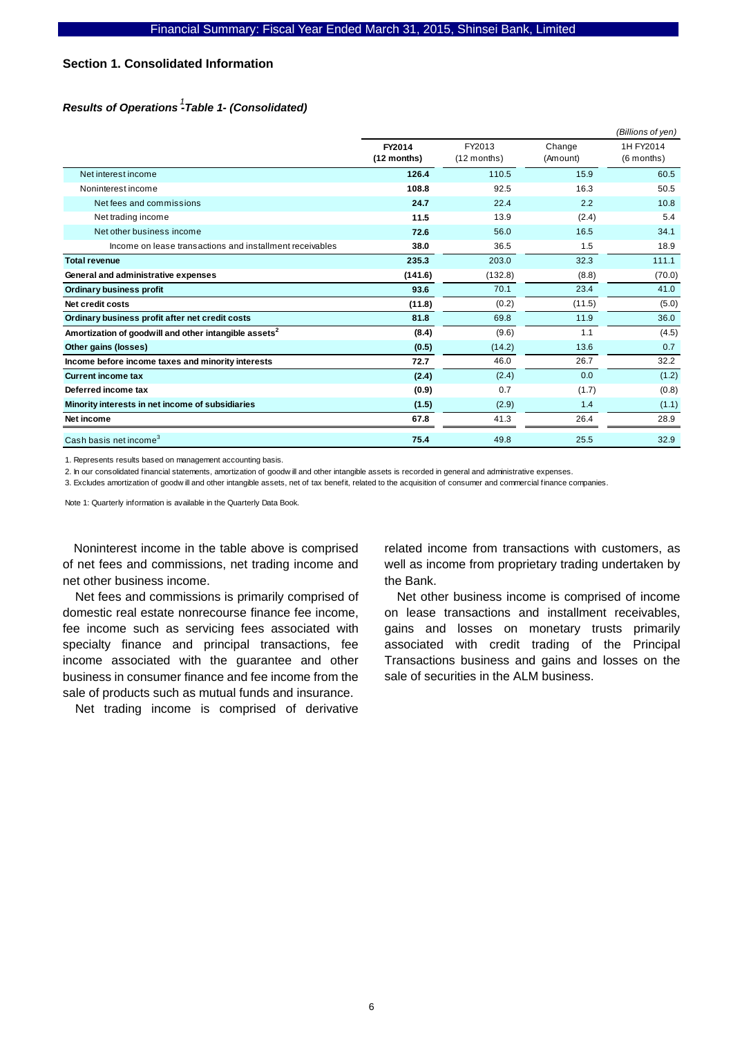## Section 1. Consolidated Information

### *Results of Operations [1] -Table 1- (Consolidated)*

*(Billions of yen)*

| | FY2014 (12 months) | FY2013 (12 months) | Change (Amount) | 1H FY2014 (6 months) |
|---|---|---|---|---|
| Net interest income | **126.4** | 110.5 | 15.9 | 60.5 |
| Noninterest income | **108.8** | 92.5 | 16.3 | 50.5 |
| Net fees and commissions | **24.7** | 22.4 | 2.2 | 10.8 |
| Net trading income | **11.5** | 13.9 | (2.4) | 5.4 |
| Net other business income | **72.6** | 56.0 | 16.5 | 34.1 |
| Income on lease transactions and installment receivables | **38.0** | 36.5 | 1.5 | 18.9 |
| **Total revenue** | **235.3** | 203.0 | 32.3 | 111.1 |
| **General and administrative expenses** | **(141.6)** | (132.8) | (8.8) | (70.0) |
| **Ordinary business profit** | **93.6** | 70.1 | 23.4 | 41.0 |
| **Net credit costs** | **(11.8)** | (0.2) | (11.5) | (5.0) |
| **Ordinary business profit after net credit costs** | **81.8** | 69.8 | 11.9 | 36.0 |
| **Amortization of goodwill and other intangible assets [2]** | **(8.4)** | (9.6) | 1.1 | (4.5) |
| **Other gains (losses)** | **(0.5)** | (14.2) | 13.6 | 0.7 |
| **Income before income taxes and minority interests** | **72.7** | 46.0 | 26.7 | 32.2 |
| **Current income tax** | **(2.4)** | (2.4) | 0.0 | (1.2) |
| **Deferred income tax** | **(0.9)** | 0.7 | (1.7) | (0.8) |
| **Minority interests in net income of subsidiaries** | **(1.5)** | (2.9) | 1.4 | (1.1) |
| **Net income** | **67.8** | 41.3 | 26.4 | 28.9 |
| Cash basis net income [3] | **75.4** | 49.8 | 25.5 | 32.9 |

1. Represents results based on management accounting basis.
2. In our consolidated financial statements, amortization of goodwill and other intangible assets is recorded in general and administrative expenses.
3. Excludes amortization of goodwill and other intangible assets, net of tax benefit, related to the acquisition of consumer and commercial finance companies.

Note 1: Quarterly information is available in the Quarterly Data Book.

Noninterest income in the table above is comprised of net fees and commissions, net trading income and net other business income.

Net fees and commissions is primarily comprised of domestic real estate nonrecourse finance fee income, fee income such as servicing fees associated with specialty finance and principal transactions, fee income associated with the guarantee and other business in consumer finance and fee income from the sale of products such as mutual funds and insurance.

Net trading income is comprised of derivative related income from transactions with customers, as well as income from proprietary trading undertaken by the Bank.

Net other business income is comprised of income on lease transactions and installment receivables, gains and losses on monetary trusts primarily associated with credit trading of the Principal Transactions business and gains and losses on the sale of securities in the ALM business.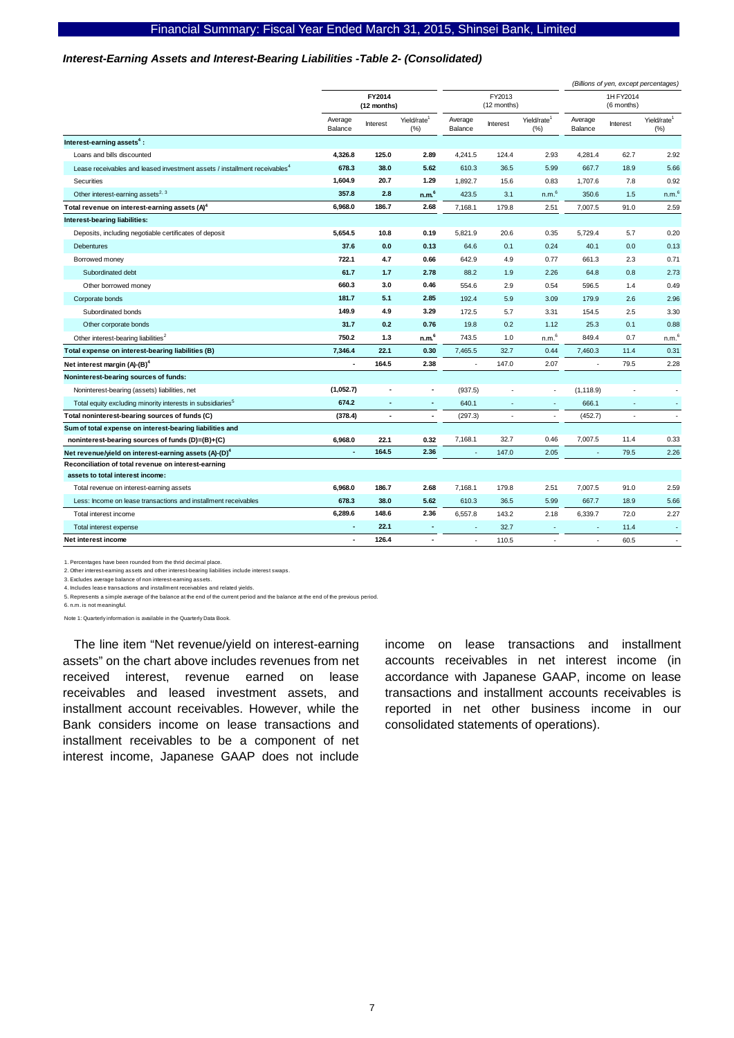*Interest-Earning Assets and Interest-Bearing Liabilities -Table 2- (Consolidated)*

*(Billions of yen, except percentages)*

| | FY2014 (12 months) | | | FY2013 (12 months) | | | 1H FY2014 (6 months) | | |
|---|---|---|---|---|---|---|---|---|---|
| | Average Balance | Interest | Yield/rate[1] (%) | Average Balance | Interest | Yield/rate[1] (%) | Average Balance | Interest | Yield/rate[1] (%) |
| **Interest-earning assets[4] :** | | | | | | | | | |
| Loans and bills discounted | **4,326.8** | **125.0** | **2.89** | 4,241.5 | 124.4 | 2.93 | 4,281.4 | 62.7 | 2.92 |
| Lease receivables and leased investment assets / installment receivables[4] | **678.3** | **38.0** | **5.62** | 610.3 | 36.5 | 5.99 | 667.7 | 18.9 | 5.66 |
| Securities | **1,604.9** | **20.7** | **1.29** | 1,892.7 | 15.6 | 0.83 | 1,707.6 | 7.8 | 0.92 |
| Other interest-earning assets[2, 3] | **357.8** | **2.8** | **n.m.[6]** | 423.5 | 3.1 | n.m.[6] | 350.6 | 1.5 | n.m.[6] |
| **Total revenue on interest-earning assets (A)[4]** | **6,968.0** | **186.7** | **2.68** | 7,168.1 | 179.8 | 2.51 | 7,007.5 | 91.0 | 2.59 |
| **Interest-bearing liabilities:** | | | | | | | | | |
| Deposits, including negotiable certificates of deposit | **5,654.5** | **10.8** | **0.19** | 5,821.9 | 20.6 | 0.35 | 5,729.4 | 5.7 | 0.20 |
| Debentures | **37.6** | **0.0** | **0.13** | 64.6 | 0.1 | 0.24 | 40.1 | 0.0 | 0.13 |
| Borrowed money | **722.1** | **4.7** | **0.66** | 642.9 | 4.9 | 0.77 | 661.3 | 2.3 | 0.71 |
| Subordinated debt | **61.7** | **1.7** | **2.78** | 88.2 | 1.9 | 2.26 | 64.8 | 0.8 | 2.73 |
| Other borrowed money | **660.3** | **3.0** | **0.46** | 554.6 | 2.9 | 0.54 | 596.5 | 1.4 | 0.49 |
| Corporate bonds | **181.7** | **5.1** | **2.85** | 192.4 | 5.9 | 3.09 | 179.9 | 2.6 | 2.96 |
| Subordinated bonds | **149.9** | **4.9** | **3.29** | 172.5 | 5.7 | 3.31 | 154.5 | 2.5 | 3.30 |
| Other corporate bonds | **31.7** | **0.2** | **0.76** | 19.8 | 0.2 | 1.12 | 25.3 | 0.1 | 0.88 |
| Other interest-bearing liabilities[2] | **750.2** | **1.3** | **n.m.[6]** | 743.5 | 1.0 | n.m.[6] | 849.4 | 0.7 | n.m.[6] |
| **Total expense on interest-bearing liabilities (B)** | **7,346.4** | **22.1** | **0.30** | 7,465.5 | 32.7 | 0.44 | 7,460.3 | 11.4 | 0.31 |
| **Net interest margin (A)-(B)[4]** | **-** | **164.5** | **2.38** | - | 147.0 | 2.07 | - | 79.5 | 2.28 |
| **Noninterest-bearing sources of funds:** | | | | | | | | | |
| Noninterest-bearing (assets) liabilities, net | **(1,052.7)** | **-** | **-** | (937.5) | - | - | (1,118.9) | - | - |
| Total equity excluding minority interests in subsidiaries[5] | **674.2** | **-** | **-** | 640.1 | - | - | 666.1 | - | - |
| **Total noninterest-bearing sources of funds (C)** | **(378.4)** | **-** | **-** | (297.3) | - | - | (452.7) | - | - |
| **Sum of total expense on interest-bearing liabilities and noninterest-bearing sources of funds (D)=(B)+(C)** | **6,968.0** | **22.1** | **0.32** | 7,168.1 | 32.7 | 0.46 | 7,007.5 | 11.4 | 0.33 |
| **Net revenue/yield on interest-earning assets (A)-(D)[4]** | **-** | **164.5** | **2.36** | - | 147.0 | 2.05 | - | 79.5 | 2.26 |
| **Reconciliation of total revenue on interest-earning assets to total interest income:** | | | | | | | | | |
| Total revenue on interest-earning assets | **6,968.0** | **186.7** | **2.68** | 7,168.1 | 179.8 | 2.51 | 7,007.5 | 91.0 | 2.59 |
| Less: Income on lease transactions and installment receivables | **678.3** | **38.0** | **5.62** | 610.3 | 36.5 | 5.99 | 667.7 | 18.9 | 5.66 |
| Total interest income | **6,289.6** | **148.6** | **2.36** | 6,557.8 | 143.2 | 2.18 | 6,339.7 | 72.0 | 2.27 |
| Total interest expense | **-** | **22.1** | **-** | - | 32.7 | - | - | 11.4 | - |
| **Net interest income** | **-** | **126.4** | **-** | - | 110.5 | - | - | 60.5 | - |

1. Percentages have been rounded from the third decimal place.
2. Other interest-earning assets and other interest-bearing liabilities include interest swaps.
3. Excludes average balance of non interest-earning assets.
4. Includes lease transactions and installment receivables and related yields.
5. Represents a simple average of the balance at the end of the current period and the balance at the end of the previous period.
6. n.m. is not meaningful.

Note 1: Quarterly information is available in the Quarterly Data Book.

The line item "Net revenue/yield on interest-earning assets" on the chart above includes revenues from net received interest, revenue earned on lease receivables and leased investment assets, and installment account receivables. However, while the Bank considers income on lease transactions and installment receivables to be a component of net interest income, Japanese GAAP does not include income on lease transactions and installment accounts receivables in net interest income (in accordance with Japanese GAAP, income on lease transactions and installment accounts receivables is reported in net other business income in our consolidated statements of operations).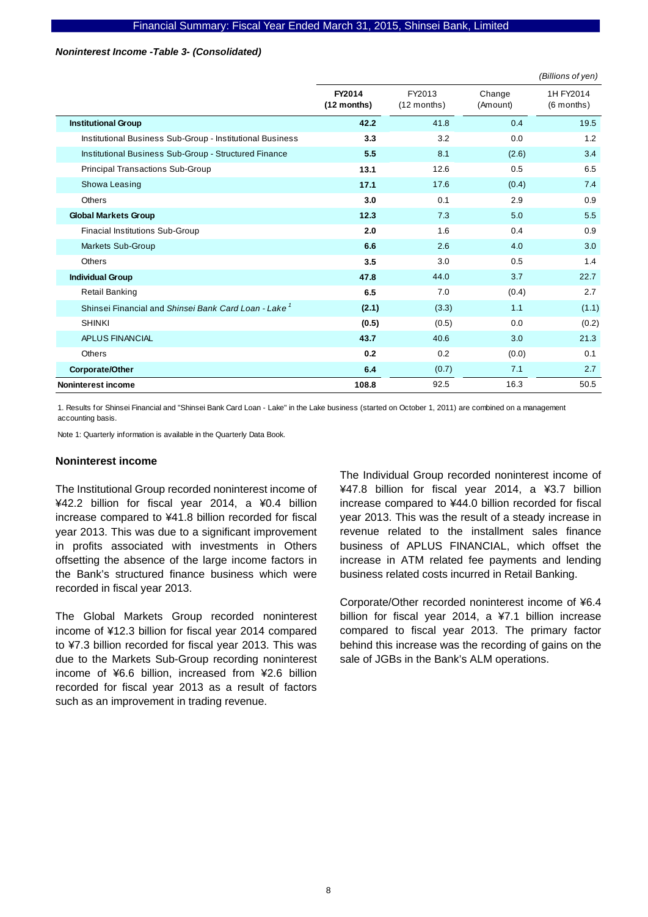### *Noninterest Income -Table 3- (Consolidated)*

*(Billions of yen)*

| | FY2014 (12 months) | FY2013 (12 months) | Change (Amount) | 1H FY2014 (6 months) |
|---|---|---|---|---|
| **Institutional Group** | **42.2** | 41.8 | 0.4 | 19.5 |
| Institutional Business Sub-Group - Institutional Business | **3.3** | 3.2 | 0.0 | 1.2 |
| Institutional Business Sub-Group - Structured Finance | **5.5** | 8.1 | (2.6) | 3.4 |
| Principal Transactions Sub-Group | **13.1** | 12.6 | 0.5 | 6.5 |
| Showa Leasing | **17.1** | 17.6 | (0.4) | 7.4 |
| Others | **3.0** | 0.1 | 2.9 | 0.9 |
| **Global Markets Group** | **12.3** | 7.3 | 5.0 | 5.5 |
| Finacial Institutions Sub-Group | **2.0** | 1.6 | 0.4 | 0.9 |
| Markets Sub-Group | **6.6** | 2.6 | 4.0 | 3.0 |
| Others | **3.5** | 3.0 | 0.5 | 1.4 |
| **Individual Group** | **47.8** | 44.0 | 3.7 | 22.7 |
| Retail Banking | **6.5** | 7.0 | (0.4) | 2.7 |
| Shinsei Financial and *Shinsei Bank Card Loan - Lake* [1] | **(2.1)** | (3.3) | 1.1 | (1.1) |
| SHINKI | **(0.5)** | (0.5) | 0.0 | (0.2) |
| APLUS FINANCIAL | **43.7** | 40.6 | 3.0 | 21.3 |
| Others | **0.2** | 0.2 | (0.0) | 0.1 |
| **Corporate/Other** | **6.4** | (0.7) | 7.1 | 2.7 |
| **Noninterest income** | **108.8** | 92.5 | 16.3 | 50.5 |

1. Results for Shinsei Financial and "Shinsei Bank Card Loan - Lake" in the Lake business (started on October 1, 2011) are combined on a management accounting basis.

Note 1: Quarterly information is available in the Quarterly Data Book.

### Noninterest income

The Institutional Group recorded noninterest income of ¥42.2 billion for fiscal year 2014, a ¥0.4 billion increase compared to ¥41.8 billion recorded for fiscal year 2013. This was due to a significant improvement in profits associated with investments in Others offsetting the absence of the large income factors in the Bank's structured finance business which were recorded in fiscal year 2013.

The Global Markets Group recorded noninterest income of ¥12.3 billion for fiscal year 2014 compared to ¥7.3 billion recorded for fiscal year 2013. This was due to the Markets Sub-Group recording noninterest income of ¥6.6 billion, increased from ¥2.6 billion recorded for fiscal year 2013 as a result of factors such as an improvement in trading revenue.

The Individual Group recorded noninterest income of ¥47.8 billion for fiscal year 2014, a ¥3.7 billion increase compared to ¥44.0 billion recorded for fiscal year 2013. This was the result of a steady increase in revenue related to the installment sales finance business of APLUS FINANCIAL, which offset the increase in ATM related fee payments and lending business related costs incurred in Retail Banking.

Corporate/Other recorded noninterest income of ¥6.4 billion for fiscal year 2014, a ¥7.1 billion increase compared to fiscal year 2013. The primary factor behind this increase was the recording of gains on the sale of JGBs in the Bank's ALM operations.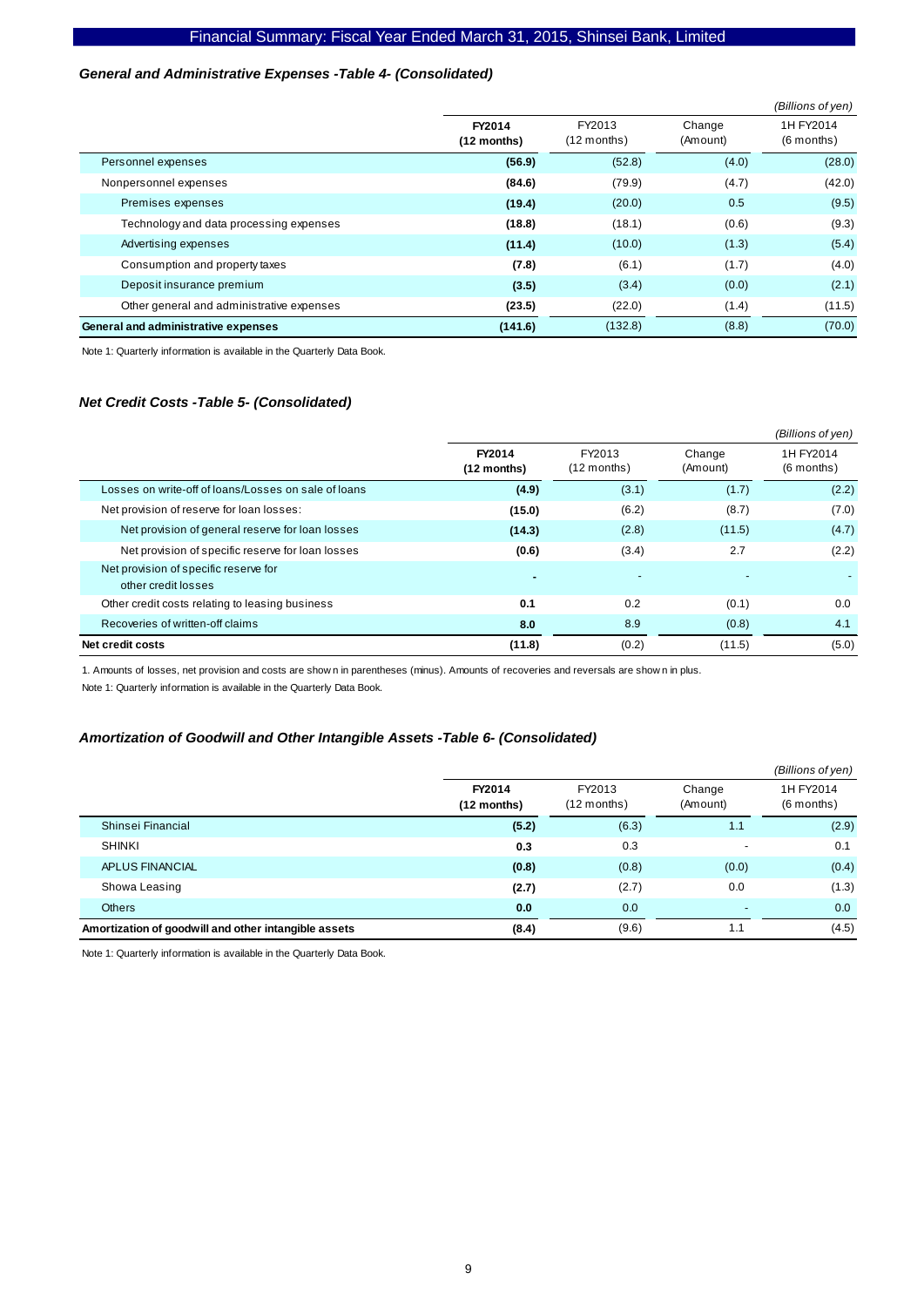### *General and Administrative Expenses -Table 4- (Consolidated)*

*(Billions of yen)*

| | **FY2014 (12 months)** | FY2013 (12 months) | Change (Amount) | 1H FY2014 (6 months) |
|---|---|---|---|---|
| Personnel expenses | **(56.9)** | (52.8) | (4.0) | (28.0) |
| Nonpersonnel expenses | **(84.6)** | (79.9) | (4.7) | (42.0) |
| Premises expenses | **(19.4)** | (20.0) | 0.5 | (9.5) |
| Technology and data processing expenses | **(18.8)** | (18.1) | (0.6) | (9.3) |
| Advertising expenses | **(11.4)** | (10.0) | (1.3) | (5.4) |
| Consumption and property taxes | **(7.8)** | (6.1) | (1.7) | (4.0) |
| Deposit insurance premium | **(3.5)** | (3.4) | (0.0) | (2.1) |
| Other general and administrative expenses | **(23.5)** | (22.0) | (1.4) | (11.5) |
| **General and administrative expenses** | **(141.6)** | (132.8) | (8.8) | (70.0) |

Note 1: Quarterly information is available in the Quarterly Data Book.

### *Net Credit Costs -Table 5- (Consolidated)*

*(Billions of yen)*

| | **FY2014 (12 months)** | FY2013 (12 months) | Change (Amount) | 1H FY2014 (6 months) |
|---|---|---|---|---|
| Losses on write-off of loans/Losses on sale of loans | **(4.9)** | (3.1) | (1.7) | (2.2) |
| Net provision of reserve for loan losses: | **(15.0)** | (6.2) | (8.7) | (7.0) |
| Net provision of general reserve for loan losses | **(14.3)** | (2.8) | (11.5) | (4.7) |
| Net provision of specific reserve for loan losses | **(0.6)** | (3.4) | 2.7 | (2.2) |
| Net provision of specific reserve for other credit losses | **-** | - | - | - |
| Other credit costs relating to leasing business | **0.1** | 0.2 | (0.1) | 0.0 |
| Recoveries of written-off claims | **8.0** | 8.9 | (0.8) | 4.1 |
| **Net credit costs** | **(11.8)** | (0.2) | (11.5) | (5.0) |

1. Amounts of losses, net provision and costs are shown in parentheses (minus). Amounts of recoveries and reversals are shown in plus.

Note 1: Quarterly information is available in the Quarterly Data Book.

### *Amortization of Goodwill and Other Intangible Assets -Table 6- (Consolidated)*

*(Billions of yen)*

| | **FY2014 (12 months)** | FY2013 (12 months) | Change (Amount) | 1H FY2014 (6 months) |
|---|---|---|---|---|
| Shinsei Financial | **(5.2)** | (6.3) | 1.1 | (2.9) |
| SHINKI | **0.3** | 0.3 | - | 0.1 |
| APLUS FINANCIAL | **(0.8)** | (0.8) | (0.0) | (0.4) |
| Showa Leasing | **(2.7)** | (2.7) | 0.0 | (1.3) |
| Others | **0.0** | 0.0 | - | 0.0 |
| **Amortization of goodwill and other intangible assets** | **(8.4)** | (9.6) | 1.1 | (4.5) |

Note 1: Quarterly information is available in the Quarterly Data Book.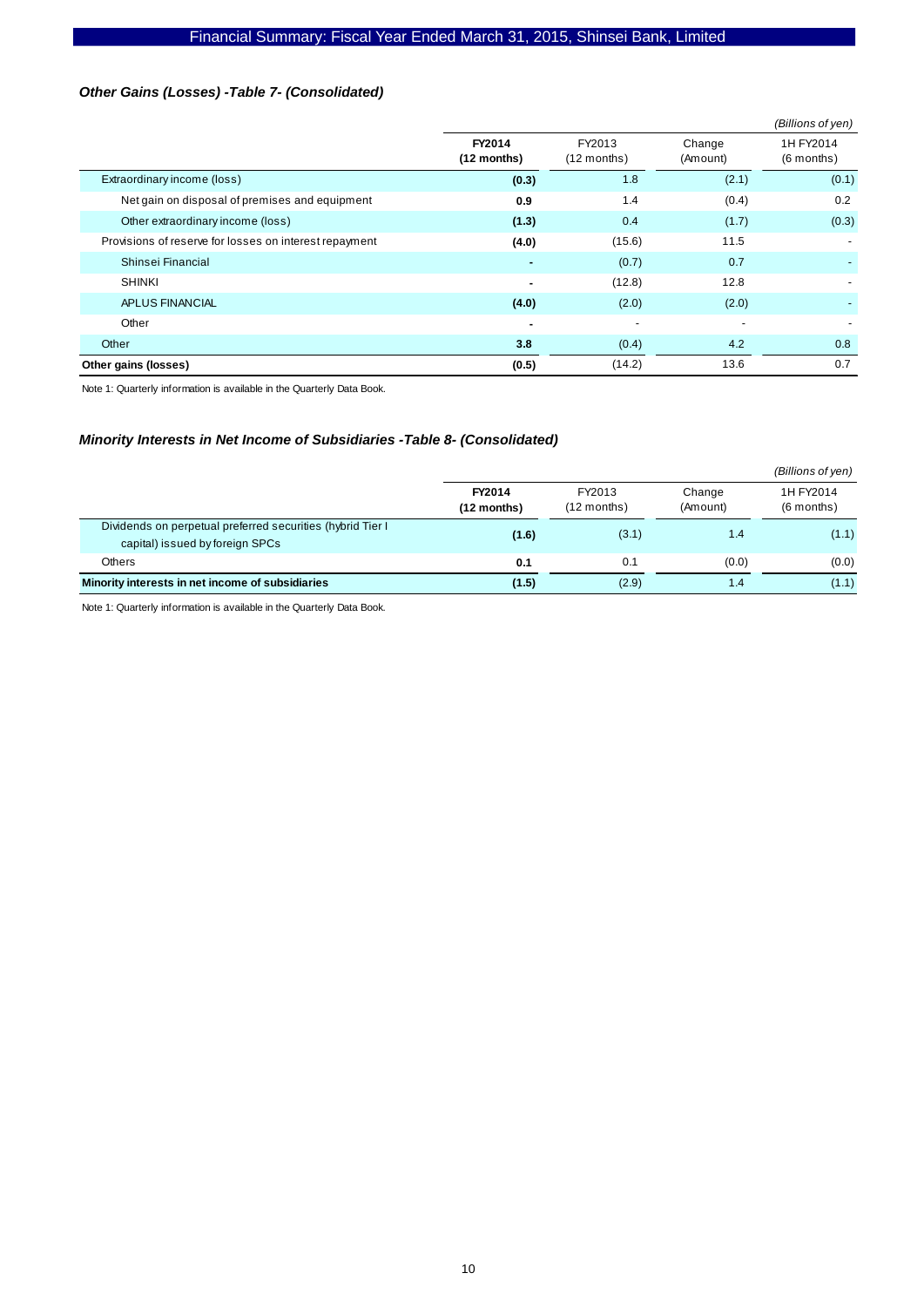### *Other Gains (Losses) -Table 7- (Consolidated)*

*(Billions of yen)*

| | **FY2014 (12 months)** | FY2013 (12 months) | Change (Amount) | 1H FY2014 (6 months) |
|---|---|---|---|---|
| Extraordinary income (loss) | **(0.3)** | 1.8 | (2.1) | (0.1) |
| Net gain on disposal of premises and equipment | **0.9** | 1.4 | (0.4) | 0.2 |
| Other extraordinary income (loss) | **(1.3)** | 0.4 | (1.7) | (0.3) |
| Provisions of reserve for losses on interest repayment | **(4.0)** | (15.6) | 11.5 | - |
| Shinsei Financial | **-** | (0.7) | 0.7 | - |
| SHINKI | **-** | (12.8) | 12.8 | - |
| APLUS FINANCIAL | **(4.0)** | (2.0) | (2.0) | - |
| Other | **-** | - | - | - |
| Other | **3.8** | (0.4) | 4.2 | 0.8 |
| **Other gains (losses)** | **(0.5)** | (14.2) | 13.6 | 0.7 |

Note 1: Quarterly information is available in the Quarterly Data Book.

### *Minority Interests in Net Income of Subsidiaries -Table 8- (Consolidated)*

*(Billions of yen)*

| | **FY2014 (12 months)** | FY2013 (12 months) | Change (Amount) | 1H FY2014 (6 months) |
|---|---|---|---|---|
| Dividends on perpetual preferred securities (hybrid Tier I capital) issued by foreign SPCs | **(1.6)** | (3.1) | 1.4 | (1.1) |
| Others | **0.1** | 0.1 | (0.0) | (0.0) |
| **Minority interests in net income of subsidiaries** | **(1.5)** | (2.9) | 1.4 | (1.1) |

Note 1: Quarterly information is available in the Quarterly Data Book.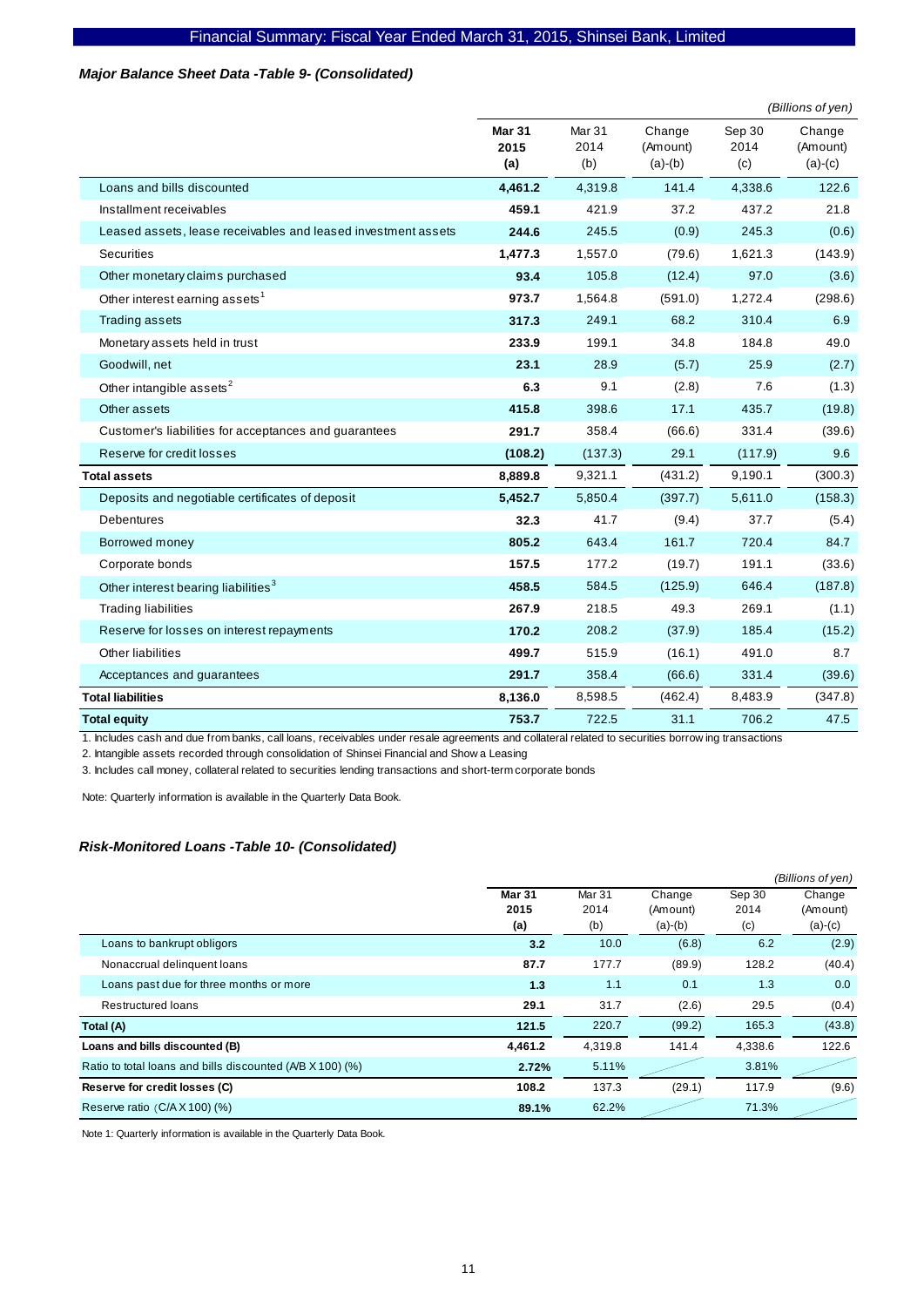### *Major Balance Sheet Data -Table 9- (Consolidated)*

*(Billions of yen)*

| | **Mar 31 2015 (a)** | Mar 31 2014 (b) | Change (Amount) (a)-(b) | Sep 30 2014 (c) | Change (Amount) (a)-(c) |
|---|---|---|---|---|---|
| Loans and bills discounted | **4,461.2** | 4,319.8 | 141.4 | 4,338.6 | 122.6 |
| Installment receivables | **459.1** | 421.9 | 37.2 | 437.2 | 21.8 |
| Leased assets, lease receivables and leased investment assets | **244.6** | 245.5 | (0.9) | 245.3 | (0.6) |
| Securities | **1,477.3** | 1,557.0 | (79.6) | 1,621.3 | (143.9) |
| Other monetary claims purchased | **93.4** | 105.8 | (12.4) | 97.0 | (3.6) |
| Other interest earning assets[1] | **973.7** | 1,564.8 | (591.0) | 1,272.4 | (298.6) |
| Trading assets | **317.3** | 249.1 | 68.2 | 310.4 | 6.9 |
| Monetary assets held in trust | **233.9** | 199.1 | 34.8 | 184.8 | 49.0 |
| Goodwill, net | **23.1** | 28.9 | (5.7) | 25.9 | (2.7) |
| Other intangible assets[2] | **6.3** | 9.1 | (2.8) | 7.6 | (1.3) |
| Other assets | **415.8** | 398.6 | 17.1 | 435.7 | (19.8) |
| Customer's liabilities for acceptances and guarantees | **291.7** | 358.4 | (66.6) | 331.4 | (39.6) |
| Reserve for credit losses | **(108.2)** | (137.3) | 29.1 | (117.9) | 9.6 |
| **Total assets** | **8,889.8** | 9,321.1 | (431.2) | 9,190.1 | (300.3) |
| Deposits and negotiable certificates of deposit | **5,452.7** | 5,850.4 | (397.7) | 5,611.0 | (158.3) |
| Debentures | **32.3** | 41.7 | (9.4) | 37.7 | (5.4) |
| Borrowed money | **805.2** | 643.4 | 161.7 | 720.4 | 84.7 |
| Corporate bonds | **157.5** | 177.2 | (19.7) | 191.1 | (33.6) |
| Other interest bearing liabilities[3] | **458.5** | 584.5 | (125.9) | 646.4 | (187.8) |
| Trading liabilities | **267.9** | 218.5 | 49.3 | 269.1 | (1.1) |
| Reserve for losses on interest repayments | **170.2** | 208.2 | (37.9) | 185.4 | (15.2) |
| Other liabilities | **499.7** | 515.9 | (16.1) | 491.0 | 8.7 |
| Acceptances and guarantees | **291.7** | 358.4 | (66.6) | 331.4 | (39.6) |
| **Total liabilities** | **8,136.0** | 8,598.5 | (462.4) | 8,483.9 | (347.8) |
| **Total equity** | **753.7** | 722.5 | 31.1 | 706.2 | 47.5 |

1. Includes cash and due from banks, call loans, receivables under resale agreements and collateral related to securities borrowing transactions
2. Intangible assets recorded through consolidation of Shinsei Financial and Showa Leasing
3. Includes call money, collateral related to securities lending transactions and short-term corporate bonds

Note: Quarterly information is available in the Quarterly Data Book.

### *Risk-Monitored Loans -Table 10- (Consolidated)*

*(Billions of yen)*

| | **Mar 31 2015 (a)** | Mar 31 2014 (b) | Change (Amount) (a)-(b) | Sep 30 2014 (c) | Change (Amount) (a)-(c) |
|---|---|---|---|---|---|
| Loans to bankrupt obligors | **3.2** | 10.0 | (6.8) | 6.2 | (2.9) |
| Nonaccrual delinquent loans | **87.7** | 177.7 | (89.9) | 128.2 | (40.4) |
| Loans past due for three months or more | **1.3** | 1.1 | 0.1 | 1.3 | 0.0 |
| Restructured loans | **29.1** | 31.7 | (2.6) | 29.5 | (0.4) |
| **Total (A)** | **121.5** | 220.7 | (99.2) | 165.3 | (43.8) |
| **Loans and bills discounted (B)** | **4,461.2** | 4,319.8 | 141.4 | 4,338.6 | 122.6 |
| Ratio to total loans and bills discounted (A/B X 100) (%) | **2.72%** | 5.11% | | 3.81% | |
| **Reserve for credit losses (C)** | **108.2** | 137.3 | (29.1) | 117.9 | (9.6) |
| Reserve ratio (C/A X 100) (%) | **89.1%** | 62.2% | | 71.3% | |

Note 1: Quarterly information is available in the Quarterly Data Book.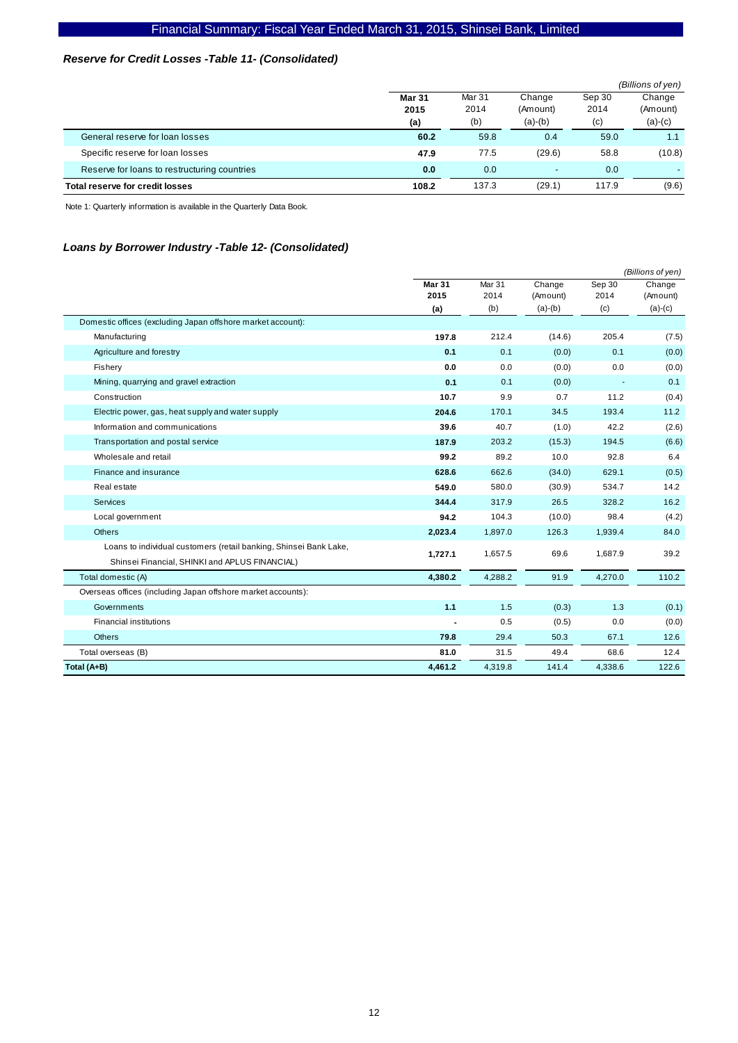### *Reserve for Credit Losses -Table 11- (Consolidated)*

*(Billions of yen)*

| | **Mar 31 2015 (a)** | Mar 31 2014 (b) | Change (Amount) (a)-(b) | Sep 30 2014 (c) | Change (Amount) (a)-(c) |
|---|---|---|---|---|---|
| General reserve for loan losses | **60.2** | 59.8 | 0.4 | 59.0 | 1.1 |
| Specific reserve for loan losses | **47.9** | 77.5 | (29.6) | 58.8 | (10.8) |
| Reserve for loans to restructuring countries | **0.0** | 0.0 | - | 0.0 | - |
| **Total reserve for credit losses** | **108.2** | 137.3 | (29.1) | 117.9 | (9.6) |

Note 1: Quarterly information is available in the Quarterly Data Book.

### *Loans by Borrower Industry -Table 12- (Consolidated)*

*(Billions of yen)*

| | **Mar 31 2015 (a)** | Mar 31 2014 (b) | Change (Amount) (a)-(b) | Sep 30 2014 (c) | Change (Amount) (a)-(c) |
|---|---|---|---|---|---|
| Domestic offices (excluding Japan offshore market account): | | | | | |
| Manufacturing | **197.8** | 212.4 | (14.6) | 205.4 | (7.5) |
| Agriculture and forestry | **0.1** | 0.1 | (0.0) | 0.1 | (0.0) |
| Fishery | **0.0** | 0.0 | (0.0) | 0.0 | (0.0) |
| Mining, quarrying and gravel extraction | **0.1** | 0.1 | (0.0) | - | 0.1 |
| Construction | **10.7** | 9.9 | 0.7 | 11.2 | (0.4) |
| Electric power, gas, heat supply and water supply | **204.6** | 170.1 | 34.5 | 193.4 | 11.2 |
| Information and communications | **39.6** | 40.7 | (1.0) | 42.2 | (2.6) |
| Transportation and postal service | **187.9** | 203.2 | (15.3) | 194.5 | (6.6) |
| Wholesale and retail | **99.2** | 89.2 | 10.0 | 92.8 | 6.4 |
| Finance and insurance | **628.6** | 662.6 | (34.0) | 629.1 | (0.5) |
| Real estate | **549.0** | 580.0 | (30.9) | 534.7 | 14.2 |
| Services | **344.4** | 317.9 | 26.5 | 328.2 | 16.2 |
| Local government | **94.2** | 104.3 | (10.0) | 98.4 | (4.2) |
| Others | **2,023.4** | 1,897.0 | 126.3 | 1,939.4 | 84.0 |
| Loans to individual customers (retail banking, Shinsei Bank Lake, Shinsei Financial, SHINKI and APLUS FINANCIAL) | **1,727.1** | 1,657.5 | 69.6 | 1,687.9 | 39.2 |
| Total domestic (A) | **4,380.2** | 4,288.2 | 91.9 | 4,270.0 | 110.2 |
| Overseas offices (including Japan offshore market accounts): | | | | | |
| Governments | **1.1** | 1.5 | (0.3) | 1.3 | (0.1) |
| Financial institutions | **-** | 0.5 | (0.5) | 0.0 | (0.0) |
| Others | **79.8** | 29.4 | 50.3 | 67.1 | 12.6 |
| Total overseas (B) | **81.0** | 31.5 | 49.4 | 68.6 | 12.4 |
| **Total (A+B)** | **4,461.2** | 4,319.8 | 141.4 | 4,338.6 | 122.6 |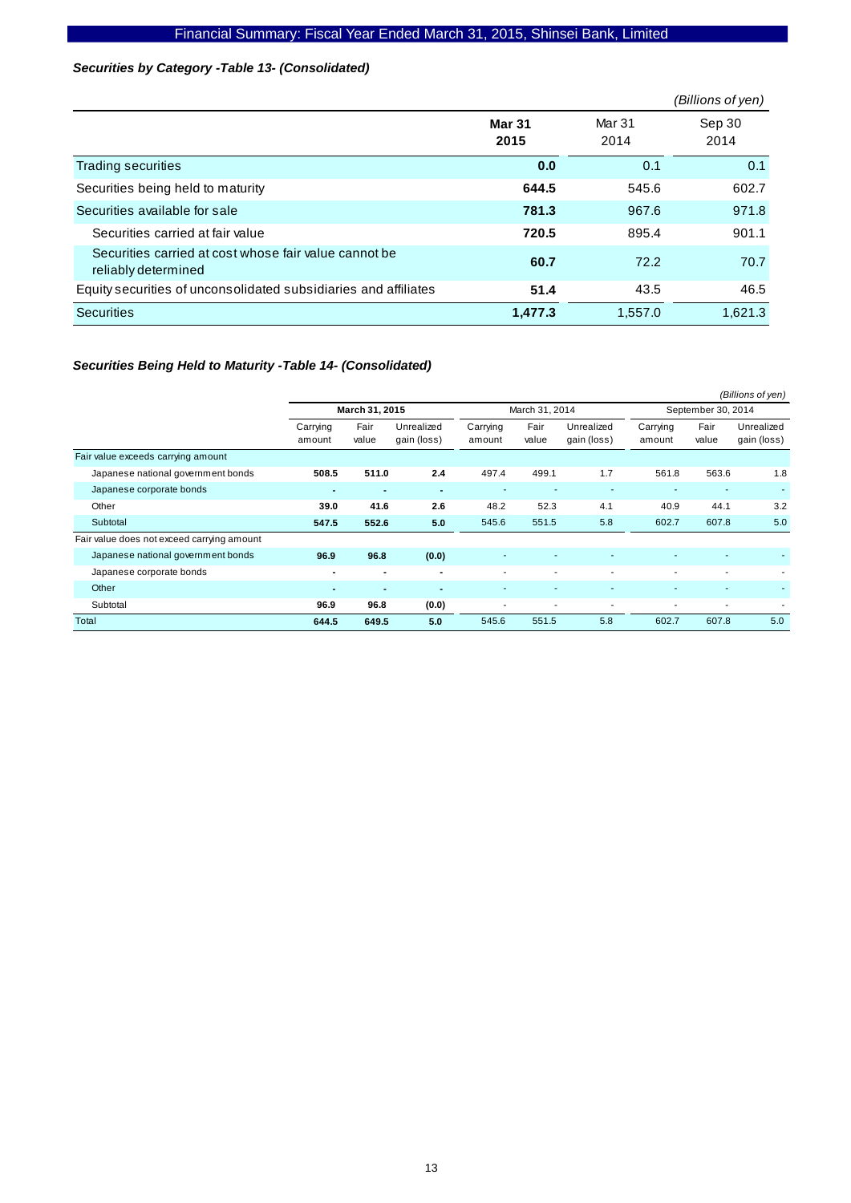### *Securities by Category -Table 13- (Consolidated)*

*(Billions of yen)*

| | **Mar 31 2015** | Mar 31 2014 | Sep 30 2014 |
|---|---|---|---|
| Trading securities | **0.0** | 0.1 | 0.1 |
| Securities being held to maturity | **644.5** | 545.6 | 602.7 |
| Securities available for sale | **781.3** | 967.6 | 971.8 |
| Securities carried at fair value | **720.5** | 895.4 | 901.1 |
| Securities carried at cost whose fair value cannot be reliably determined | **60.7** | 72.2 | 70.7 |
| Equity securities of unconsolidated subsidiaries and affiliates | **51.4** | 43.5 | 46.5 |
| Securities | **1,477.3** | 1,557.0 | 1,621.3 |

### *Securities Being Held to Maturity -Table 14- (Consolidated)*

*(Billions of yen)*

| | **March 31, 2015** | | | March 31, 2014 | | | September 30, 2014 | | |
|---|---|---|---|---|---|---|---|---|---|
| | Carrying amount | Fair value | Unrealized gain (loss) | Carrying amount | Fair value | Unrealized gain (loss) | Carrying amount | Fair value | Unrealized gain (loss) |
| Fair value exceeds carrying amount | | | | | | | | | |
| Japanese national government bonds | **508.5** | **511.0** | **2.4** | 497.4 | 499.1 | 1.7 | 561.8 | 563.6 | 1.8 |
| Japanese corporate bonds | **-** | **-** | **-** | - | - | - | - | - | - |
| Other | **39.0** | **41.6** | **2.6** | 48.2 | 52.3 | 4.1 | 40.9 | 44.1 | 3.2 |
| Subtotal | **547.5** | **552.6** | **5.0** | 545.6 | 551.5 | 5.8 | 602.7 | 607.8 | 5.0 |
| Fair value does not exceed carrying amount | | | | | | | | | |
| Japanese national government bonds | **96.9** | **96.8** | **(0.0)** | - | - | - | - | - | - |
| Japanese corporate bonds | **-** | **-** | **-** | - | - | - | - | - | - |
| Other | **-** | **-** | **-** | - | - | - | - | - | - |
| Subtotal | **96.9** | **96.8** | **(0.0)** | - | - | - | - | - | - |
| Total | **644.5** | **649.5** | **5.0** | 545.6 | 551.5 | 5.8 | 602.7 | 607.8 | 5.0 |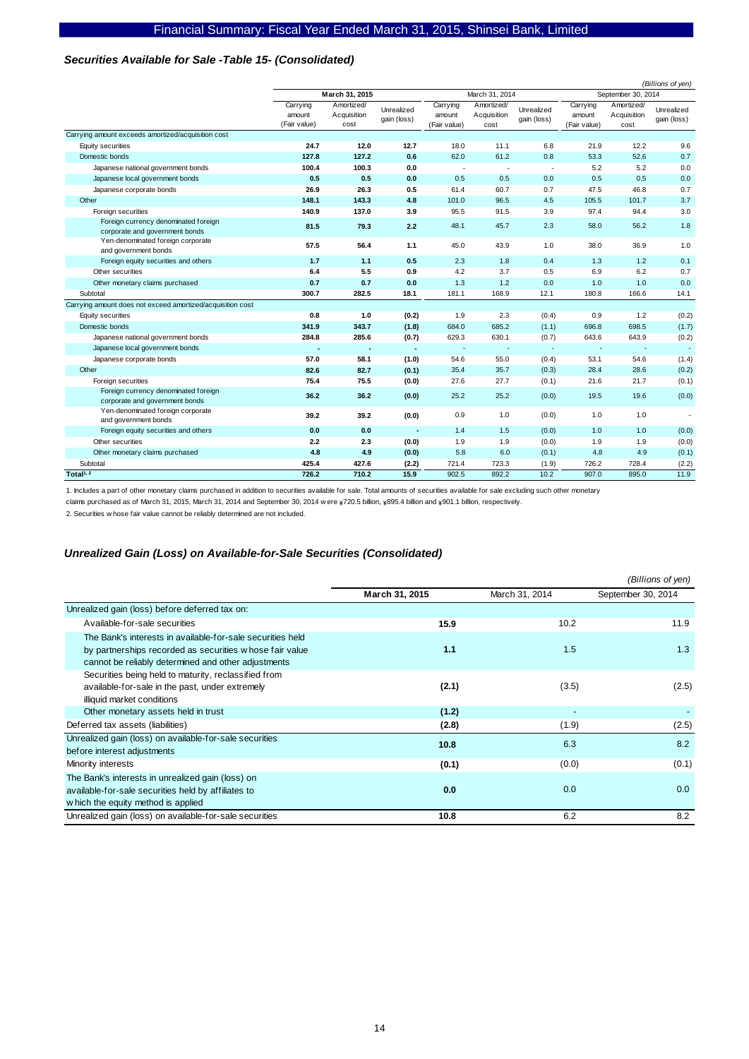## *Securities Available for Sale -Table 15- (Consolidated)*

*(Billions of yen)*

| | **March 31, 2015** | | | March 31, 2014 | | | September 30, 2014 | | |
|---|---|---|---|---|---|---|---|---|---|
| | Carrying amount (Fair value) | Amortized/ Acquisition cost | Unrealized gain (loss) | Carrying amount (Fair value) | Amortized/ Acquisition cost | Unrealized gain (loss) | Carrying amount (Fair value) | Amortized/ Acquisition cost | Unrealized gain (loss) |
| Carrying amount exceeds amortized/acquisition cost | | | | | | | | | |
| Equity securities | **24.7** | **12.0** | **12.7** | 18.0 | 11.1 | 6.8 | 21.9 | 12.2 | 9.6 |
| Domestic bonds | **127.8** | **127.2** | **0.6** | 62.0 | 61.2 | 0.8 | 53.3 | 52.6 | 0.7 |
| Japanese national government bonds | **100.4** | **100.3** | **0.0** | - | - | - | 5.2 | 5.2 | 0.0 |
| Japanese local government bonds | **0.5** | **0.5** | **0.0** | 0.5 | 0.5 | 0.0 | 0.5 | 0.5 | 0.0 |
| Japanese corporate bonds | **26.9** | **26.3** | **0.5** | 61.4 | 60.7 | 0.7 | 47.5 | 46.8 | 0.7 |
| Other | **148.1** | **143.3** | **4.8** | 101.0 | 96.5 | 4.5 | 105.5 | 101.7 | 3.7 |
| Foreign securities | **140.9** | **137.0** | **3.9** | 95.5 | 91.5 | 3.9 | 97.4 | 94.4 | 3.0 |
| Foreign currency denominated foreign corporate and government bonds | **81.5** | **79.3** | **2.2** | 48.1 | 45.7 | 2.3 | 58.0 | 56.2 | 1.8 |
| Yen-denominated foreign corporate and government bonds | **57.5** | **56.4** | **1.1** | 45.0 | 43.9 | 1.0 | 38.0 | 36.9 | 1.0 |
| Foreign equity securities and others | **1.7** | **1.1** | **0.5** | 2.3 | 1.8 | 0.4 | 1.3 | 1.2 | 0.1 |
| Other securities | **6.4** | **5.5** | **0.9** | 4.2 | 3.7 | 0.5 | 6.9 | 6.2 | 0.7 |
| Other monetary claims purchased | **0.7** | **0.7** | **0.0** | 1.3 | 1.2 | 0.0 | 1.0 | 1.0 | 0.0 |
| Subtotal | **300.7** | **282.5** | **18.1** | 181.1 | 168.9 | 12.1 | 180.8 | 166.6 | 14.1 |
| Carrying amount does not exceed amortized/acquisition cost | | | | | | | | | |
| Equity securities | **0.8** | **1.0** | **(0.2)** | 1.9 | 2.3 | (0.4) | 0.9 | 1.2 | (0.2) |
| Domestic bonds | **341.9** | **343.7** | **(1.8)** | 684.0 | 685.2 | (1.1) | 696.8 | 698.5 | (1.7) |
| Japanese national government bonds | **284.8** | **285.6** | **(0.7)** | 629.3 | 630.1 | (0.7) | 643.6 | 643.9 | (0.2) |
| Japanese local government bonds | **-** | **-** | **-** | - | - | - | - | - | - |
| Japanese corporate bonds | **57.0** | **58.1** | **(1.0)** | 54.6 | 55.0 | (0.4) | 53.1 | 54.6 | (1.4) |
| Other | **82.6** | **82.7** | **(0.1)** | 35.4 | 35.7 | (0.3) | 28.4 | 28.6 | (0.2) |
| Foreign securities | **75.4** | **75.5** | **(0.0)** | 27.6 | 27.7 | (0.1) | 21.6 | 21.7 | (0.1) |
| Foreign currency denominated foreign corporate and government bonds | **36.2** | **36.2** | **(0.0)** | 25.2 | 25.2 | (0.0) | 19.5 | 19.6 | (0.0) |
| Yen-denominated foreign corporate and government bonds | **39.2** | **39.2** | **(0.0)** | 0.9 | 1.0 | (0.0) | 1.0 | 1.0 | - |
| Foreign equity securities and others | **0.0** | **0.0** | **-** | 1.4 | 1.5 | (0.0) | 1.0 | 1.0 | (0.0) |
| Other securities | **2.2** | **2.3** | **(0.0)** | 1.9 | 1.9 | (0.0) | 1.9 | 1.9 | (0.0) |
| Other monetary claims purchased | **4.8** | **4.9** | **(0.0)** | 5.8 | 6.0 | (0.1) | 4.8 | 4.9 | (0.1) |
| Subtotal | **425.4** | **427.6** | **(2.2)** | 721.4 | 723.3 | (1.9) | 726.2 | 728.4 | (2.2) |
| **Total[1, 2]** | **726.2** | **710.2** | **15.9** | 902.5 | 892.2 | 10.2 | 907.0 | 895.0 | 11.9 |

1. Includes a part of other monetary claims purchased in addition to securities available for sale. Total amounts of securities available for sale excluding such other monetary claims purchased as of March 31, 2015, March 31, 2014 and September 30, 2014 were ¥720.5 billion, ¥895.4 billion and ¥901.1 billion, respectively.

2. Securities whose fair value cannot be reliably determined are not included.

## *Unrealized Gain (Loss) on Available-for-Sale Securities (Consolidated)*

*(Billions of yen)*

| | **March 31, 2015** | March 31, 2014 | September 30, 2014 |
|---|---|---|---|
| Unrealized gain (loss) before deferred tax on: | | | |
| Available-for-sale securities | **15.9** | 10.2 | 11.9 |
| The Bank's interests in available-for-sale securities held by partnerships recorded as securities whose fair value cannot be reliably determined and other adjustments | **1.1** | 1.5 | 1.3 |
| Securities being held to maturity, reclassified from available-for-sale in the past, under extremely illiquid market conditions | **(2.1)** | (3.5) | (2.5) |
| Other monetary assets held in trust | **(1.2)** | - | - |
| Deferred tax assets (liabilities) | **(2.8)** | (1.9) | (2.5) |
| Unrealized gain (loss) on available-for-sale securities before interest adjustments | **10.8** | 6.3 | 8.2 |
| Minority interests | **(0.1)** | (0.0) | (0.1) |
| The Bank's interests in unrealized gain (loss) on available-for-sale securities held by affiliates to which the equity method is applied | **0.0** | 0.0 | 0.0 |
| Unrealized gain (loss) on available-for-sale securities | **10.8** | 6.2 | 8.2 |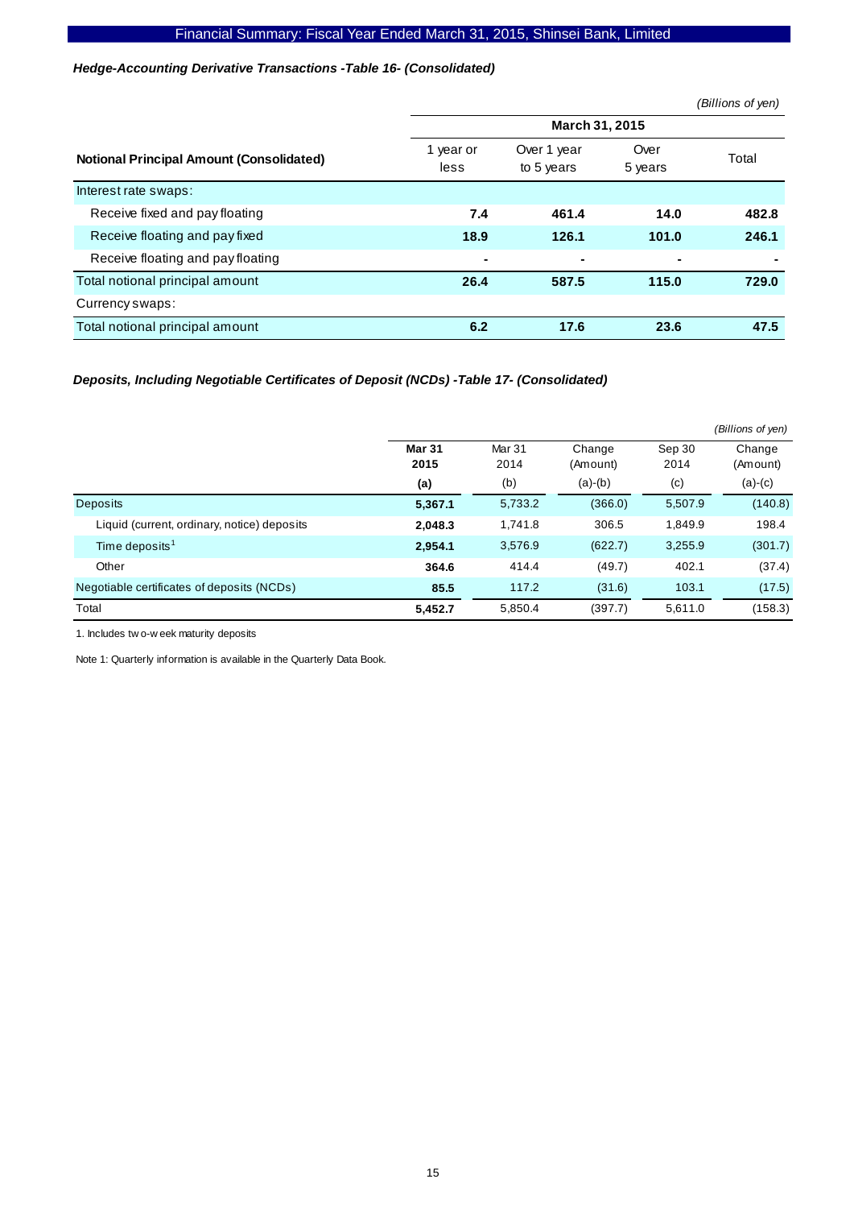### *Hedge-Accounting Derivative Transactions -Table 16- (Consolidated)*

*(Billions of yen)*

| Notional Principal Amount (Consolidated) | March 31, 2015 | | | |
|---|---|---|---|---|
| | 1 year or less | Over 1 year to 5 years | Over 5 years | Total |
| Interest rate swaps: | | | | |
| Receive fixed and pay floating | **7.4** | **461.4** | **14.0** | **482.8** |
| Receive floating and pay fixed | **18.9** | **126.1** | **101.0** | **246.1** |
| Receive floating and pay floating | **-** | **-** | **-** | **-** |
| Total notional principal amount | **26.4** | **587.5** | **115.0** | **729.0** |
| Currency swaps: | | | | |
| Total notional principal amount | **6.2** | **17.6** | **23.6** | **47.5** |

### *Deposits, Including Negotiable Certificates of Deposit (NCDs) -Table 17- (Consolidated)*

*(Billions of yen)*

| | **Mar 31 2015 (a)** | Mar 31 2014 (b) | Change (Amount) (a)-(b) | Sep 30 2014 (c) | Change (Amount) (a)-(c) |
|---|---|---|---|---|---|
| Deposits | **5,367.1** | 5,733.2 | (366.0) | 5,507.9 | (140.8) |
| Liquid (current, ordinary, notice) deposits | **2,048.3** | 1,741.8 | 306.5 | 1,849.9 | 198.4 |
| Time deposits[1] | **2,954.1** | 3,576.9 | (622.7) | 3,255.9 | (301.7) |
| Other | **364.6** | 414.4 | (49.7) | 402.1 | (37.4) |
| Negotiable certificates of deposits (NCDs) | **85.5** | 117.2 | (31.6) | 103.1 | (17.5) |
| Total | **5,452.7** | 5,850.4 | (397.7) | 5,611.0 | (158.3) |

1. Includes two-week maturity deposits

Note 1: Quarterly information is available in the Quarterly Data Book.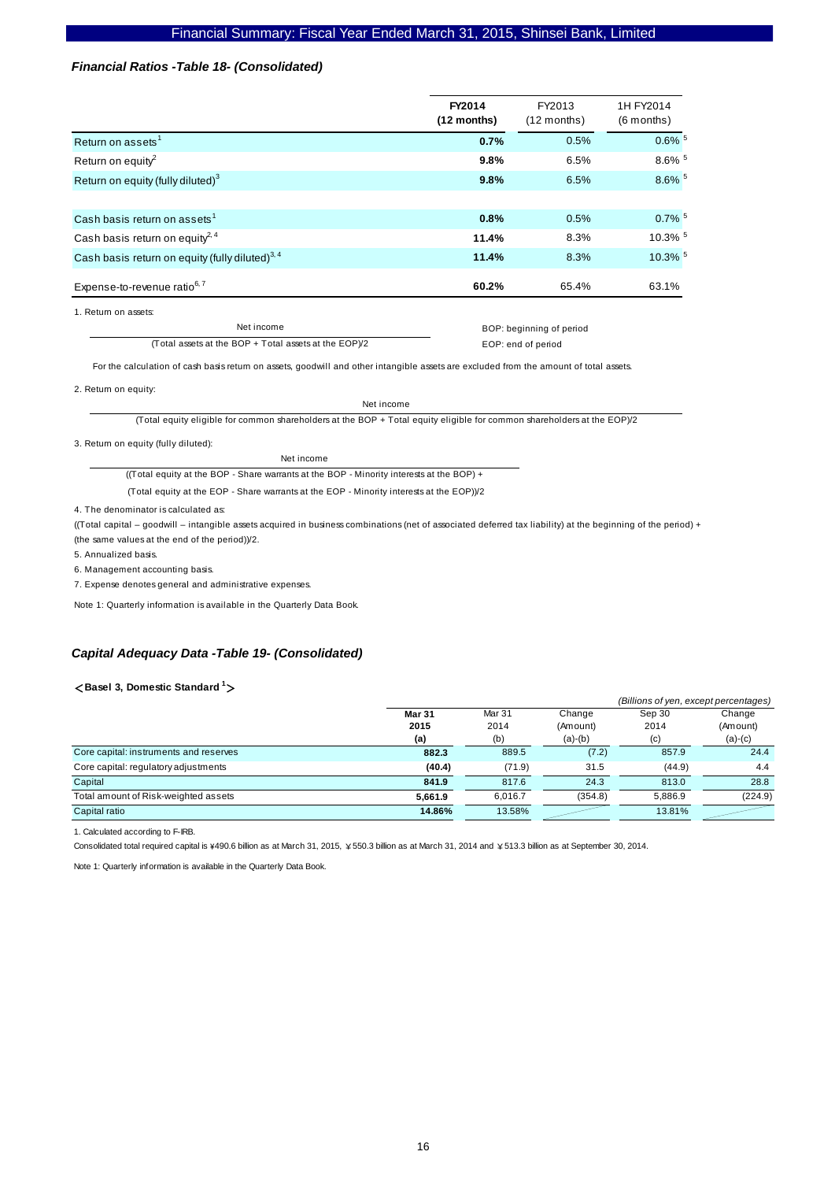### *Financial Ratios -Table 18- (Consolidated)*

| | **FY2014 (12 months)** | FY2013 (12 months) | 1H FY2014 (6 months) |
|---|---|---|---|
| Return on assets[1] | **0.7%** | 0.5% | 0.6% [5] |
| Return on equity[2] | **9.8%** | 6.5% | 8.6% [5] |
| Return on equity (fully diluted)[3] | **9.8%** | 6.5% | 8.6% [5] |
| | | | |
| Cash basis return on assets[1] | **0.8%** | 0.5% | 0.7% [5] |
| Cash basis return on equity[2, 4] | **11.4%** | 8.3% | 10.3% [5] |
| Cash basis return on equity (fully diluted)[3, 4] | **11.4%** | 8.3% | 10.3% [5] |
| Expense-to-revenue ratio[6, 7] | **60.2%** | 65.4% | 63.1% |

1. Return on assets:

$$\frac{\text{Net income}}{(\text{Total assets at the BOP} + \text{Total assets at the EOP})/2}$$

BOP: beginning of period
EOP: end of period

For the calculation of cash basis return on assets, goodwill and other intangible assets are excluded from the amount of total assets.

2. Return on equity:

$$\frac{\text{Net income}}{(\text{Total equity eligible for common shareholders at the BOP} + \text{Total equity eligible for common shareholders at the EOP})/2}$$

3. Return on equity (fully diluted):

$$\frac{\text{Net income}}{((\text{Total equity at the BOP} - \text{Share warrants at the BOP} - \text{Minority interests at the BOP}) + (\text{Total equity at the EOP} - \text{Share warrants at the EOP} - \text{Minority interests at the EOP}))/2}$$

4. The denominator is calculated as:

((Total capital – goodwill – intangible assets acquired in business combinations (net of associated deferred tax liability) at the beginning of the period) + (the same values at the end of the period))/2.

5. Annualized basis.

6. Management accounting basis.

7. Expense denotes general and administrative expenses.

Note 1: Quarterly information is available in the Quarterly Data Book.

### *Capital Adequacy Data -Table 19- (Consolidated)*

**<Basel 3, Domestic Standard[1]>**

*(Billions of yen, except percentages)*

| | **Mar 31 2015 (a)** | Mar 31 2014 (b) | Change (Amount) (a)-(b) | Sep 30 2014 (c) | Change (Amount) (a)-(c) |
|---|---|---|---|---|---|
| Core capital: instruments and reserves | **882.3** | 889.5 | (7.2) | 857.9 | 24.4 |
| Core capital: regulatory adjustments | **(40.4)** | (71.9) | 31.5 | (44.9) | 4.4 |
| Capital | **841.9** | 817.6 | 24.3 | 813.0 | 28.8 |
| Total amount of Risk-weighted assets | **5,661.9** | 6,016.7 | (354.8) | 5,886.9 | (224.9) |
| Capital ratio | **14.86%** | 13.58% | | 13.81% | |

1. Calculated according to F-IRB.

Consolidated total required capital is ¥490.6 billion as at March 31, 2015, ¥550.3 billion as at March 31, 2014 and ¥513.3 billion as at September 30, 2014.

Note 1: Quarterly information is available in the Quarterly Data Book.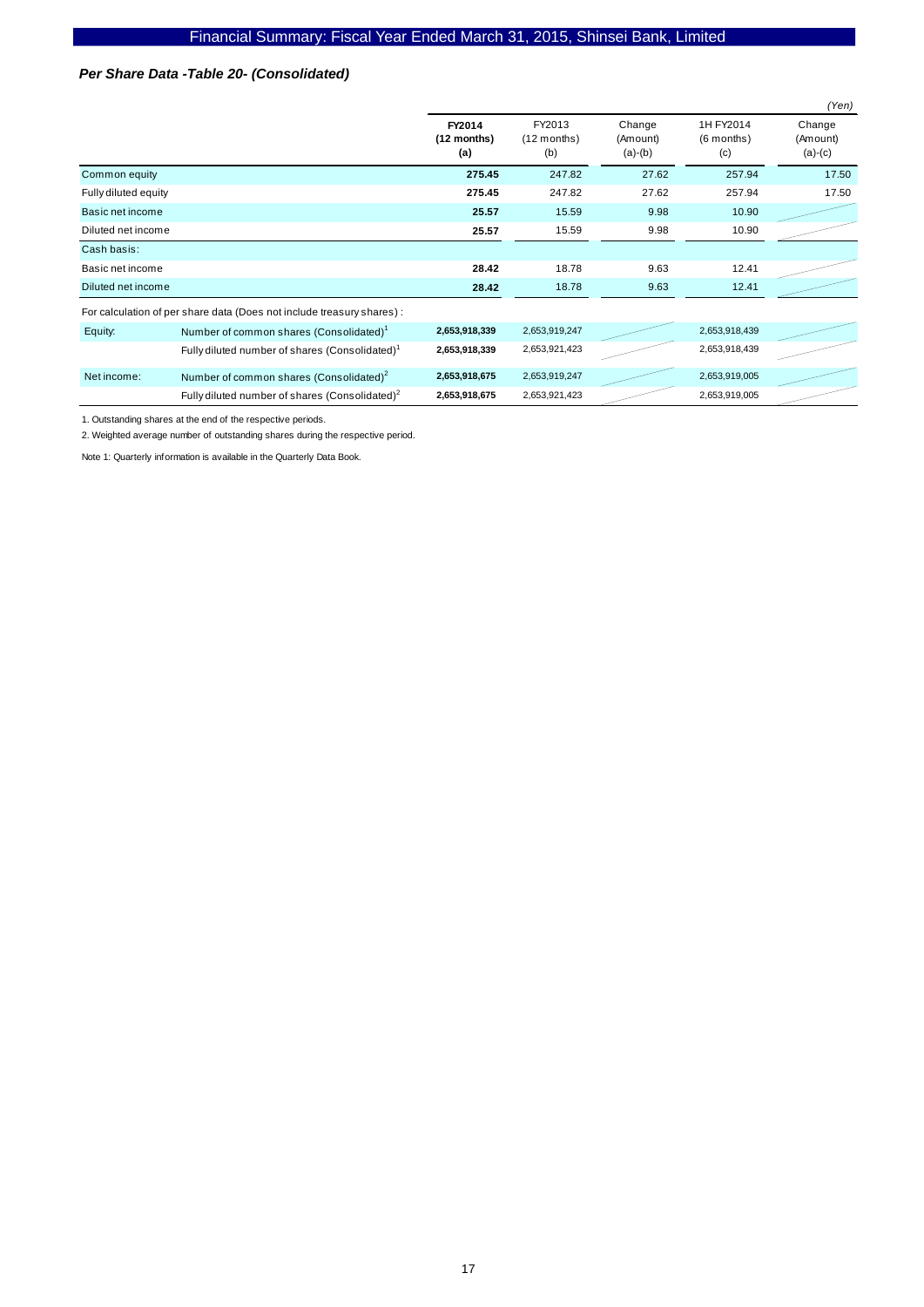### *Per Share Data -Table 20- (Consolidated)*

*(Yen)*

| | | **FY2014 (12 months) (a)** | FY2013 (12 months) (b) | Change (Amount) (a)-(b) | 1H FY2014 (6 months) (c) | Change (Amount) (a)-(c) |
|---|---|---|---|---|---|---|
| Common equity | | **275.45** | 247.82 | 27.62 | 257.94 | 17.50 |
| Fully diluted equity | | **275.45** | 247.82 | 27.62 | 257.94 | 17.50 |
| Basic net income | | **25.57** | 15.59 | 9.98 | 10.90 | |
| Diluted net income | | **25.57** | 15.59 | 9.98 | 10.90 | |
| Cash basis: | | | | | | |
| Basic net income | | **28.42** | 18.78 | 9.63 | 12.41 | |
| Diluted net income | | **28.42** | 18.78 | 9.63 | 12.41 | |
| For calculation of per share data (Does not include treasury shares) : | | | | | | |
| Equity: | Number of common shares (Consolidated)[1] | **2,653,918,339** | 2,653,919,247 | | 2,653,918,439 | |
| | Fully diluted number of shares (Consolidated)[1] | **2,653,918,339** | 2,653,921,423 | | 2,653,918,439 | |
| Net income: | Number of common shares (Consolidated)[2] | **2,653,918,675** | 2,653,919,247 | | 2,653,919,005 | |
| | Fully diluted number of shares (Consolidated)[2] | **2,653,918,675** | 2,653,921,423 | | 2,653,919,005 | |

1. Outstanding shares at the end of the respective periods.

2. Weighted average number of outstanding shares during the respective period.

Note 1: Quarterly information is available in the Quarterly Data Book.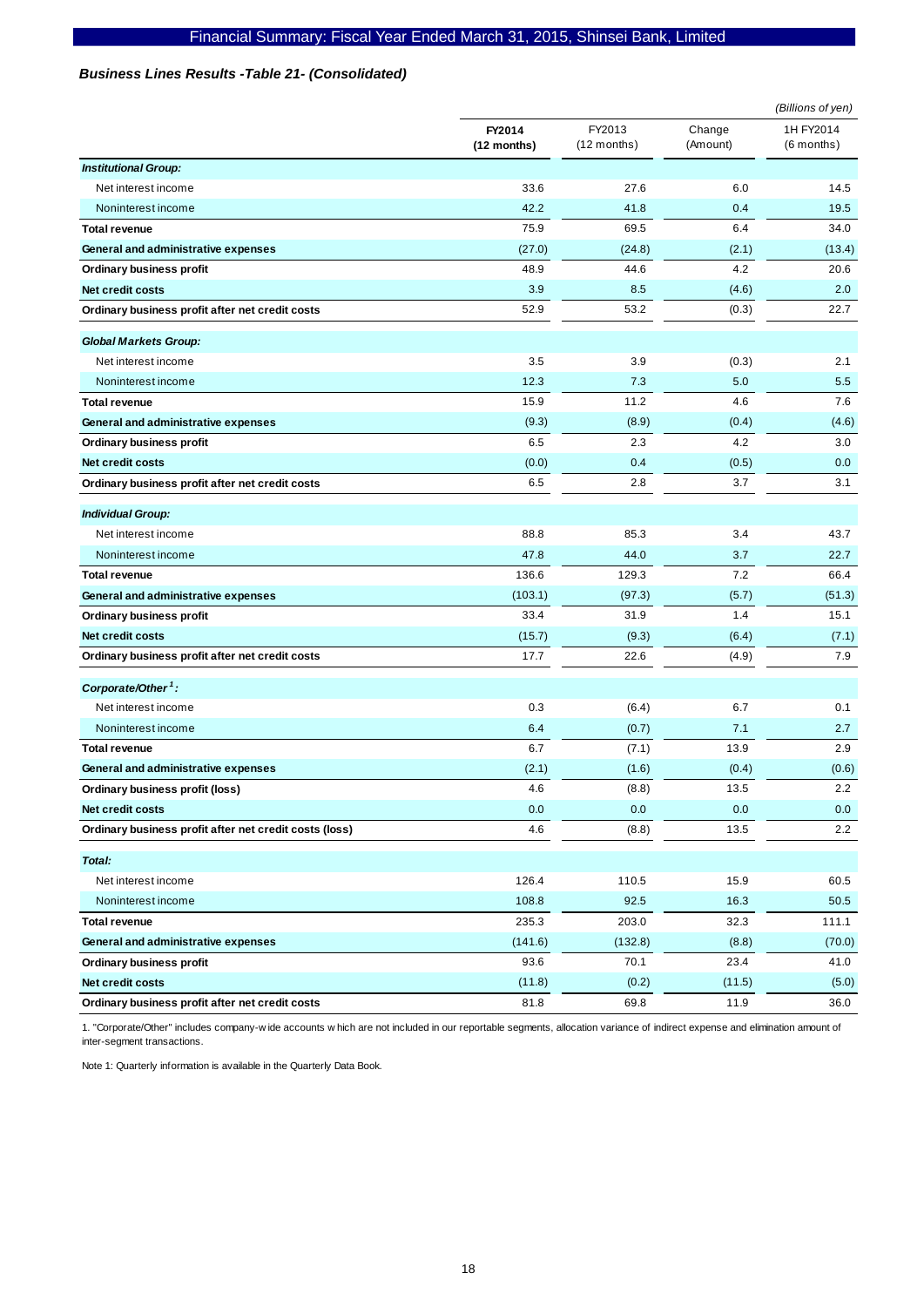### *Business Lines Results -Table 21- (Consolidated)*

*(Billions of yen)*

| | **FY2014 (12 months)** | FY2013 (12 months) | Change (Amount) | 1H FY2014 (6 months) |
|---|---|---|---|---|
| ***Institutional Group:*** | | | | |
| Net interest income | 33.6 | 27.6 | 6.0 | 14.5 |
| Noninterest income | 42.2 | 41.8 | 0.4 | 19.5 |
| **Total revenue** | 75.9 | 69.5 | 6.4 | 34.0 |
| **General and administrative expenses** | (27.0) | (24.8) | (2.1) | (13.4) |
| **Ordinary business profit** | 48.9 | 44.6 | 4.2 | 20.6 |
| **Net credit costs** | 3.9 | 8.5 | (4.6) | 2.0 |
| **Ordinary business profit after net credit costs** | 52.9 | 53.2 | (0.3) | 22.7 |
| ***Global Markets Group:*** | | | | |
| Net interest income | 3.5 | 3.9 | (0.3) | 2.1 |
| Noninterest income | 12.3 | 7.3 | 5.0 | 5.5 |
| **Total revenue** | 15.9 | 11.2 | 4.6 | 7.6 |
| **General and administrative expenses** | (9.3) | (8.9) | (0.4) | (4.6) |
| **Ordinary business profit** | 6.5 | 2.3 | 4.2 | 3.0 |
| **Net credit costs** | (0.0) | 0.4 | (0.5) | 0.0 |
| **Ordinary business profit after net credit costs** | 6.5 | 2.8 | 3.7 | 3.1 |
| ***Individual Group:*** | | | | |
| Net interest income | 88.8 | 85.3 | 3.4 | 43.7 |
| Noninterest income | 47.8 | 44.0 | 3.7 | 22.7 |
| **Total revenue** | 136.6 | 129.3 | 7.2 | 66.4 |
| **General and administrative expenses** | (103.1) | (97.3) | (5.7) | (51.3) |
| **Ordinary business profit** | 33.4 | 31.9 | 1.4 | 15.1 |
| **Net credit costs** | (15.7) | (9.3) | (6.4) | (7.1) |
| **Ordinary business profit after net credit costs** | 17.7 | 22.6 | (4.9) | 7.9 |
| ***Corporate/Other[1]:*** | | | | |
| Net interest income | 0.3 | (6.4) | 6.7 | 0.1 |
| Noninterest income | 6.4 | (0.7) | 7.1 | 2.7 |
| **Total revenue** | 6.7 | (7.1) | 13.9 | 2.9 |
| **General and administrative expenses** | (2.1) | (1.6) | (0.4) | (0.6) |
| **Ordinary business profit (loss)** | 4.6 | (8.8) | 13.5 | 2.2 |
| **Net credit costs** | 0.0 | 0.0 | 0.0 | 0.0 |
| **Ordinary business profit after net credit costs (loss)** | 4.6 | (8.8) | 13.5 | 2.2 |
| ***Total:*** | | | | |
| Net interest income | 126.4 | 110.5 | 15.9 | 60.5 |
| Noninterest income | 108.8 | 92.5 | 16.3 | 50.5 |
| **Total revenue** | 235.3 | 203.0 | 32.3 | 111.1 |
| **General and administrative expenses** | (141.6) | (132.8) | (8.8) | (70.0) |
| **Ordinary business profit** | 93.6 | 70.1 | 23.4 | 41.0 |
| **Net credit costs** | (11.8) | (0.2) | (11.5) | (5.0) |
| **Ordinary business profit after net credit costs** | 81.8 | 69.8 | 11.9 | 36.0 |

1. "Corporate/Other" includes company-wide accounts which are not included in our reportable segments, allocation variance of indirect expense and elimination amount of inter-segment transactions.

Note 1: Quarterly information is available in the Quarterly Data Book.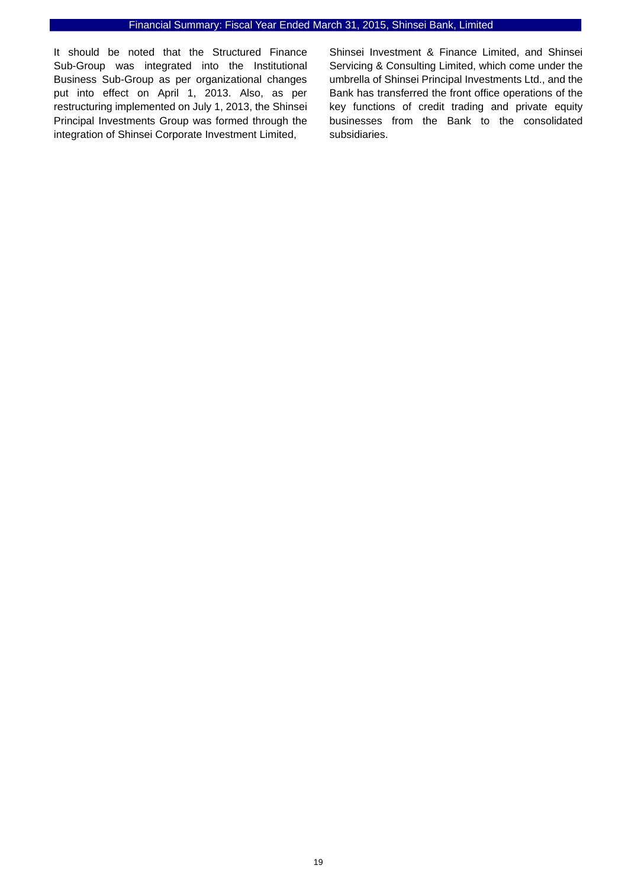It should be noted that the Structured Finance Sub-Group was integrated into the Institutional Business Sub-Group as per organizational changes put into effect on April 1, 2013. Also, as per restructuring implemented on July 1, 2013, the Shinsei Principal Investments Group was formed through the integration of Shinsei Corporate Investment Limited, Shinsei Investment & Finance Limited, and Shinsei Servicing & Consulting Limited, which come under the umbrella of Shinsei Principal Investments Ltd., and the Bank has transferred the front office operations of the key functions of credit trading and private equity businesses from the Bank to the consolidated subsidiaries.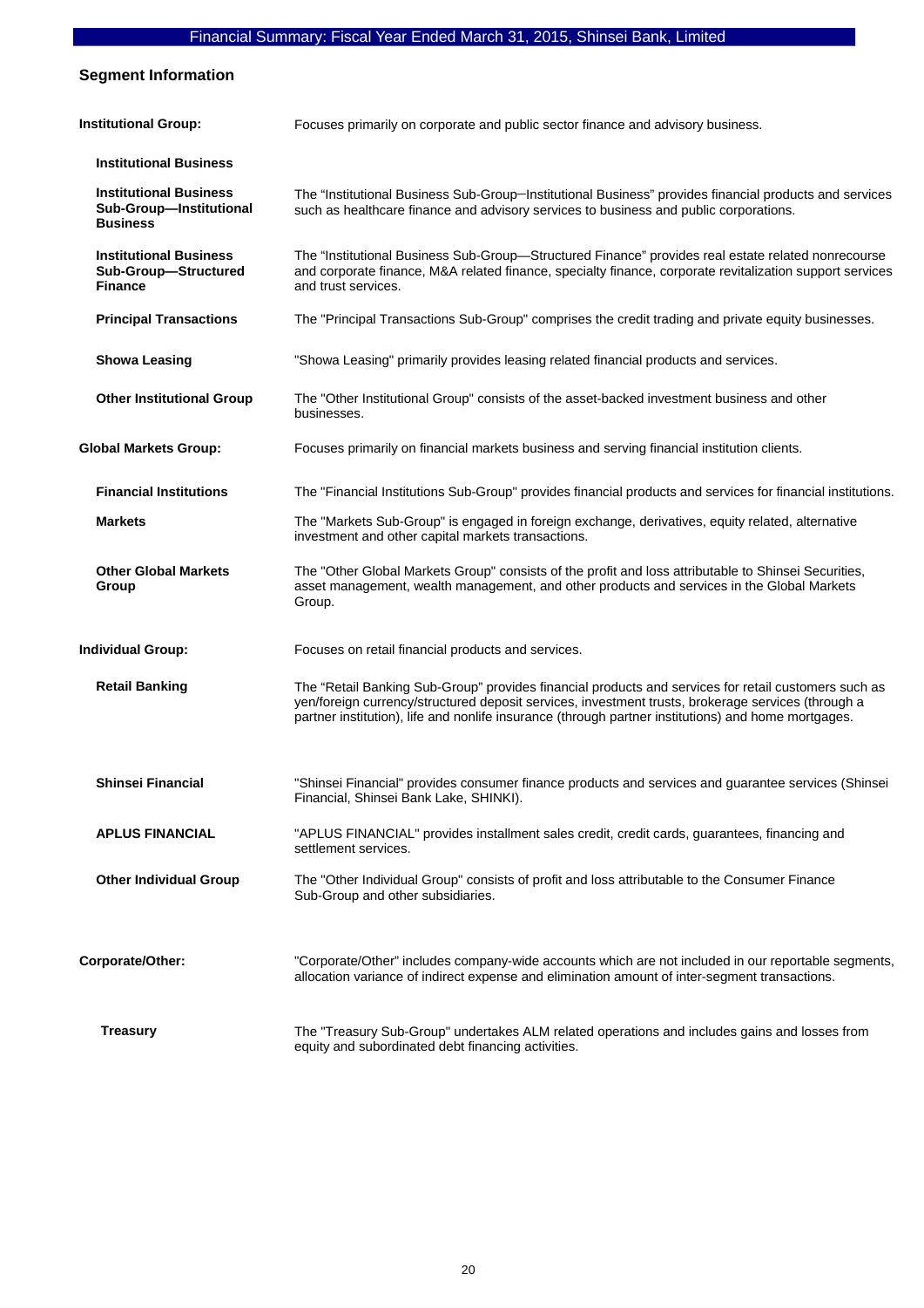## Segment Information

**Institutional Group:** Focuses primarily on corporate and public sector finance and advisory business.

**Institutional Business**

**Institutional Business Sub-Group—Institutional Business**
The "Institutional Business Sub-Group─Institutional Business" provides financial products and services such as healthcare finance and advisory services to business and public corporations.

**Institutional Business Sub-Group—Structured Finance**
The "Institutional Business Sub-Group—Structured Finance" provides real estate related nonrecourse and corporate finance, M&A related finance, specialty finance, corporate revitalization support services and trust services.

**Principal Transactions**
The "Principal Transactions Sub-Group" comprises the credit trading and private equity businesses.

**Showa Leasing**
"Showa Leasing" primarily provides leasing related financial products and services.

**Other Institutional Group**
The "Other Institutional Group" consists of the asset-backed investment business and other businesses.

**Global Markets Group:** Focuses primarily on financial markets business and serving financial institution clients.

**Financial Institutions**
The "Financial Institutions Sub-Group" provides financial products and services for financial institutions.

**Markets**
The "Markets Sub-Group" is engaged in foreign exchange, derivatives, equity related, alternative investment and other capital markets transactions.

**Other Global Markets Group**
The "Other Global Markets Group" consists of the profit and loss attributable to Shinsei Securities, asset management, wealth management, and other products and services in the Global Markets Group.

**Individual Group:** Focuses on retail financial products and services.

**Retail Banking**
The "Retail Banking Sub-Group" provides financial products and services for retail customers such as yen/foreign currency/structured deposit services, investment trusts, brokerage services (through a partner institution), life and nonlife insurance (through partner institutions) and home mortgages.

**Shinsei Financial**
"Shinsei Financial" provides consumer finance products and services and guarantee services (Shinsei Financial, Shinsei Bank Lake, SHINKI).

**APLUS FINANCIAL**
"APLUS FINANCIAL" provides installment sales credit, credit cards, guarantees, financing and settlement services.

**Other Individual Group**
The "Other Individual Group" consists of profit and loss attributable to the Consumer Finance Sub-Group and other subsidiaries.

**Corporate/Other:** "Corporate/Other" includes company-wide accounts which are not included in our reportable segments, allocation variance of indirect expense and elimination amount of inter-segment transactions.

**Treasury**
The "Treasury Sub-Group" undertakes ALM related operations and includes gains and losses from equity and subordinated debt financing activities.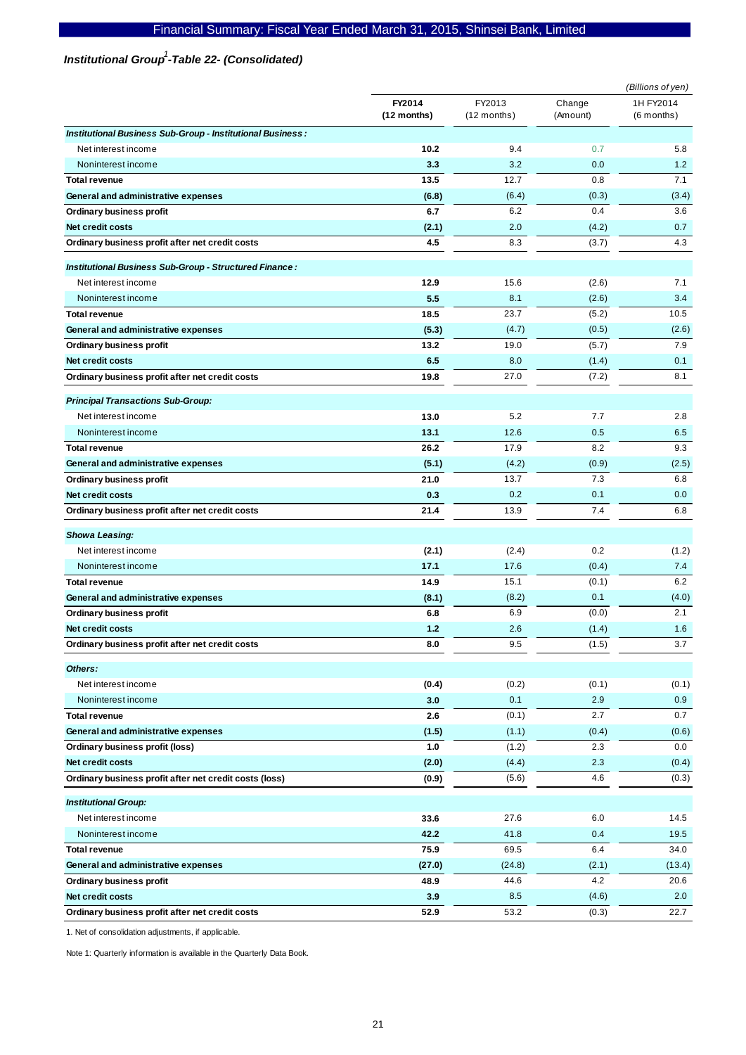## *Institutional Group[1]-Table 22- (Consolidated)*

(Billions of yen)

| | FY2014 (12 months) | FY2013 (12 months) | Change (Amount) | 1H FY2014 (6 months) |
|---|---|---|---|---|
| ***Institutional Business Sub-Group - Institutional Business:*** | | | | |
| Net interest income | **10.2** | 9.4 | 0.7 | 5.8 |
| Noninterest income | **3.3** | 3.2 | 0.0 | 1.2 |
| **Total revenue** | **13.5** | 12.7 | 0.8 | 7.1 |
| **General and administrative expenses** | **(6.8)** | (6.4) | (0.3) | (3.4) |
| **Ordinary business profit** | **6.7** | 6.2 | 0.4 | 3.6 |
| **Net credit costs** | **(2.1)** | 2.0 | (4.2) | 0.7 |
| **Ordinary business profit after net credit costs** | **4.5** | 8.3 | (3.7) | 4.3 |
| ***Institutional Business Sub-Group - Structured Finance:*** | | | | |
| Net interest income | **12.9** | 15.6 | (2.6) | 7.1 |
| Noninterest income | **5.5** | 8.1 | (2.6) | 3.4 |
| **Total revenue** | **18.5** | 23.7 | (5.2) | 10.5 |
| **General and administrative expenses** | **(5.3)** | (4.7) | (0.5) | (2.6) |
| **Ordinary business profit** | **13.2** | 19.0 | (5.7) | 7.9 |
| **Net credit costs** | **6.5** | 8.0 | (1.4) | 0.1 |
| **Ordinary business profit after net credit costs** | **19.8** | 27.0 | (7.2) | 8.1 |
| ***Principal Transactions Sub-Group:*** | | | | |
| Net interest income | **13.0** | 5.2 | 7.7 | 2.8 |
| Noninterest income | **13.1** | 12.6 | 0.5 | 6.5 |
| **Total revenue** | **26.2** | 17.9 | 8.2 | 9.3 |
| **General and administrative expenses** | **(5.1)** | (4.2) | (0.9) | (2.5) |
| **Ordinary business profit** | **21.0** | 13.7 | 7.3 | 6.8 |
| **Net credit costs** | **0.3** | 0.2 | 0.1 | 0.0 |
| **Ordinary business profit after net credit costs** | **21.4** | 13.9 | 7.4 | 6.8 |
| ***Showa Leasing:*** | | | | |
| Net interest income | **(2.1)** | (2.4) | 0.2 | (1.2) |
| Noninterest income | **17.1** | 17.6 | (0.4) | 7.4 |
| **Total revenue** | **14.9** | 15.1 | (0.1) | 6.2 |
| **General and administrative expenses** | **(8.1)** | (8.2) | 0.1 | (4.0) |
| **Ordinary business profit** | **6.8** | 6.9 | (0.0) | 2.1 |
| **Net credit costs** | **1.2** | 2.6 | (1.4) | 1.6 |
| **Ordinary business profit after net credit costs** | **8.0** | 9.5 | (1.5) | 3.7 |
| ***Others:*** | | | | |
| Net interest income | **(0.4)** | (0.2) | (0.1) | (0.1) |
| Noninterest income | **3.0** | 0.1 | 2.9 | 0.9 |
| **Total revenue** | **2.6** | (0.1) | 2.7 | 0.7 |
| **General and administrative expenses** | **(1.5)** | (1.1) | (0.4) | (0.6) |
| **Ordinary business profit (loss)** | **1.0** | (1.2) | 2.3 | 0.0 |
| **Net credit costs** | **(2.0)** | (4.4) | 2.3 | (0.4) |
| **Ordinary business profit after net credit costs (loss)** | **(0.9)** | (5.6) | 4.6 | (0.3) |
| ***Institutional Group:*** | | | | |
| Net interest income | **33.6** | 27.6 | 6.0 | 14.5 |
| Noninterest income | **42.2** | 41.8 | 0.4 | 19.5 |
| **Total revenue** | **75.9** | 69.5 | 6.4 | 34.0 |
| **General and administrative expenses** | **(27.0)** | (24.8) | (2.1) | (13.4) |
| **Ordinary business profit** | **48.9** | 44.6 | 4.2 | 20.6 |
| **Net credit costs** | **3.9** | 8.5 | (4.6) | 2.0 |
| **Ordinary business profit after net credit costs** | **52.9** | 53.2 | (0.3) | 22.7 |

1. Net of consolidation adjustments, if applicable.

Note 1: Quarterly information is available in the Quarterly Data Book.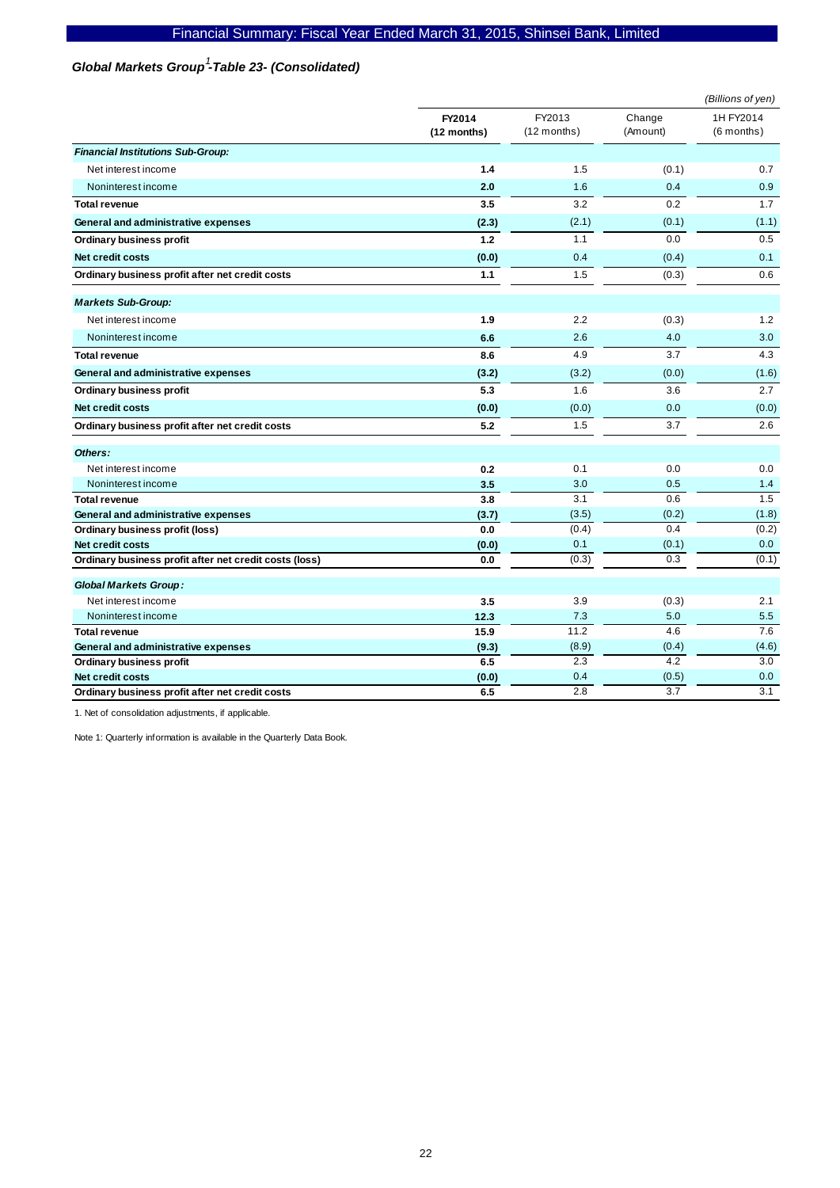### Global Markets Group[1]-Table 23- (Consolidated)

*(Billions of yen)*

| | FY2014 (12 months) | FY2013 (12 months) | Change (Amount) | 1H FY2014 (6 months) |
|---|---|---|---|---|
| ***Financial Institutions Sub-Group:*** | | | | |
| Net interest income | **1.4** | 1.5 | (0.1) | 0.7 |
| Noninterest income | **2.0** | 1.6 | 0.4 | 0.9 |
| **Total revenue** | **3.5** | 3.2 | 0.2 | 1.7 |
| **General and administrative expenses** | **(2.3)** | (2.1) | (0.1) | (1.1) |
| **Ordinary business profit** | **1.2** | 1.1 | 0.0 | 0.5 |
| **Net credit costs** | **(0.0)** | 0.4 | (0.4) | 0.1 |
| **Ordinary business profit after net credit costs** | **1.1** | 1.5 | (0.3) | 0.6 |
| ***Markets Sub-Group:*** | | | | |
| Net interest income | **1.9** | 2.2 | (0.3) | 1.2 |
| Noninterest income | **6.6** | 2.6 | 4.0 | 3.0 |
| **Total revenue** | **8.6** | 4.9 | 3.7 | 4.3 |
| **General and administrative expenses** | **(3.2)** | (3.2) | (0.0) | (1.6) |
| **Ordinary business profit** | **5.3** | 1.6 | 3.6 | 2.7 |
| **Net credit costs** | **(0.0)** | (0.0) | 0.0 | (0.0) |
| **Ordinary business profit after net credit costs** | **5.2** | 1.5 | 3.7 | 2.6 |
| ***Others:*** | | | | |
| Net interest income | **0.2** | 0.1 | 0.0 | 0.0 |
| Noninterest income | **3.5** | 3.0 | 0.5 | 1.4 |
| **Total revenue** | **3.8** | 3.1 | 0.6 | 1.5 |
| **General and administrative expenses** | **(3.7)** | (3.5) | (0.2) | (1.8) |
| **Ordinary business profit (loss)** | **0.0** | (0.4) | 0.4 | (0.2) |
| **Net credit costs** | **(0.0)** | 0.1 | (0.1) | 0.0 |
| **Ordinary business profit after net credit costs (loss)** | **0.0** | (0.3) | 0.3 | (0.1) |
| ***Global Markets Group:*** | | | | |
| Net interest income | **3.5** | 3.9 | (0.3) | 2.1 |
| Noninterest income | **12.3** | 7.3 | 5.0 | 5.5 |
| **Total revenue** | **15.9** | 11.2 | 4.6 | 7.6 |
| **General and administrative expenses** | **(9.3)** | (8.9) | (0.4) | (4.6) |
| **Ordinary business profit** | **6.5** | 2.3 | 4.2 | 3.0 |
| **Net credit costs** | **(0.0)** | 0.4 | (0.5) | 0.0 |
| **Ordinary business profit after net credit costs** | **6.5** | 2.8 | 3.7 | 3.1 |

1. Net of consolidation adjustments, if applicable.

Note 1: Quarterly information is available in the Quarterly Data Book.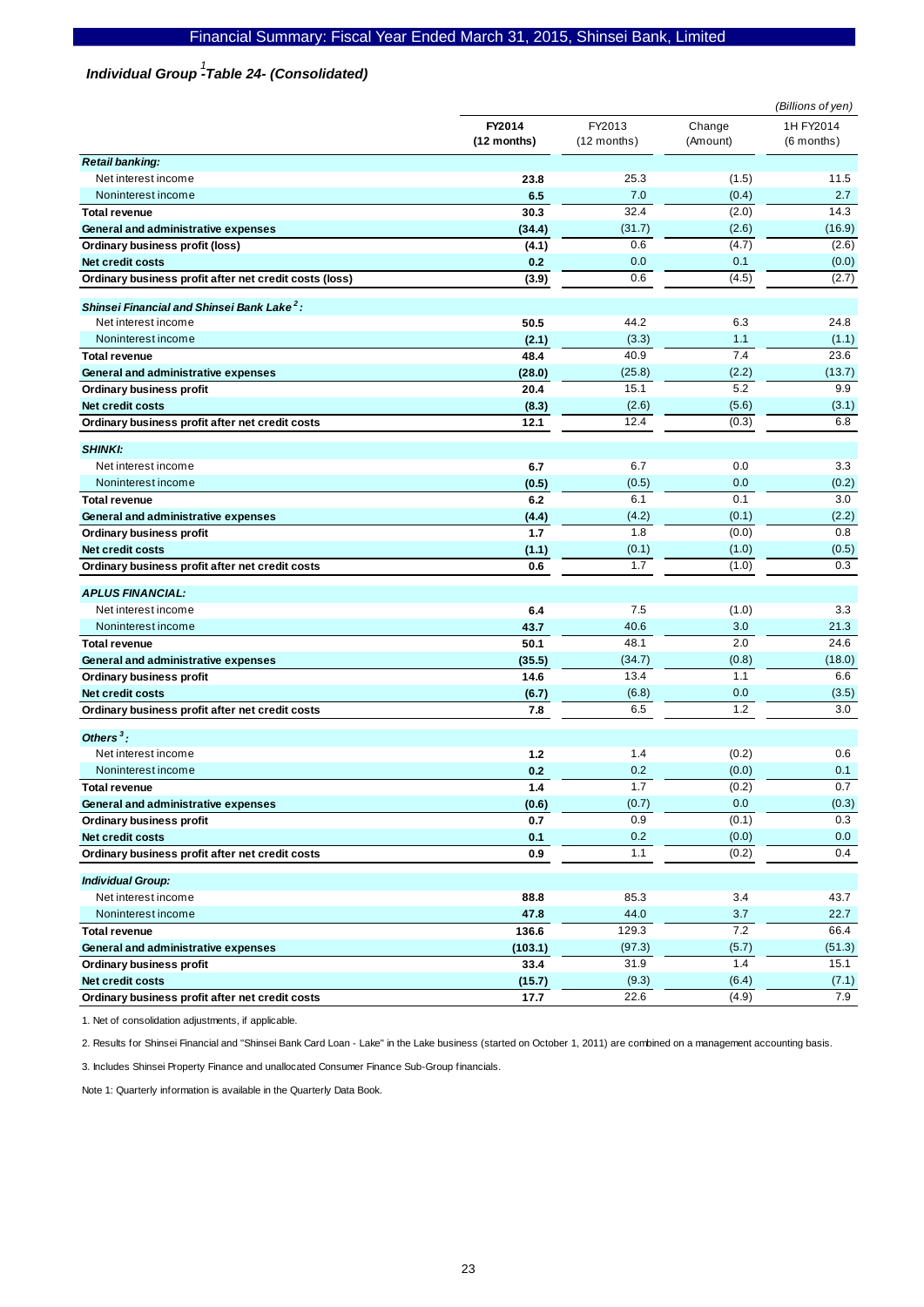### *Individual Group[1] -Table 24- (Consolidated)*

*(Billions of yen)*

| | **FY2014 (12 months)** | FY2013 (12 months) | Change (Amount) | 1H FY2014 (6 months) |
|---|---|---|---|---|
| ***Retail banking:*** | | | | |
| Net interest income | **23.8** | 25.3 | (1.5) | 11.5 |
| Noninterest income | **6.5** | 7.0 | (0.4) | 2.7 |
| **Total revenue** | **30.3** | 32.4 | (2.0) | 14.3 |
| **General and administrative expenses** | **(34.4)** | (31.7) | (2.6) | (16.9) |
| **Ordinary business profit (loss)** | **(4.1)** | 0.6 | (4.7) | (2.6) |
| **Net credit costs** | **0.2** | 0.0 | 0.1 | (0.0) |
| **Ordinary business profit after net credit costs (loss)** | **(3.9)** | 0.6 | (4.5) | (2.7) |
| ***Shinsei Financial and Shinsei Bank Lake[2]:*** | | | | |
| Net interest income | **50.5** | 44.2 | 6.3 | 24.8 |
| Noninterest income | **(2.1)** | (3.3) | 1.1 | (1.1) |
| **Total revenue** | **48.4** | 40.9 | 7.4 | 23.6 |
| **General and administrative expenses** | **(28.0)** | (25.8) | (2.2) | (13.7) |
| **Ordinary business profit** | **20.4** | 15.1 | 5.2 | 9.9 |
| **Net credit costs** | **(8.3)** | (2.6) | (5.6) | (3.1) |
| **Ordinary business profit after net credit costs** | **12.1** | 12.4 | (0.3) | 6.8 |
| ***SHINKI:*** | | | | |
| Net interest income | **6.7** | 6.7 | 0.0 | 3.3 |
| Noninterest income | **(0.5)** | (0.5) | 0.0 | (0.2) |
| **Total revenue** | **6.2** | 6.1 | 0.1 | 3.0 |
| **General and administrative expenses** | **(4.4)** | (4.2) | (0.1) | (2.2) |
| **Ordinary business profit** | **1.7** | 1.8 | (0.0) | 0.8 |
| **Net credit costs** | **(1.1)** | (0.1) | (1.0) | (0.5) |
| **Ordinary business profit after net credit costs** | **0.6** | 1.7 | (1.0) | 0.3 |
| ***APLUS FINANCIAL:*** | | | | |
| Net interest income | **6.4** | 7.5 | (1.0) | 3.3 |
| Noninterest income | **43.7** | 40.6 | 3.0 | 21.3 |
| **Total revenue** | **50.1** | 48.1 | 2.0 | 24.6 |
| **General and administrative expenses** | **(35.5)** | (34.7) | (0.8) | (18.0) |
| **Ordinary business profit** | **14.6** | 13.4 | 1.1 | 6.6 |
| **Net credit costs** | **(6.7)** | (6.8) | 0.0 | (3.5) |
| **Ordinary business profit after net credit costs** | **7.8** | 6.5 | 1.2 | 3.0 |
| ***Others[3]:*** | | | | |
| Net interest income | **1.2** | 1.4 | (0.2) | 0.6 |
| Noninterest income | **0.2** | 0.2 | (0.0) | 0.1 |
| **Total revenue** | **1.4** | 1.7 | (0.2) | 0.7 |
| **General and administrative expenses** | **(0.6)** | (0.7) | 0.0 | (0.3) |
| **Ordinary business profit** | **0.7** | 0.9 | (0.1) | 0.3 |
| **Net credit costs** | **0.1** | 0.2 | (0.0) | 0.0 |
| **Ordinary business profit after net credit costs** | **0.9** | 1.1 | (0.2) | 0.4 |
| ***Individual Group:*** | | | | |
| Net interest income | **88.8** | 85.3 | 3.4 | 43.7 |
| Noninterest income | **47.8** | 44.0 | 3.7 | 22.7 |
| **Total revenue** | **136.6** | 129.3 | 7.2 | 66.4 |
| **General and administrative expenses** | **(103.1)** | (97.3) | (5.7) | (51.3) |
| **Ordinary business profit** | **33.4** | 31.9 | 1.4 | 15.1 |
| **Net credit costs** | **(15.7)** | (9.3) | (6.4) | (7.1) |
| **Ordinary business profit after net credit costs** | **17.7** | 22.6 | (4.9) | 7.9 |

1. Net of consolidation adjustments, if applicable.

2. Results for Shinsei Financial and "Shinsei Bank Card Loan - Lake" in the Lake business (started on October 1, 2011) are combined on a management accounting basis.

3. Includes Shinsei Property Finance and unallocated Consumer Finance Sub-Group financials.

Note 1: Quarterly information is available in the Quarterly Data Book.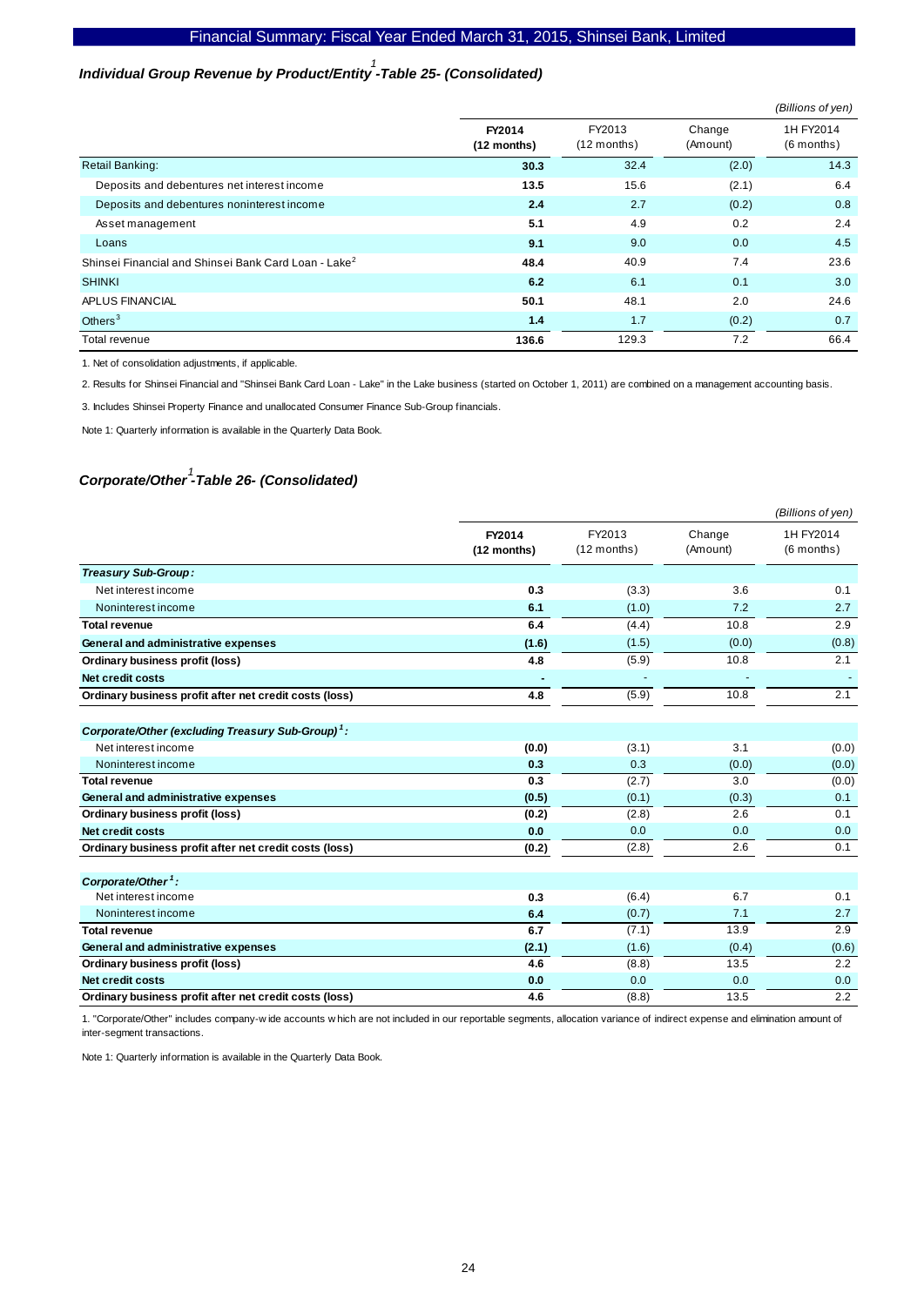## Individual Group Revenue by Product/Entity[1] -Table 25- (Consolidated)

*(Billions of yen)*

| | FY2014 (12 months) | FY2013 (12 months) | Change (Amount) | 1H FY2014 (6 months) |
|---|---|---|---|---|
| Retail Banking: | 30.3 | 32.4 | (2.0) | 14.3 |
| Deposits and debentures net interest income | 13.5 | 15.6 | (2.1) | 6.4 |
| Deposits and debentures noninterest income | 2.4 | 2.7 | (0.2) | 0.8 |
| Asset management | 5.1 | 4.9 | 0.2 | 2.4 |
| Loans | 9.1 | 9.0 | 0.0 | 4.5 |
| Shinsei Financial and Shinsei Bank Card Loan - Lake[2] | 48.4 | 40.9 | 7.4 | 23.6 |
| SHINKI | 6.2 | 6.1 | 0.1 | 3.0 |
| APLUS FINANCIAL | 50.1 | 48.1 | 2.0 | 24.6 |
| Others[3] | 1.4 | 1.7 | (0.2) | 0.7 |
| Total revenue | 136.6 | 129.3 | 7.2 | 66.4 |

1. Net of consolidation adjustments, if applicable.

2. Results for Shinsei Financial and "Shinsei Bank Card Loan - Lake" in the Lake business (started on October 1, 2011) are combined on a management accounting basis.

3. Includes Shinsei Property Finance and unallocated Consumer Finance Sub-Group financials.

Note 1: Quarterly information is available in the Quarterly Data Book.

## Corporate/Other[1] -Table 26- (Consolidated)

*(Billions of yen)*

| | FY2014 (12 months) | FY2013 (12 months) | Change (Amount) | 1H FY2014 (6 months) |
|---|---|---|---|---|
| ***Treasury Sub-Group:*** | | | | |
| Net interest income | 0.3 | (3.3) | 3.6 | 0.1 |
| Noninterest income | 6.1 | (1.0) | 7.2 | 2.7 |
| **Total revenue** | 6.4 | (4.4) | 10.8 | 2.9 |
| **General and administrative expenses** | (1.6) | (1.5) | (0.0) | (0.8) |
| **Ordinary business profit (loss)** | 4.8 | (5.9) | 10.8 | 2.1 |
| **Net credit costs** | - | - | - | - |
| **Ordinary business profit after net credit costs (loss)** | 4.8 | (5.9) | 10.8 | 2.1 |
| ***Corporate/Other (excluding Treasury Sub-Group)[1]:*** | | | | |
| Net interest income | (0.0) | (3.1) | 3.1 | (0.0) |
| Noninterest income | 0.3 | 0.3 | (0.0) | (0.0) |
| **Total revenue** | 0.3 | (2.7) | 3.0 | (0.0) |
| **General and administrative expenses** | (0.5) | (0.1) | (0.3) | 0.1 |
| **Ordinary business profit (loss)** | (0.2) | (2.8) | 2.6 | 0.1 |
| **Net credit costs** | 0.0 | 0.0 | 0.0 | 0.0 |
| **Ordinary business profit after net credit costs (loss)** | (0.2) | (2.8) | 2.6 | 0.1 |
| ***Corporate/Other[1]:*** | | | | |
| Net interest income | 0.3 | (6.4) | 6.7 | 0.1 |
| Noninterest income | 6.4 | (0.7) | 7.1 | 2.7 |
| **Total revenue** | 6.7 | (7.1) | 13.9 | 2.9 |
| **General and administrative expenses** | (2.1) | (1.6) | (0.4) | (0.6) |
| **Ordinary business profit (loss)** | 4.6 | (8.8) | 13.5 | 2.2 |
| **Net credit costs** | 0.0 | 0.0 | 0.0 | 0.0 |
| **Ordinary business profit after net credit costs (loss)** | 4.6 | (8.8) | 13.5 | 2.2 |

1. "Corporate/Other" includes company-wide accounts which are not included in our reportable segments, allocation variance of indirect expense and elimination amount of inter-segment transactions.

Note 1: Quarterly information is available in the Quarterly Data Book.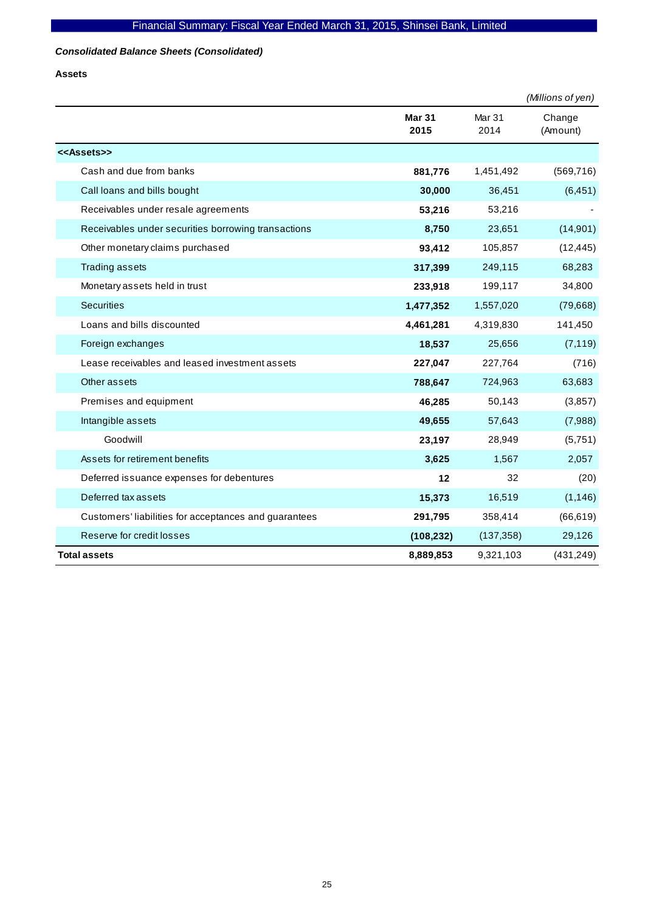*Consolidated Balance Sheets (Consolidated)*

**Assets**

*(Millions of yen)*

| | **Mar 31 2015** | Mar 31 2014 | Change (Amount) |
|---|---|---|---|
| **<<Assets>>** | | | |
| Cash and due from banks | **881,776** | 1,451,492 | (569,716) |
| Call loans and bills bought | **30,000** | 36,451 | (6,451) |
| Receivables under resale agreements | **53,216** | 53,216 | - |
| Receivables under securities borrowing transactions | **8,750** | 23,651 | (14,901) |
| Other monetary claims purchased | **93,412** | 105,857 | (12,445) |
| Trading assets | **317,399** | 249,115 | 68,283 |
| Monetary assets held in trust | **233,918** | 199,117 | 34,800 |
| Securities | **1,477,352** | 1,557,020 | (79,668) |
| Loans and bills discounted | **4,461,281** | 4,319,830 | 141,450 |
| Foreign exchanges | **18,537** | 25,656 | (7,119) |
| Lease receivables and leased investment assets | **227,047** | 227,764 | (716) |
| Other assets | **788,647** | 724,963 | 63,683 |
| Premises and equipment | **46,285** | 50,143 | (3,857) |
| Intangible assets | **49,655** | 57,643 | (7,988) |
| Goodwill | **23,197** | 28,949 | (5,751) |
| Assets for retirement benefits | **3,625** | 1,567 | 2,057 |
| Deferred issuance expenses for debentures | **12** | 32 | (20) |
| Deferred tax assets | **15,373** | 16,519 | (1,146) |
| Customers' liabilities for acceptances and guarantees | **291,795** | 358,414 | (66,619) |
| Reserve for credit losses | **(108,232)** | (137,358) | 29,126 |
| **Total assets** | **8,889,853** | 9,321,103 | (431,249) |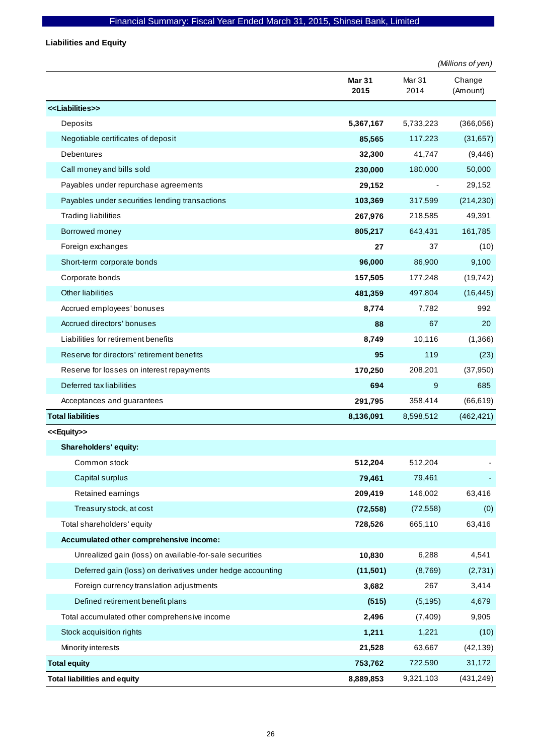## Liabilities and Equity

*(Millions of yen)*

| | **Mar 31 2015** | Mar 31 2014 | Change (Amount) |
|---|---|---|---|
| **<<Liabilities>>** | | | |
| Deposits | **5,367,167** | 5,733,223 | (366,056) |
| Negotiable certificates of deposit | **85,565** | 117,223 | (31,657) |
| Debentures | **32,300** | 41,747 | (9,446) |
| Call money and bills sold | **230,000** | 180,000 | 50,000 |
| Payables under repurchase agreements | **29,152** | - | 29,152 |
| Payables under securities lending transactions | **103,369** | 317,599 | (214,230) |
| Trading liabilities | **267,976** | 218,585 | 49,391 |
| Borrowed money | **805,217** | 643,431 | 161,785 |
| Foreign exchanges | **27** | 37 | (10) |
| Short-term corporate bonds | **96,000** | 86,900 | 9,100 |
| Corporate bonds | **157,505** | 177,248 | (19,742) |
| Other liabilities | **481,359** | 497,804 | (16,445) |
| Accrued employees' bonuses | **8,774** | 7,782 | 992 |
| Accrued directors' bonuses | **88** | 67 | 20 |
| Liabilities for retirement benefits | **8,749** | 10,116 | (1,366) |
| Reserve for directors' retirement benefits | **95** | 119 | (23) |
| Reserve for losses on interest repayments | **170,250** | 208,201 | (37,950) |
| Deferred tax liabilities | **694** | 9 | 685 |
| Acceptances and guarantees | **291,795** | 358,414 | (66,619) |
| **Total liabilities** | **8,136,091** | 8,598,512 | (462,421) |
| **<<Equity>>** | | | |
| **Shareholders' equity:** | | | |
| Common stock | **512,204** | 512,204 | - |
| Capital surplus | **79,461** | 79,461 | - |
| Retained earnings | **209,419** | 146,002 | 63,416 |
| Treasury stock, at cost | **(72,558)** | (72,558) | (0) |
| Total shareholders' equity | **728,526** | 665,110 | 63,416 |
| **Accumulated other comprehensive income:** | | | |
| Unrealized gain (loss) on available-for-sale securities | **10,830** | 6,288 | 4,541 |
| Deferred gain (loss) on derivatives under hedge accounting | **(11,501)** | (8,769) | (2,731) |
| Foreign currency translation adjustments | **3,682** | 267 | 3,414 |
| Defined retirement benefit plans | **(515)** | (5,195) | 4,679 |
| Total accumulated other comprehensive income | **2,496** | (7,409) | 9,905 |
| Stock acquisition rights | **1,211** | 1,221 | (10) |
| Minority interests | **21,528** | 63,667 | (42,139) |
| **Total equity** | **753,762** | 722,590 | 31,172 |
| **Total liabilities and equity** | **8,889,853** | 9,321,103 | (431,249) |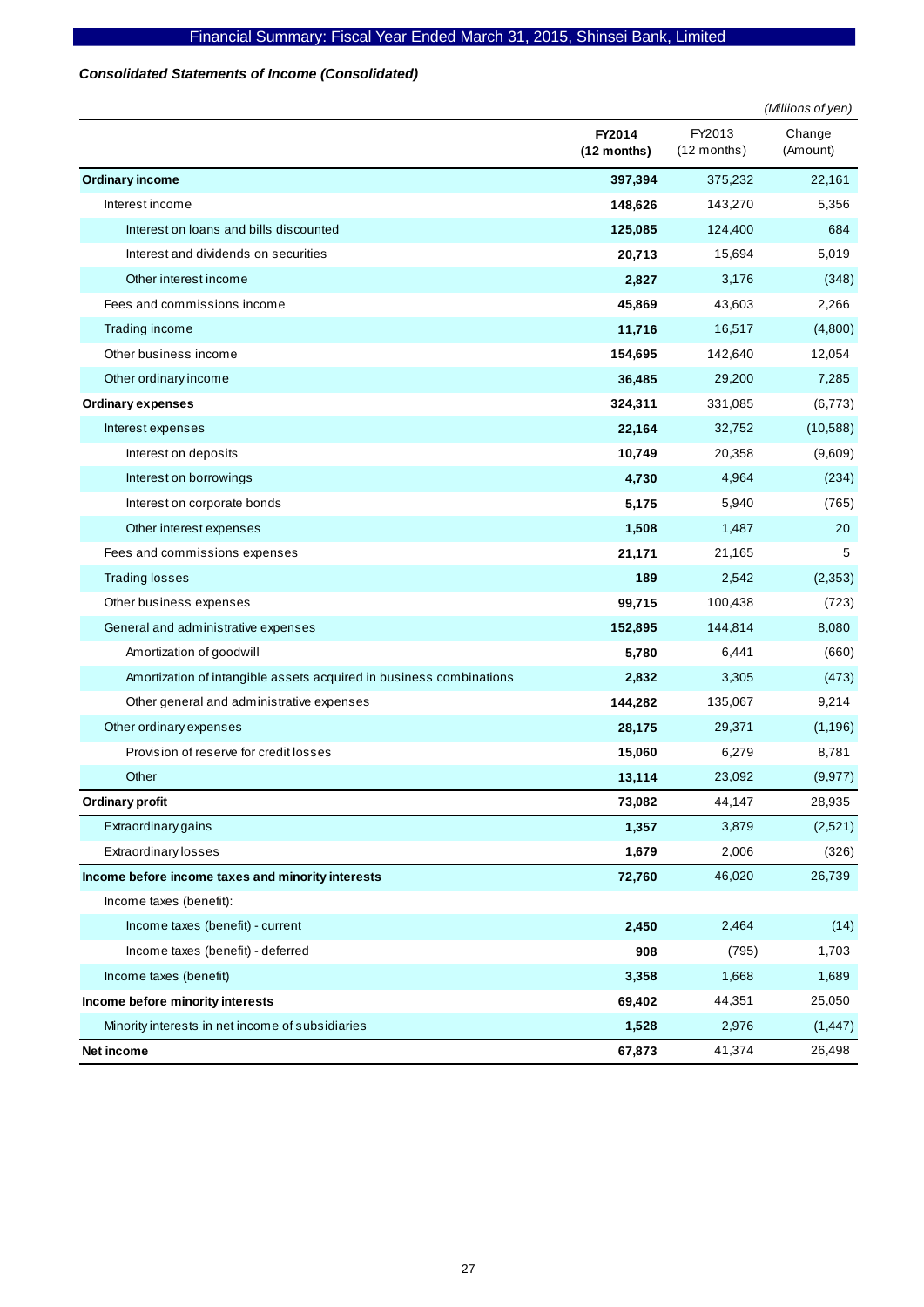Financial Summary: Fiscal Year Ended March 31, 2015, Shinsei Bank, Limited

***Consolidated Statements of Income (Consolidated)***

*(Millions of yen)*

| | **FY2014 (12 months)** | FY2013 (12 months) | Change (Amount) |
|---|---|---|---|
| **Ordinary income** | **397,394** | 375,232 | 22,161 |
| Interest income | **148,626** | 143,270 | 5,356 |
| Interest on loans and bills discounted | **125,085** | 124,400 | 684 |
| Interest and dividends on securities | **20,713** | 15,694 | 5,019 |
| Other interest income | **2,827** | 3,176 | (348) |
| Fees and commissions income | **45,869** | 43,603 | 2,266 |
| Trading income | **11,716** | 16,517 | (4,800) |
| Other business income | **154,695** | 142,640 | 12,054 |
| Other ordinary income | **36,485** | 29,200 | 7,285 |
| **Ordinary expenses** | **324,311** | 331,085 | (6,773) |
| Interest expenses | **22,164** | 32,752 | (10,588) |
| Interest on deposits | **10,749** | 20,358 | (9,609) |
| Interest on borrowings | **4,730** | 4,964 | (234) |
| Interest on corporate bonds | **5,175** | 5,940 | (765) |
| Other interest expenses | **1,508** | 1,487 | 20 |
| Fees and commissions expenses | **21,171** | 21,165 | 5 |
| Trading losses | **189** | 2,542 | (2,353) |
| Other business expenses | **99,715** | 100,438 | (723) |
| General and administrative expenses | **152,895** | 144,814 | 8,080 |
| Amortization of goodwill | **5,780** | 6,441 | (660) |
| Amortization of intangible assets acquired in business combinations | **2,832** | 3,305 | (473) |
| Other general and administrative expenses | **144,282** | 135,067 | 9,214 |
| Other ordinary expenses | **28,175** | 29,371 | (1,196) |
| Provision of reserve for credit losses | **15,060** | 6,279 | 8,781 |
| Other | **13,114** | 23,092 | (9,977) |
| **Ordinary profit** | **73,082** | 44,147 | 28,935 |
| Extraordinary gains | **1,357** | 3,879 | (2,521) |
| Extraordinary losses | **1,679** | 2,006 | (326) |
| **Income before income taxes and minority interests** | **72,760** | 46,020 | 26,739 |
| Income taxes (benefit): | | | |
| Income taxes (benefit) - current | **2,450** | 2,464 | (14) |
| Income taxes (benefit) - deferred | **908** | (795) | 1,703 |
| Income taxes (benefit) | **3,358** | 1,668 | 1,689 |
| **Income before minority interests** | **69,402** | 44,351 | 25,050 |
| Minority interests in net income of subsidiaries | **1,528** | 2,976 | (1,447) |
| **Net income** | **67,873** | 41,374 | 26,498 |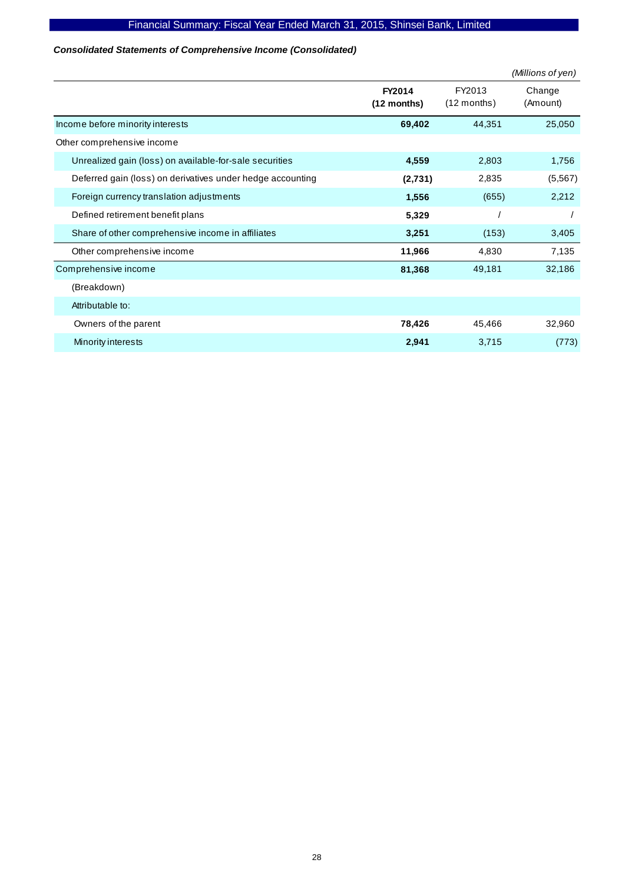### *Consolidated Statements of Comprehensive Income (Consolidated)*

*(Millions of yen)*

| | **FY2014 (12 months)** | FY2013 (12 months) | Change (Amount) |
|---|---|---|---|
| Income before minority interests | **69,402** | 44,351 | 25,050 |
| Other comprehensive income | | | |
| Unrealized gain (loss) on available-for-sale securities | **4,559** | 2,803 | 1,756 |
| Deferred gain (loss) on derivatives under hedge accounting | **(2,731)** | 2,835 | (5,567) |
| Foreign currency translation adjustments | **1,556** | (655) | 2,212 |
| Defined retirement benefit plans | **5,329** | / | / |
| Share of other comprehensive income in affiliates | **3,251** | (153) | 3,405 |
| Other comprehensive income | **11,966** | 4,830 | 7,135 |
| Comprehensive income | **81,368** | 49,181 | 32,186 |
| (Breakdown) | | | |
| Attributable to: | | | |
| Owners of the parent | **78,426** | 45,466 | 32,960 |
| Minority interests | **2,941** | 3,715 | (773) |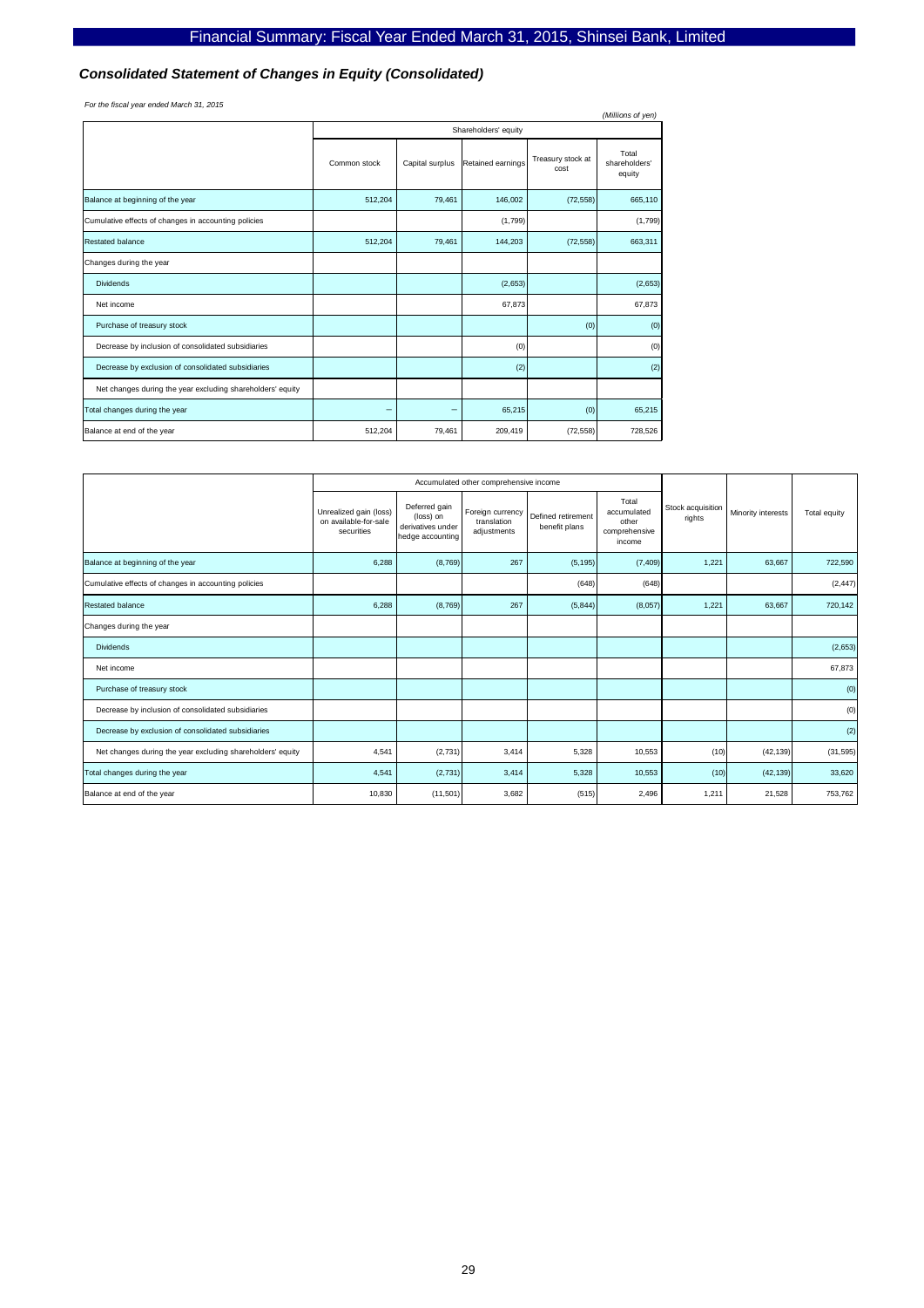## Consolidated Statement of Changes in Equity (Consolidated)

*For the fiscal year ended March 31, 2015*

(Millions of yen)

| | Shareholders' equity | | | | |
|---|---|---|---|---|---|
| | Common stock | Capital surplus | Retained earnings | Treasury stock at cost | Total shareholders' equity |
| Balance at beginning of the year | 512,204 | 79,461 | 146,002 | (72,558) | 665,110 |
| Cumulative effects of changes in accounting policies | | | (1,799) | | (1,799) |
| Restated balance | 512,204 | 79,461 | 144,203 | (72,558) | 663,311 |
| Changes during the year | | | | | |
| Dividends | | | (2,653) | | (2,653) |
| Net income | | | 67,873 | | 67,873 |
| Purchase of treasury stock | | | | (0) | (0) |
| Decrease by inclusion of consolidated subsidiaries | | | (0) | | (0) |
| Decrease by exclusion of consolidated subsidiaries | | | (2) | | (2) |
| Net changes during the year excluding shareholders' equity | | | | | |
| Total changes during the year | – | – | 65,215 | (0) | 65,215 |
| Balance at end of the year | 512,204 | 79,461 | 209,419 | (72,558) | 728,526 |

| | Accumulated other comprehensive income | | | | | Stock acquisition rights | Minority interests | Total equity |
|---|---|---|---|---|---|---|---|---|
| | Unrealized gain (loss) on available-for-sale securities | Deferred gain (loss) on derivatives under hedge accounting | Foreign currency translation adjustments | Defined retirement benefit plans | Total accumulated other comprehensive income | | | |
| Balance at beginning of the year | 6,288 | (8,769) | 267 | (5,195) | (7,409) | 1,221 | 63,667 | 722,590 |
| Cumulative effects of changes in accounting policies | | | | (648) | (648) | | | (2,447) |
| Restated balance | 6,288 | (8,769) | 267 | (5,844) | (8,057) | 1,221 | 63,667 | 720,142 |
| Changes during the year | | | | | | | | |
| Dividends | | | | | | | | (2,653) |
| Net income | | | | | | | | 67,873 |
| Purchase of treasury stock | | | | | | | | (0) |
| Decrease by inclusion of consolidated subsidiaries | | | | | | | | (0) |
| Decrease by exclusion of consolidated subsidiaries | | | | | | | | (2) |
| Net changes during the year excluding shareholders' equity | 4,541 | (2,731) | 3,414 | 5,328 | 10,553 | (10) | (42,139) | (31,595) |
| Total changes during the year | 4,541 | (2,731) | 3,414 | 5,328 | 10,553 | (10) | (42,139) | 33,620 |
| Balance at end of the year | 10,830 | (11,501) | 3,682 | (515) | 2,496 | 1,211 | 21,528 | 753,762 |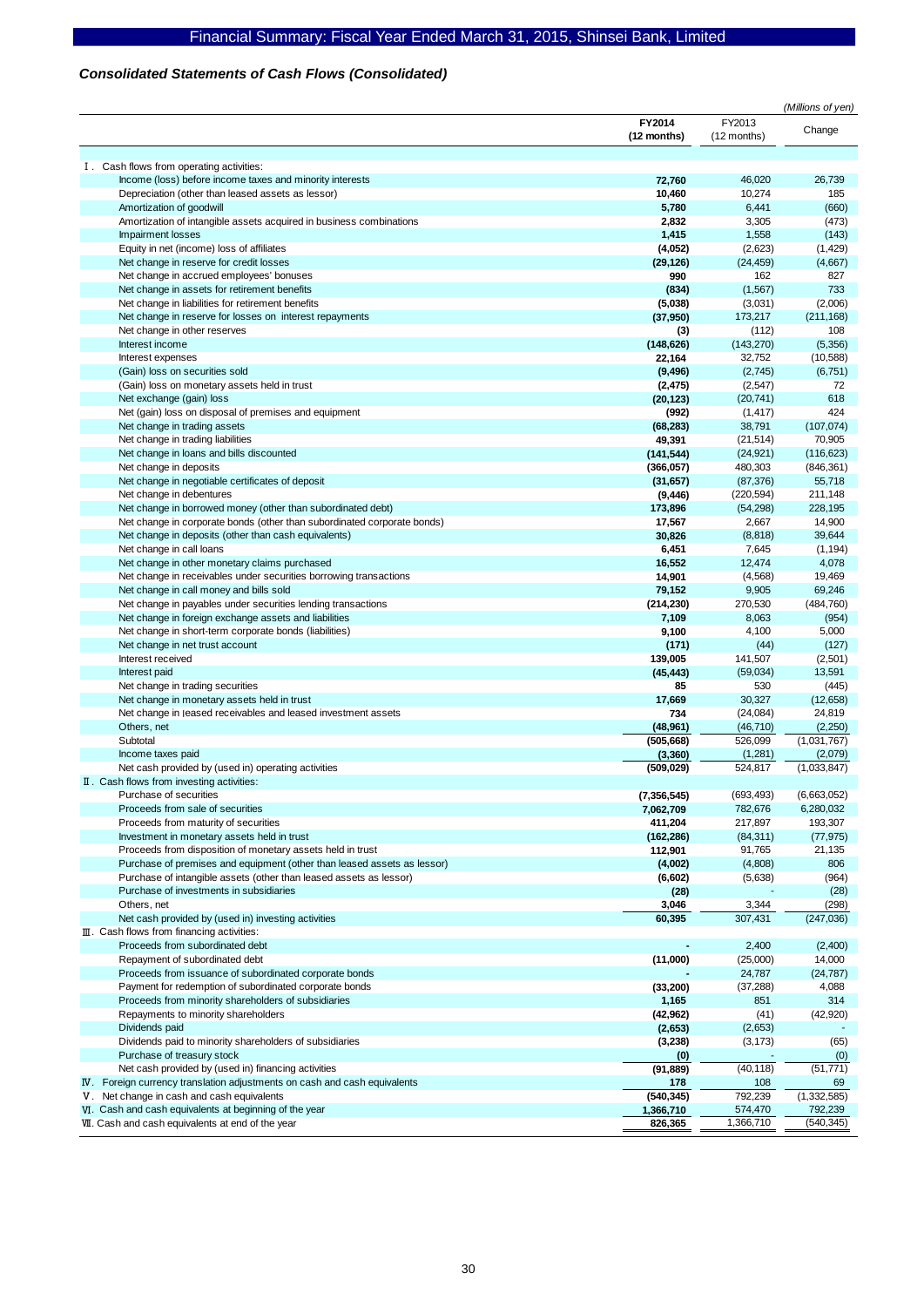## Consolidated Statements of Cash Flows (Consolidated)

*(Millions of yen)*

| | FY2014 (12 months) | FY2013 (12 months) | Change |
|---|---|---|---|
| Ⅰ. Cash flows from operating activities: | | | |
| Income (loss) before income taxes and minority interests | **72,760** | 46,020 | 26,739 |
| Depreciation (other than leased assets as lessor) | **10,460** | 10,274 | 185 |
| Amortization of goodwill | **5,780** | 6,441 | (660) |
| Amortization of intangible assets acquired in business combinations | **2,832** | 3,305 | (473) |
| Impairment losses | **1,415** | 1,558 | (143) |
| Equity in net (income) loss of affiliates | **(4,052)** | (2,623) | (1,429) |
| Net change in reserve for credit losses | **(29,126)** | (24,459) | (4,667) |
| Net change in accrued employees' bonuses | **990** | 162 | 827 |
| Net change in assets for retirement benefits | **(834)** | (1,567) | 733 |
| Net change in liabilities for retirement benefits | **(5,038)** | (3,031) | (2,006) |
| Net change in reserve for losses on interest repayments | **(37,950)** | 173,217 | (211,168) |
| Net change in other reserves | **(3)** | (112) | 108 |
| Interest income | **(148,626)** | (143,270) | (5,356) |
| Interest expenses | **22,164** | 32,752 | (10,588) |
| (Gain) loss on securities sold | **(9,496)** | (2,745) | (6,751) |
| (Gain) loss on monetary assets held in trust | **(2,475)** | (2,547) | 72 |
| Net exchange (gain) loss | **(20,123)** | (20,741) | 618 |
| Net (gain) loss on disposal of premises and equipment | **(992)** | (1,417) | 424 |
| Net change in trading assets | **(68,283)** | 38,791 | (107,074) |
| Net change in trading liabilities | **49,391** | (21,514) | 70,905 |
| Net change in loans and bills discounted | **(141,544)** | (24,921) | (116,623) |
| Net change in deposits | **(366,057)** | 480,303 | (846,361) |
| Net change in negotiable certificates of deposit | **(31,657)** | (87,376) | 55,718 |
| Net change in debentures | **(9,446)** | (220,594) | 211,148 |
| Net change in borrowed money (other than subordinated debt) | **173,896** | (54,298) | 228,195 |
| Net change in corporate bonds (other than subordinated corporate bonds) | **17,567** | 2,667 | 14,900 |
| Net change in deposits (other than cash equivalents) | **30,826** | (8,818) | 39,644 |
| Net change in call loans | **6,451** | 7,645 | (1,194) |
| Net change in other monetary claims purchased | **16,552** | 12,474 | 4,078 |
| Net change in receivables under securities borrowing transactions | **14,901** | (4,568) | 19,469 |
| Net change in call money and bills sold | **79,152** | 9,905 | 69,246 |
| Net change in payables under securities lending transactions | **(214,230)** | 270,530 | (484,760) |
| Net change in foreign exchange assets and liabilities | **7,109** | 8,063 | (954) |
| Net change in short-term corporate bonds (liabilities) | **9,100** | 4,100 | 5,000 |
| Net change in net trust account | **(171)** | (44) | (127) |
| Interest received | **139,005** | 141,507 | (2,501) |
| Interest paid | **(45,443)** | (59,034) | 13,591 |
| Net change in trading securities | **85** | 530 | (445) |
| Net change in monetary assets held in trust | **17,669** | 30,327 | (12,658) |
| Net change in leased receivables and leased investment assets | **734** | (24,084) | 24,819 |
| Others, net | **(48,961)** | (46,710) | (2,250) |
| Subtotal | **(505,668)** | 526,099 | (1,031,767) |
| Income taxes paid | **(3,360)** | (1,281) | (2,079) |
| Net cash provided by (used in) operating activities | **(509,029)** | 524,817 | (1,033,847) |
| Ⅱ. Cash flows from investing activities: | | | |
| Purchase of securities | **(7,356,545)** | (693,493) | (6,663,052) |
| Proceeds from sale of securities | **7,062,709** | 782,676 | 6,280,032 |
| Proceeds from maturity of securities | **411,204** | 217,897 | 193,307 |
| Investment in monetary assets held in trust | **(162,286)** | (84,311) | (77,975) |
| Proceeds from disposition of monetary assets held in trust | **112,901** | 91,765 | 21,135 |
| Purchase of premises and equipment (other than leased assets as lessor) | **(4,002)** | (4,808) | 806 |
| Purchase of intangible assets (other than leased assets as lessor) | **(6,602)** | (5,638) | (964) |
| Purchase of investments in subsidiaries | **(28)** | - | (28) |
| Others, net | **3,046** | 3,344 | (298) |
| Net cash provided by (used in) investing activities | **60,395** | 307,431 | (247,036) |
| Ⅲ. Cash flows from financing activities: | | | |
| Proceeds from subordinated debt | **-** | 2,400 | (2,400) |
| Repayment of subordinated debt | **(11,000)** | (25,000) | 14,000 |
| Proceeds from issuance of subordinated corporate bonds | **-** | 24,787 | (24,787) |
| Payment for redemption of subordinated corporate bonds | **(33,200)** | (37,288) | 4,088 |
| Proceeds from minority shareholders of subsidiaries | **1,165** | 851 | 314 |
| Repayments to minority shareholders | **(42,962)** | (41) | (42,920) |
| Dividends paid | **(2,653)** | (2,653) | - |
| Dividends paid to minority shareholders of subsidiaries | **(3,238)** | (3,173) | (65) |
| Purchase of treasury stock | **(0)** | - | (0) |
| Net cash provided by (used in) financing activities | **(91,889)** | (40,118) | (51,771) |
| Ⅳ. Foreign currency translation adjustments on cash and cash equivalents | **178** | 108 | 69 |
| Ⅴ. Net change in cash and cash equivalents | **(540,345)** | 792,239 | (1,332,585) |
| Ⅵ. Cash and cash equivalents at beginning of the year | **1,366,710** | 574,470 | 792,239 |
| Ⅶ. Cash and cash equivalents at end of the year | **826,365** | 1,366,710 | (540,345) |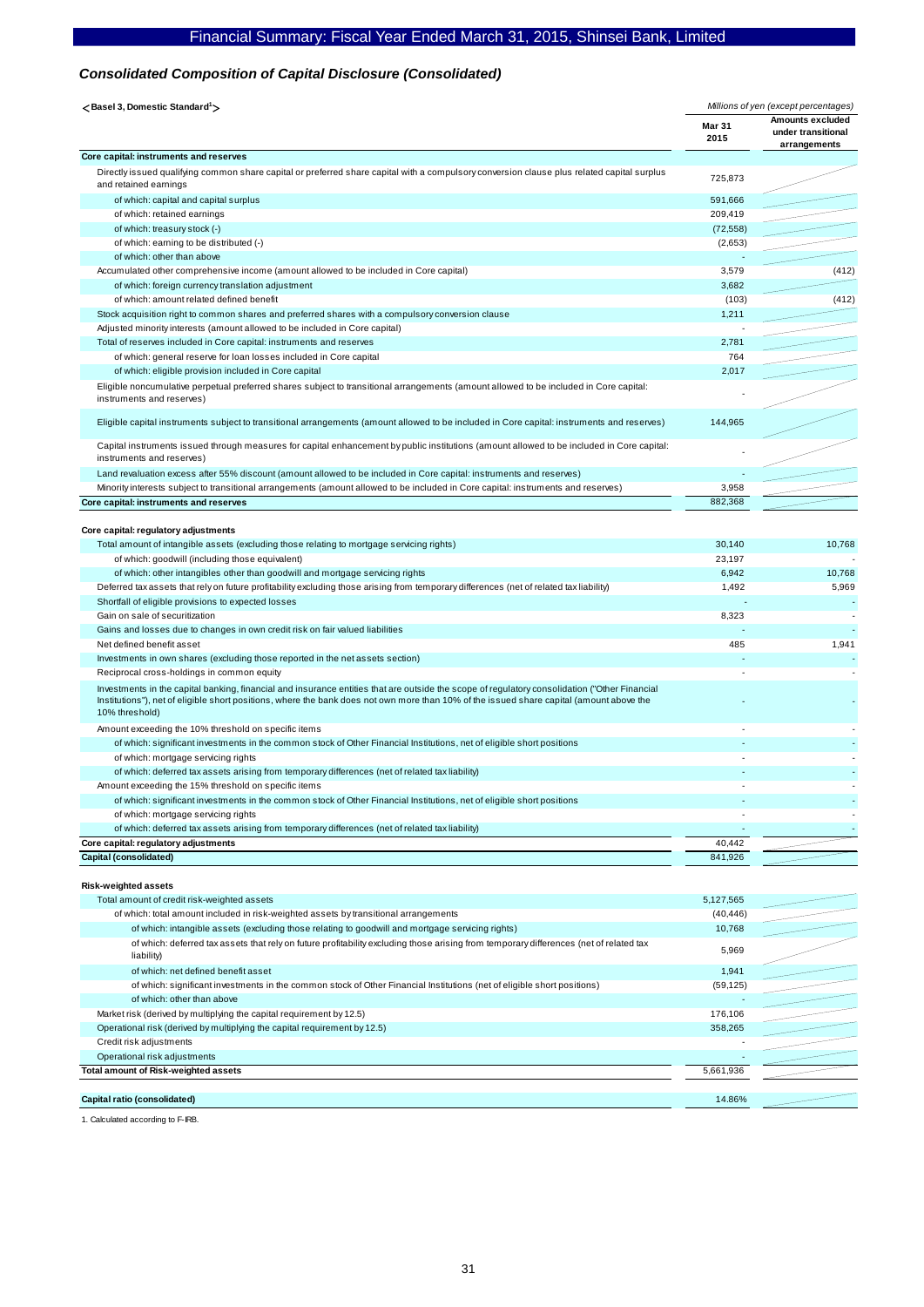## *Consolidated Composition of Capital Disclosure (Consolidated)*

**<Basel 3, Domestic Standard[1]>** *Millions of yen (except percentages)*

| | Mar 31 2015 | Amounts excluded under transitional arrangements |
|---|---|---|
| **Core capital: instruments and reserves** | | |
| Directly issued qualifying common share capital or preferred share capital with a compulsory conversion clause plus related capital surplus and retained earnings | 725,873 | |
| of which: capital and capital surplus | 591,666 | |
| of which: retained earnings | 209,419 | |
| of which: treasury stock (-) | (72,558) | |
| of which: earning to be distributed (-) | (2,653) | |
| of which: other than above | - | |
| Accumulated other comprehensive income (amount allowed to be included in Core capital) | 3,579 | (412) |
| of which: foreign currency translation adjustment | 3,682 | |
| of which: amount related defined benefit | (103) | (412) |
| Stock acquisition right to common shares and preferred shares with a compulsory conversion clause | 1,211 | |
| Adjusted minority interests (amount allowed to be included in Core capital) | - | |
| Total of reserves included in Core capital: instruments and reserves | 2,781 | |
| of which: general reserve for loan losses included in Core capital | 764 | |
| of which: eligible provision included in Core capital | 2,017 | |
| Eligible noncumulative perpetual preferred shares subject to transitional arrangements (amount allowed to be included in Core capital: instruments and reserves) | - | |
| Eligible capital instruments subject to transitional arrangements (amount allowed to be included in Core capital: instruments and reserves) | 144,965 | |
| Capital instruments issued through measures for capital enhancement by public institutions (amount allowed to be included in Core capital: instruments and reserves) | - | |
| Land revaluation excess after 55% discount (amount allowed to be included in Core capital: instruments and reserves) | - | |
| Minority interests subject to transitional arrangements (amount allowed to be included in Core capital: instruments and reserves) | 3,958 | |
| **Core capital: instruments and reserves** | 882,368 | |
| | | |
| **Core capital: regulatory adjustments** | | |
| Total amount of intangible assets (excluding those relating to mortgage servicing rights) | 30,140 | 10,768 |
| of which: goodwill (including those equivalent) | 23,197 | - |
| of which: other intangibles other than goodwill and mortgage servicing rights | 6,942 | 10,768 |
| Deferred tax assets that rely on future profitability excluding those arising from temporary differences (net of related tax liability) | 1,492 | 5,969 |
| Shortfall of eligible provisions to expected losses | - | - |
| Gain on sale of securitization | 8,323 | - |
| Gains and losses due to changes in own credit risk on fair valued liabilities | - | - |
| Net defined benefit asset | 485 | 1,941 |
| Investments in own shares (excluding those reported in the net assets section) | - | - |
| Reciprocal cross-holdings in common equity | - | - |
| Investments in the capital banking, financial and insurance entities that are outside the scope of regulatory consolidation ("Other Financial Institutions"), net of eligible short positions, where the bank does not own more than 10% of the issued share capital (amount above the 10% threshold) | - | - |
| Amount exceeding the 10% threshold on specific items | - | - |
| of which: significant investments in the common stock of Other Financial Institutions, net of eligible short positions | - | - |
| of which: mortgage servicing rights | - | - |
| of which: deferred tax assets arising from temporary differences (net of related tax liability) | - | - |
| Amount exceeding the 15% threshold on specific items | - | - |
| of which: significant investments in the common stock of Other Financial Institutions, net of eligible short positions | - | - |
| of which: mortgage servicing rights | - | - |
| of which: deferred tax assets arising from temporary differences (net of related tax liability) | - | - |
| **Core capital: regulatory adjustments** | 40,442 | |
| **Capital (consolidated)** | 841,926 | |
| | | |
| **Risk-weighted assets** | | |
| Total amount of credit risk-weighted assets | 5,127,565 | |
| of which: total amount included in risk-weighted assets by transitional arrangements | (40,446) | |
| of which: intangible assets (excluding those relating to goodwill and mortgage servicing rights) | 10,768 | |
| of which: deferred tax assets that rely on future profitability excluding those arising from temporary differences (net of related tax liability) | 5,969 | |
| of which: net defined benefit asset | 1,941 | |
| of which: significant investments in the common stock of Other Financial Institutions (net of eligible short positions) | (59,125) | |
| of which: other than above | - | |
| Market risk (derived by multiplying the capital requirement by 12.5) | 176,106 | |
| Operational risk (derived by multiplying the capital requirement by 12.5) | 358,265 | |
| Credit risk adjustments | - | |
| Operational risk adjustments | - | |
| **Total amount of Risk-weighted assets** | 5,661,936 | |
| | | |
| **Capital ratio (consolidated)** | 14.86% | |

1. Calculated according to F-IRB.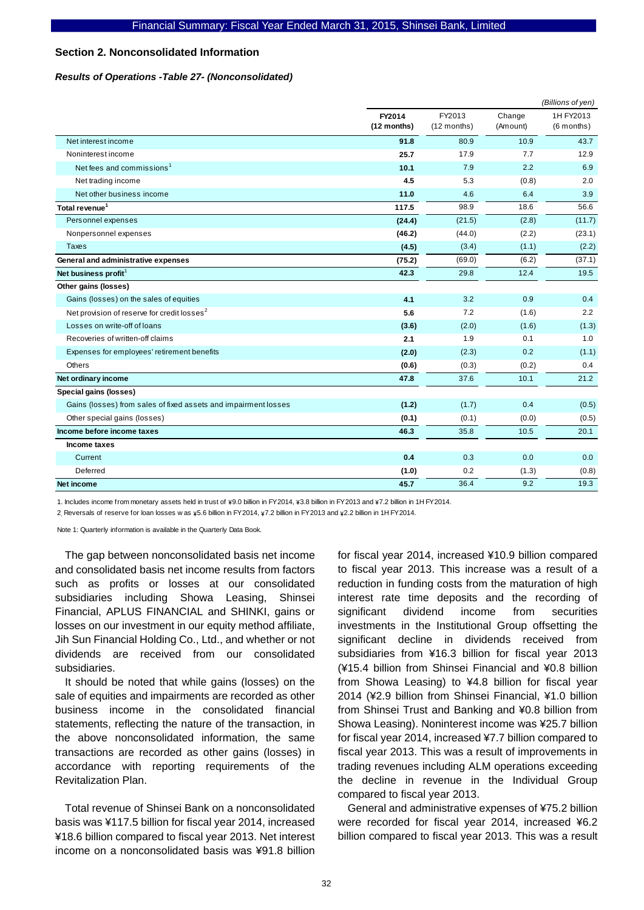## Section 2. Nonconsolidated Information

### *Results of Operations -Table 27- (Nonconsolidated)*

*(Billions of yen)*

| | **FY2014 (12 months)** | FY2013 (12 months) | Change (Amount) | 1H FY2013 (6 months) |
|---|---|---|---|---|
| Net interest income | **91.8** | 80.9 | 10.9 | 43.7 |
| Noninterest income | **25.7** | 17.9 | 7.7 | 12.9 |
| Net fees and commissions[1] | **10.1** | 7.9 | 2.2 | 6.9 |
| Net trading income | **4.5** | 5.3 | (0.8) | 2.0 |
| Net other business income | **11.0** | 4.6 | 6.4 | 3.9 |
| **Total revenue[1]** | **117.5** | 98.9 | 18.6 | 56.6 |
| Personnel expenses | **(24.4)** | (21.5) | (2.8) | (11.7) |
| Nonpersonnel expenses | **(46.2)** | (44.0) | (2.2) | (23.1) |
| Taxes | **(4.5)** | (3.4) | (1.1) | (2.2) |
| **General and administrative expenses** | **(75.2)** | (69.0) | (6.2) | (37.1) |
| **Net business profit[1]** | **42.3** | 29.8 | 12.4 | 19.5 |
| **Other gains (losses)** | | | | |
| Gains (losses) on the sales of equities | **4.1** | 3.2 | 0.9 | 0.4 |
| Net provision of reserve for credit losses[2] | **5.6** | 7.2 | (1.6) | 2.2 |
| Losses on write-off of loans | **(3.6)** | (2.0) | (1.6) | (1.3) |
| Recoveries of written-off claims | **2.1** | 1.9 | 0.1 | 1.0 |
| Expenses for employees' retirement benefits | **(2.0)** | (2.3) | 0.2 | (1.1) |
| Others | **(0.6)** | (0.3) | (0.2) | 0.4 |
| **Net ordinary income** | **47.8** | 37.6 | 10.1 | 21.2 |
| **Special gains (losses)** | | | | |
| Gains (losses) from sales of fixed assets and impairment losses | **(1.2)** | (1.7) | 0.4 | (0.5) |
| Other special gains (losses) | **(0.1)** | (0.1) | (0.0) | (0.5) |
| **Income before income taxes** | **46.3** | 35.8 | 10.5 | 20.1 |
| **Income taxes** | | | | |
| Current | **0.4** | 0.3 | 0.0 | 0.0 |
| Deferred | **(1.0)** | 0.2 | (1.3) | (0.8) |
| **Net income** | **45.7** | 36.4 | 9.2 | 19.3 |

1. Includes income from monetary assets held in trust of ¥9.0 billion in FY2014, ¥3.8 billion in FY2013 and ¥7.2 billion in 1H FY2014.

2. Reversals of reserve for loan losses was ¥5.6 billion in FY2014, ¥7.2 billion in FY2013 and ¥2.2 billion in 1H FY2014.

Note 1: Quarterly information is available in the Quarterly Data Book.

The gap between nonconsolidated basis net income and consolidated basis net income results from factors such as profits or losses at our consolidated subsidiaries including Showa Leasing, Shinsei Financial, APLUS FINANCIAL and SHINKI, gains or losses on our investment in our equity method affiliate, Jih Sun Financial Holding Co., Ltd., and whether or not dividends are received from our consolidated subsidiaries.

It should be noted that while gains (losses) on the sale of equities and impairments are recorded as other business income in the consolidated financial statements, reflecting the nature of the transaction, in the above nonconsolidated information, the same transactions are recorded as other gains (losses) in accordance with reporting requirements of the Revitalization Plan.

Total revenue of Shinsei Bank on a nonconsolidated basis was ¥117.5 billion for fiscal year 2014, increased ¥18.6 billion compared to fiscal year 2013. Net interest income on a nonconsolidated basis was ¥91.8 billion for fiscal year 2014, increased ¥10.9 billion compared to fiscal year 2013. This increase was a result of a reduction in funding costs from the maturation of high interest rate time deposits and the recording of significant dividend income from securities investments in the Institutional Group offsetting the significant decline in dividends received from subsidiaries from ¥16.3 billion for fiscal year 2013 (¥15.4 billion from Shinsei Financial and ¥0.8 billion from Showa Leasing) to ¥4.8 billion for fiscal year 2014 (¥2.9 billion from Shinsei Financial, ¥1.0 billion from Shinsei Trust and Banking and ¥0.8 billion from Showa Leasing). Noninterest income was ¥25.7 billion for fiscal year 2014, increased ¥7.7 billion compared to fiscal year 2013. This was a result of improvements in trading revenues including ALM operations exceeding the decline in revenue in the Individual Group compared to fiscal year 2013.

General and administrative expenses of ¥75.2 billion were recorded for fiscal year 2014, increased ¥6.2 billion compared to fiscal year 2013. This was a result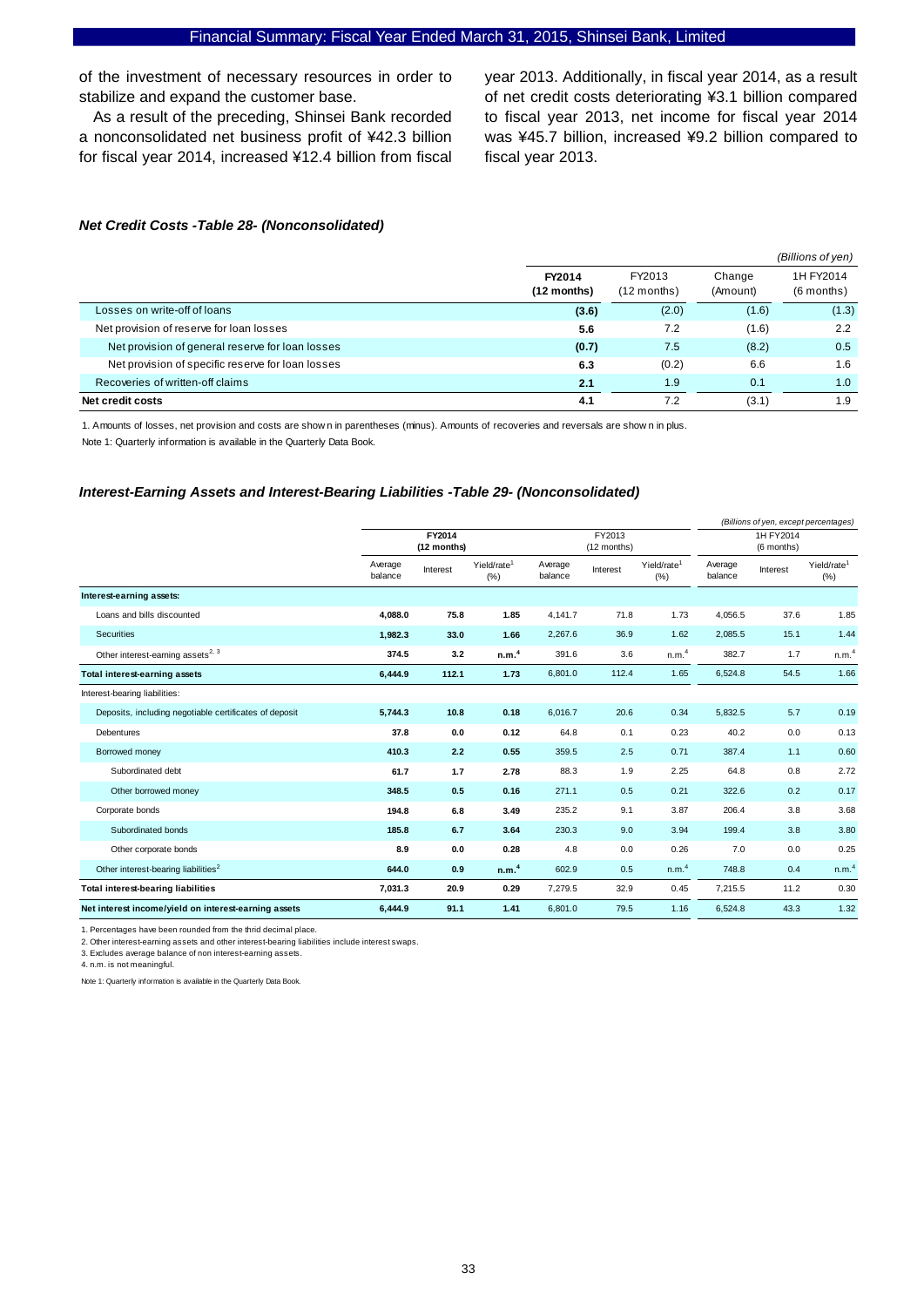of the investment of necessary resources in order to stabilize and expand the customer base.

As a result of the preceding, Shinsei Bank recorded a nonconsolidated net business profit of ¥42.3 billion for fiscal year 2014, increased ¥12.4 billion from fiscal year 2013. Additionally, in fiscal year 2014, as a result of net credit costs deteriorating ¥3.1 billion compared to fiscal year 2013, net income for fiscal year 2014 was ¥45.7 billion, increased ¥9.2 billion compared to fiscal year 2013.

### *Net Credit Costs -Table 28- (Nonconsolidated)*

*(Billions of yen)*

| | **FY2014 (12 months)** | FY2013 (12 months) | Change (Amount) | 1H FY2014 (6 months) |
|---|---|---|---|---|
| Losses on write-off of loans | **(3.6)** | (2.0) | (1.6) | (1.3) |
| Net provision of reserve for loan losses | **5.6** | 7.2 | (1.6) | 2.2 |
| Net provision of general reserve for loan losses | **(0.7)** | 7.5 | (8.2) | 0.5 |
| Net provision of specific reserve for loan losses | **6.3** | (0.2) | 6.6 | 1.6 |
| Recoveries of written-off claims | **2.1** | 1.9 | 0.1 | 1.0 |
| **Net credit costs** | **4.1** | 7.2 | (3.1) | 1.9 |

1. Amounts of losses, net provision and costs are shown in parentheses (minus). Amounts of recoveries and reversals are shown in plus.

Note 1: Quarterly information is available in the Quarterly Data Book.

### *Interest-Earning Assets and Interest-Bearing Liabilities -Table 29- (Nonconsolidated)*

*(Billions of yen, except percentages)*

| | **FY2014 (12 months)** | | | FY2013 (12 months) | | | 1H FY2014 (6 months) | | |
|---|---|---|---|---|---|---|---|---|---|
| | Average balance | Interest | Yield/rate[1] (%) | Average balance | Interest | Yield/rate[1] (%) | Average balance | Interest | Yield/rate[1] (%) |
| **Interest-earning assets:** | | | | | | | | | |
| Loans and bills discounted | **4,088.0** | **75.8** | **1.85** | 4,141.7 | 71.8 | 1.73 | 4,056.5 | 37.6 | 1.85 |
| Securities | **1,982.3** | **33.0** | **1.66** | 2,267.6 | 36.9 | 1.62 | 2,085.5 | 15.1 | 1.44 |
| Other interest-earning assets[2, 3] | **374.5** | **3.2** | **n.m.[4]** | 391.6 | 3.6 | n.m.[4] | 382.7 | 1.7 | n.m.[4] |
| **Total interest-earning assets** | **6,444.9** | **112.1** | **1.73** | 6,801.0 | 112.4 | 1.65 | 6,524.8 | 54.5 | 1.66 |
| Interest-bearing liabilities: | | | | | | | | | |
| Deposits, including negotiable certificates of deposit | **5,744.3** | **10.8** | **0.18** | 6,016.7 | 20.6 | 0.34 | 5,832.5 | 5.7 | 0.19 |
| Debentures | **37.8** | **0.0** | **0.12** | 64.8 | 0.1 | 0.23 | 40.2 | 0.0 | 0.13 |
| Borrowed money | **410.3** | **2.2** | **0.55** | 359.5 | 2.5 | 0.71 | 387.4 | 1.1 | 0.60 |
| Subordinated debt | **61.7** | **1.7** | **2.78** | 88.3 | 1.9 | 2.25 | 64.8 | 0.8 | 2.72 |
| Other borrowed money | **348.5** | **0.5** | **0.16** | 271.1 | 0.5 | 0.21 | 322.6 | 0.2 | 0.17 |
| Corporate bonds | **194.8** | **6.8** | **3.49** | 235.2 | 9.1 | 3.87 | 206.4 | 3.8 | 3.68 |
| Subordinated bonds | **185.8** | **6.7** | **3.64** | 230.3 | 9.0 | 3.94 | 199.4 | 3.8 | 3.80 |
| Other corporate bonds | **8.9** | **0.0** | **0.28** | 4.8 | 0.0 | 0.26 | 7.0 | 0.0 | 0.25 |
| Other interest-bearing liabilities[2] | **644.0** | **0.9** | **n.m.[4]** | 602.9 | 0.5 | n.m.[4] | 748.8 | 0.4 | n.m.[4] |
| **Total interest-bearing liabilities** | **7,031.3** | **20.9** | **0.29** | 7,279.5 | 32.9 | 0.45 | 7,215.5 | 11.2 | 0.30 |
| **Net interest income/yield on interest-earning assets** | **6,444.9** | **91.1** | **1.41** | 6,801.0 | 79.5 | 1.16 | 6,524.8 | 43.3 | 1.32 |

1. Percentages have been rounded from the thrid decimal place.
2. Other interest-earning assets and other interest-bearing liabilities include interest swaps.
3. Excludes average balance of non interest-earning assets.
4. n.m. is not meaningful.

Note 1: Quarterly information is available in the Quarterly Data Book.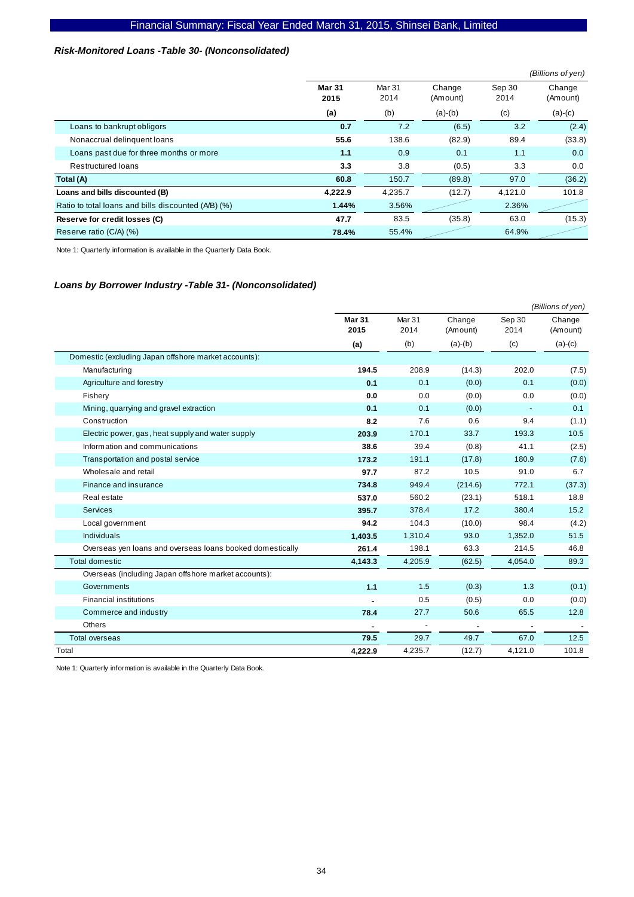### *Risk-Monitored Loans -Table 30- (Nonconsolidated)*

*(Billions of yen)*

| | **Mar 31 2015** | Mar 31 2014 | Change (Amount) | Sep 30 2014 | Change (Amount) |
|---|---|---|---|---|---|
| | **(a)** | (b) | (a)-(b) | (c) | (a)-(c) |
| Loans to bankrupt obligors | **0.7** | 7.2 | (6.5) | 3.2 | (2.4) |
| Nonaccrual delinquent loans | **55.6** | 138.6 | (82.9) | 89.4 | (33.8) |
| Loans past due for three months or more | **1.1** | 0.9 | 0.1 | 1.1 | 0.0 |
| Restructured loans | **3.3** | 3.8 | (0.5) | 3.3 | 0.0 |
| **Total (A)** | **60.8** | 150.7 | (89.8) | 97.0 | (36.2) |
| **Loans and bills discounted (B)** | **4,222.9** | 4,235.7 | (12.7) | 4,121.0 | 101.8 |
| Ratio to total loans and bills discounted (A/B) (%) | **1.44%** | 3.56% | | 2.36% | |
| **Reserve for credit losses (C)** | **47.7** | 83.5 | (35.8) | 63.0 | (15.3) |
| Reserve ratio (C/A) (%) | **78.4%** | 55.4% | | 64.9% | |

Note 1: Quarterly information is available in the Quarterly Data Book.

### *Loans by Borrower Industry -Table 31- (Nonconsolidated)*

*(Billions of yen)*

| | **Mar 31 2015** | Mar 31 2014 | Change (Amount) | Sep 30 2014 | Change (Amount) |
|---|---|---|---|---|---|
| | **(a)** | (b) | (a)-(b) | (c) | (a)-(c) |
| Domestic (excluding Japan offshore market accounts): | | | | | |
| Manufacturing | **194.5** | 208.9 | (14.3) | 202.0 | (7.5) |
| Agriculture and forestry | **0.1** | 0.1 | (0.0) | 0.1 | (0.0) |
| Fishery | **0.0** | 0.0 | (0.0) | 0.0 | (0.0) |
| Mining, quarrying and gravel extraction | **0.1** | 0.1 | (0.0) | - | 0.1 |
| Construction | **8.2** | 7.6 | 0.6 | 9.4 | (1.1) |
| Electric power, gas, heat supply and water supply | **203.9** | 170.1 | 33.7 | 193.3 | 10.5 |
| Information and communications | **38.6** | 39.4 | (0.8) | 41.1 | (2.5) |
| Transportation and postal service | **173.2** | 191.1 | (17.8) | 180.9 | (7.6) |
| Wholesale and retail | **97.7** | 87.2 | 10.5 | 91.0 | 6.7 |
| Finance and insurance | **734.8** | 949.4 | (214.6) | 772.1 | (37.3) |
| Real estate | **537.0** | 560.2 | (23.1) | 518.1 | 18.8 |
| Services | **395.7** | 378.4 | 17.2 | 380.4 | 15.2 |
| Local government | **94.2** | 104.3 | (10.0) | 98.4 | (4.2) |
| Individuals | **1,403.5** | 1,310.4 | 93.0 | 1,352.0 | 51.5 |
| Overseas yen loans and overseas loans booked domestically | **261.4** | 198.1 | 63.3 | 214.5 | 46.8 |
| Total domestic | **4,143.3** | 4,205.9 | (62.5) | 4,054.0 | 89.3 |
| Overseas (including Japan offshore market accounts): | | | | | |
| Governments | **1.1** | 1.5 | (0.3) | 1.3 | (0.1) |
| Financial institutions | **-** | 0.5 | (0.5) | 0.0 | (0.0) |
| Commerce and industry | **78.4** | 27.7 | 50.6 | 65.5 | 12.8 |
| Others | **-** | - | - | - | - |
| Total overseas | **79.5** | 29.7 | 49.7 | 67.0 | 12.5 |
| Total | **4,222.9** | 4,235.7 | (12.7) | 4,121.0 | 101.8 |

Note 1: Quarterly information is available in the Quarterly Data Book.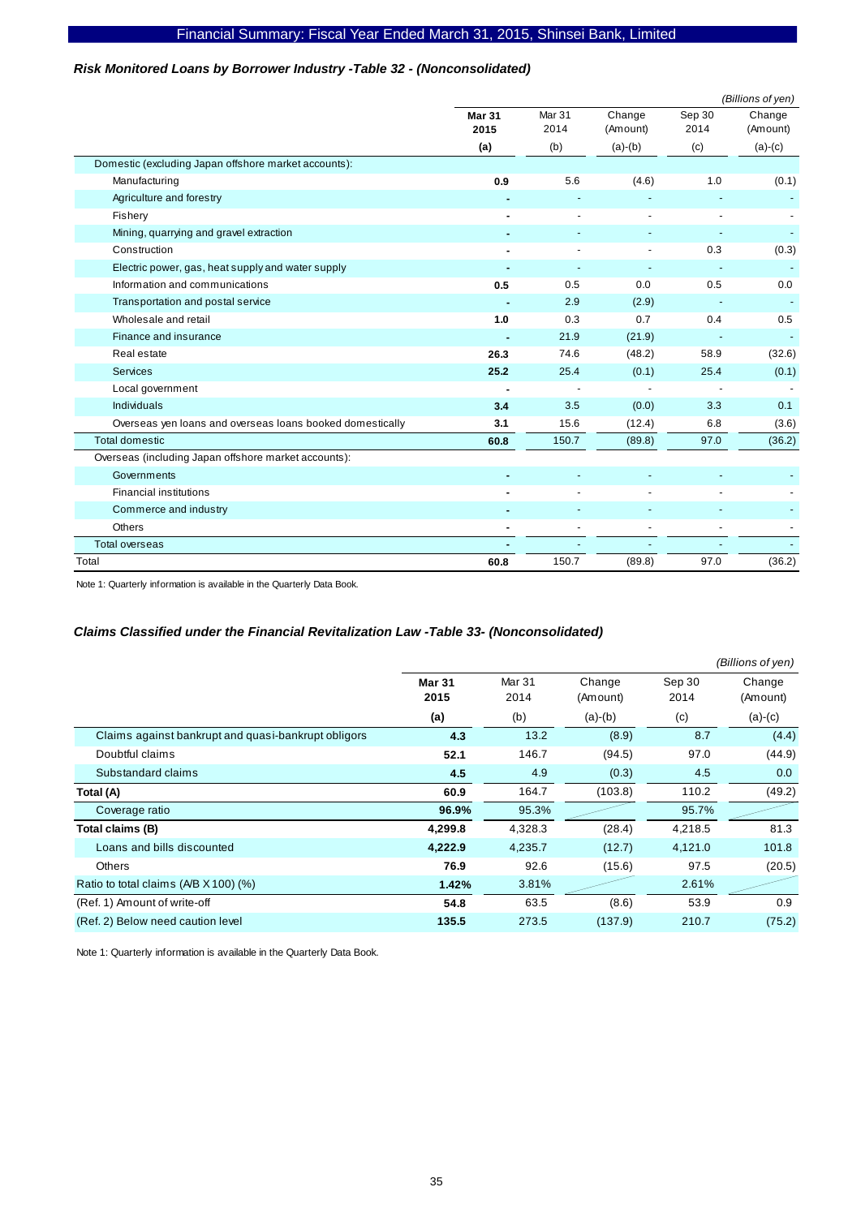### *Risk Monitored Loans by Borrower Industry -Table 32 - (Nonconsolidated)*

*(Billions of yen)*

| | **Mar 31 2015** | Mar 31 2014 | Change (Amount) | Sep 30 2014 | Change (Amount) |
|---|---|---|---|---|---|
| | **(a)** | (b) | (a)-(b) | (c) | (a)-(c) |
| Domestic (excluding Japan offshore market accounts): | | | | | |
| Manufacturing | **0.9** | 5.6 | (4.6) | 1.0 | (0.1) |
| Agriculture and forestry | **-** | - | - | - | - |
| Fishery | **-** | - | - | - | - |
| Mining, quarrying and gravel extraction | **-** | - | - | - | - |
| Construction | **-** | - | - | 0.3 | (0.3) |
| Electric power, gas, heat supply and water supply | **-** | - | - | - | - |
| Information and communications | **0.5** | 0.5 | 0.0 | 0.5 | 0.0 |
| Transportation and postal service | **-** | 2.9 | (2.9) | - | - |
| Wholesale and retail | **1.0** | 0.3 | 0.7 | 0.4 | 0.5 |
| Finance and insurance | **-** | 21.9 | (21.9) | - | - |
| Real estate | **26.3** | 74.6 | (48.2) | 58.9 | (32.6) |
| Services | **25.2** | 25.4 | (0.1) | 25.4 | (0.1) |
| Local government | **-** | - | - | - | - |
| Individuals | **3.4** | 3.5 | (0.0) | 3.3 | 0.1 |
| Overseas yen loans and overseas loans booked domestically | **3.1** | 15.6 | (12.4) | 6.8 | (3.6) |
| Total domestic | **60.8** | 150.7 | (89.8) | 97.0 | (36.2) |
| Overseas (including Japan offshore market accounts): | | | | | |
| Governments | **-** | - | - | - | - |
| Financial institutions | **-** | - | - | - | - |
| Commerce and industry | **-** | - | - | - | - |
| Others | **-** | - | - | - | - |
| Total overseas | **-** | - | - | - | - |
| Total | **60.8** | 150.7 | (89.8) | 97.0 | (36.2) |

Note 1: Quarterly information is available in the Quarterly Data Book.

### *Claims Classified under the Financial Revitalization Law -Table 33- (Nonconsolidated)*

*(Billions of yen)*

| | **Mar 31 2015** | Mar 31 2014 | Change (Amount) | Sep 30 2014 | Change (Amount) |
|---|---|---|---|---|---|
| | **(a)** | (b) | (a)-(b) | (c) | (a)-(c) |
| Claims against bankrupt and quasi-bankrupt obligors | **4.3** | 13.2 | (8.9) | 8.7 | (4.4) |
| Doubtful claims | **52.1** | 146.7 | (94.5) | 97.0 | (44.9) |
| Substandard claims | **4.5** | 4.9 | (0.3) | 4.5 | 0.0 |
| **Total (A)** | **60.9** | 164.7 | (103.8) | 110.2 | (49.2) |
| Coverage ratio | **96.9%** | 95.3% | | 95.7% | |
| **Total claims (B)** | **4,299.8** | 4,328.3 | (28.4) | 4,218.5 | 81.3 |
| Loans and bills discounted | **4,222.9** | 4,235.7 | (12.7) | 4,121.0 | 101.8 |
| Others | **76.9** | 92.6 | (15.6) | 97.5 | (20.5) |
| Ratio to total claims (A/B X 100) (%) | **1.42%** | 3.81% | | 2.61% | |
| (Ref. 1) Amount of write-off | **54.8** | 63.5 | (8.6) | 53.9 | 0.9 |
| (Ref. 2) Below need caution level | **135.5** | 273.5 | (137.9) | 210.7 | (75.2) |

Note 1: Quarterly information is available in the Quarterly Data Book.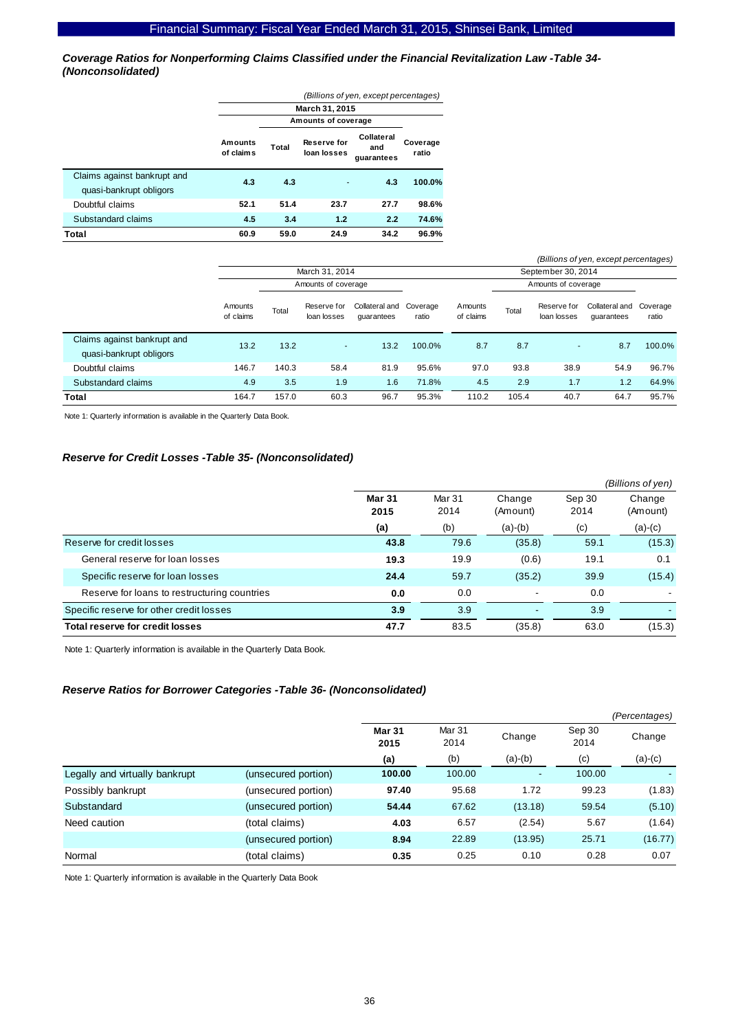### *Coverage Ratios for Nonperforming Claims Classified under the Financial Revitalization Law -Table 34- (Nonconsolidated)*

*(Billions of yen, except percentages)*

| | March 31, 2015 | | | | |
|---|---|---|---|---|---|
| | | Amounts of coverage | | | |
| | Amounts of claims | Total | Reserve for loan losses | Collateral and guarantees | Coverage ratio |
| Claims against bankrupt and quasi-bankrupt obligors | **4.3** | **4.3** | - | **4.3** | **100.0%** |
| Doubtful claims | **52.1** | **51.4** | **23.7** | **27.7** | **98.6%** |
| Substandard claims | **4.5** | **3.4** | **1.2** | **2.2** | **74.6%** |
| **Total** | **60.9** | **59.0** | **24.9** | **34.2** | **96.9%** |

*(Billions of yen, except percentages)*

| | March 31, 2014 | | | | | September 30, 2014 | | | | |
|---|---|---|---|---|---|---|---|---|---|---|
| | | Amounts of coverage | | | | | Amounts of coverage | | | |
| | Amounts of claims | Total | Reserve for loan losses | Collateral and guarantees | Coverage ratio | Amounts of claims | Total | Reserve for loan losses | Collateral and guarantees | Coverage ratio |
| Claims against bankrupt and quasi-bankrupt obligors | 13.2 | 13.2 | - | 13.2 | 100.0% | 8.7 | 8.7 | - | 8.7 | 100.0% |
| Doubtful claims | 146.7 | 140.3 | 58.4 | 81.9 | 95.6% | 97.0 | 93.8 | 38.9 | 54.9 | 96.7% |
| Substandard claims | 4.9 | 3.5 | 1.9 | 1.6 | 71.8% | 4.5 | 2.9 | 1.7 | 1.2 | 64.9% |
| **Total** | 164.7 | 157.0 | 60.3 | 96.7 | 95.3% | 110.2 | 105.4 | 40.7 | 64.7 | 95.7% |

Note 1: Quarterly information is available in the Quarterly Data Book.

### *Reserve for Credit Losses -Table 35- (Nonconsolidated)*

*(Billions of yen)*

| | **Mar 31 2015** | Mar 31 2014 | Change (Amount) | Sep 30 2014 | Change (Amount) |
|---|---|---|---|---|---|
| | **(a)** | (b) | (a)-(b) | (c) | (a)-(c) |
| Reserve for credit losses | **43.8** | 79.6 | (35.8) | 59.1 | (15.3) |
| General reserve for loan losses | **19.3** | 19.9 | (0.6) | 19.1 | 0.1 |
| Specific reserve for loan losses | **24.4** | 59.7 | (35.2) | 39.9 | (15.4) |
| Reserve for loans to restructuring countries | **0.0** | 0.0 | - | 0.0 | - |
| Specific reserve for other credit losses | **3.9** | 3.9 | - | 3.9 | - |
| **Total reserve for credit losses** | **47.7** | 83.5 | (35.8) | 63.0 | (15.3) |

Note 1: Quarterly information is available in the Quarterly Data Book.

### *Reserve Ratios for Borrower Categories -Table 36- (Nonconsolidated)*

*(Percentages)*

| | | **Mar 31 2015** | Mar 31 2014 | Change | Sep 30 2014 | Change |
|---|---|---|---|---|---|---|
| | | **(a)** | (b) | (a)-(b) | (c) | (a)-(c) |
| Legally and virtually bankrupt | (unsecured portion) | **100.00** | 100.00 | - | 100.00 | - |
| Possibly bankrupt | (unsecured portion) | **97.40** | 95.68 | 1.72 | 99.23 | (1.83) |
| Substandard | (unsecured portion) | **54.44** | 67.62 | (13.18) | 59.54 | (5.10) |
| Need caution | (total claims) | **4.03** | 6.57 | (2.54) | 5.67 | (1.64) |
| | (unsecured portion) | **8.94** | 22.89 | (13.95) | 25.71 | (16.77) |
| Normal | (total claims) | **0.35** | 0.25 | 0.10 | 0.28 | 0.07 |

Note 1: Quarterly information is available in the Quarterly Data Book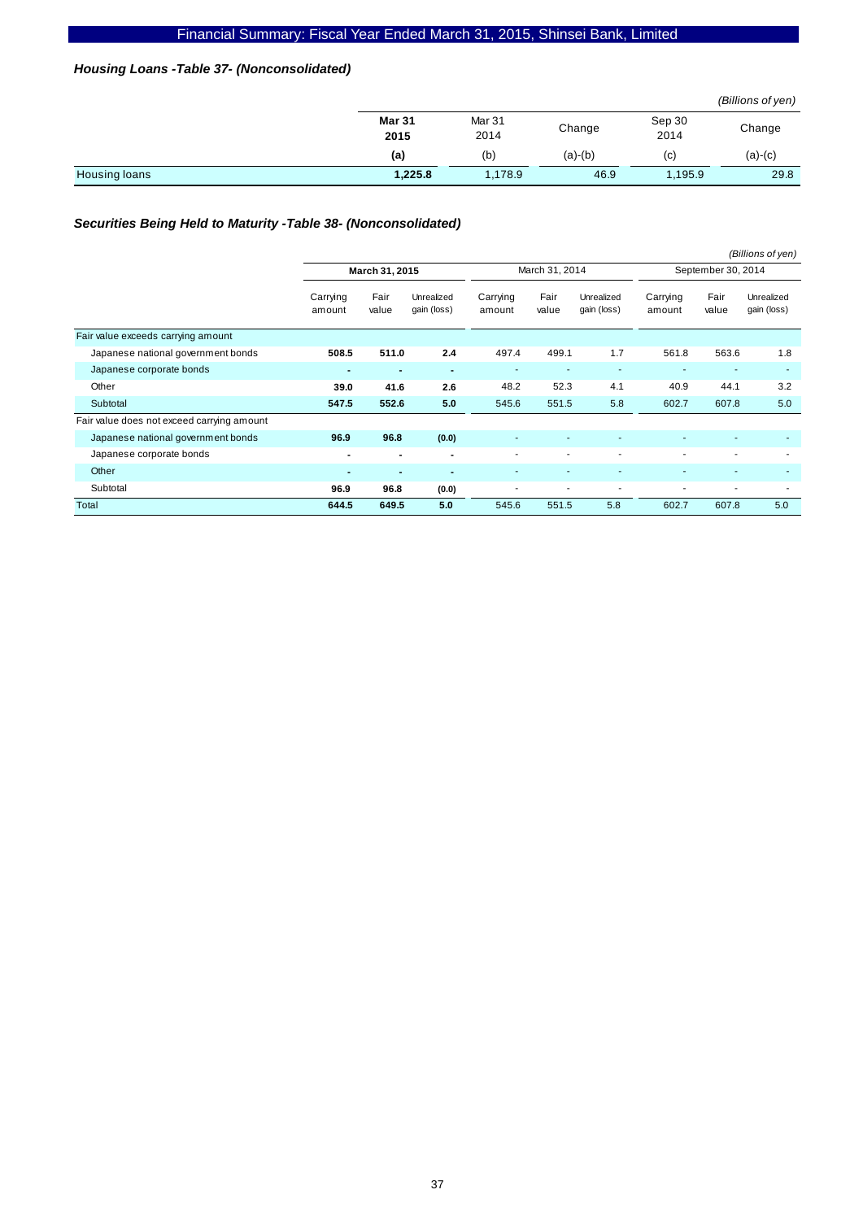### *Housing Loans -Table 37- (Nonconsolidated)*

*(Billions of yen)*

| | **Mar 31 2015** | Mar 31 2014 | Change | Sep 30 2014 | Change |
|---|---|---|---|---|---|
| | **(a)** | (b) | (a)-(b) | (c) | (a)-(c) |
| Housing loans | **1,225.8** | 1,178.9 | 46.9 | 1,195.9 | 29.8 |

### *Securities Being Held to Maturity -Table 38- (Nonconsolidated)*

*(Billions of yen)*

| | **March 31, 2015** | | | March 31, 2014 | | | September 30, 2014 | | |
|---|---|---|---|---|---|---|---|---|---|
| | Carrying amount | Fair value | Unrealized gain (loss) | Carrying amount | Fair value | Unrealized gain (loss) | Carrying amount | Fair value | Unrealized gain (loss) |
| Fair value exceeds carrying amount | | | | | | | | | |
| Japanese national government bonds | **508.5** | **511.0** | **2.4** | 497.4 | 499.1 | 1.7 | 561.8 | 563.6 | 1.8 |
| Japanese corporate bonds | **-** | **-** | **-** | - | - | - | - | - | - |
| Other | **39.0** | **41.6** | **2.6** | 48.2 | 52.3 | 4.1 | 40.9 | 44.1 | 3.2 |
| Subtotal | **547.5** | **552.6** | **5.0** | 545.6 | 551.5 | 5.8 | 602.7 | 607.8 | 5.0 |
| Fair value does not exceed carrying amount | | | | | | | | | |
| Japanese national government bonds | **96.9** | **96.8** | **(0.0)** | - | - | - | - | - | - |
| Japanese corporate bonds | **-** | **-** | **-** | - | - | - | - | - | - |
| Other | **-** | **-** | **-** | - | - | - | - | - | - |
| Subtotal | **96.9** | **96.8** | **(0.0)** | - | - | - | - | - | - |
| Total | **644.5** | **649.5** | **5.0** | 545.6 | 551.5 | 5.8 | 602.7 | 607.8 | 5.0 |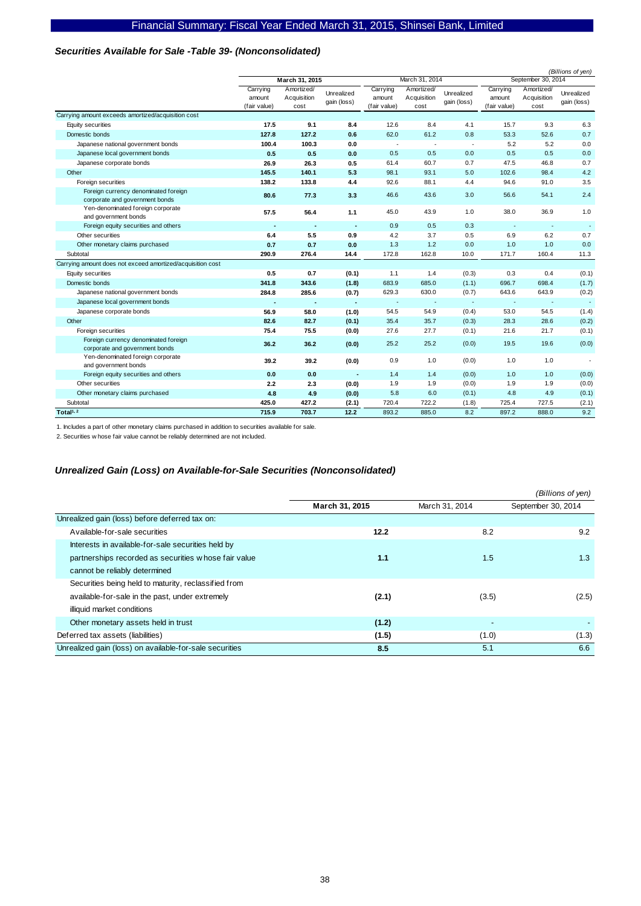### *Securities Available for Sale -Table 39- (Nonconsolidated)*

*(Billions of yen)*

| | **March 31, 2015** | | | March 31, 2014 | | | September 30, 2014 | | |
|---|---|---|---|---|---|---|---|---|---|
| | Carrying amount (fair value) | Amortized/ Acquisition cost | Unrealized gain (loss) | Carrying amount (fair value) | Amortized/ Acquisition cost | Unrealized gain (loss) | Carrying amount (fair value) | Amortized/ Acquisition cost | Unrealized gain (loss) |
| Carrying amount exceeds amortized/acquisition cost | | | | | | | | | |
| Equity securities | **17.5** | **9.1** | **8.4** | 12.6 | 8.4 | 4.1 | 15.7 | 9.3 | 6.3 |
| Domestic bonds | **127.8** | **127.2** | **0.6** | 62.0 | 61.2 | 0.8 | 53.3 | 52.6 | 0.7 |
| Japanese national government bonds | **100.4** | **100.3** | **0.0** | - | - | - | 5.2 | 5.2 | 0.0 |
| Japanese local government bonds | **0.5** | **0.5** | **0.0** | 0.5 | 0.5 | 0.0 | 0.5 | 0.5 | 0.0 |
| Japanese corporate bonds | **26.9** | **26.3** | **0.5** | 61.4 | 60.7 | 0.7 | 47.5 | 46.8 | 0.7 |
| Other | **145.5** | **140.1** | **5.3** | 98.1 | 93.1 | 5.0 | 102.6 | 98.4 | 4.2 |
| Foreign securities | **138.2** | **133.8** | **4.4** | 92.6 | 88.1 | 4.4 | 94.6 | 91.0 | 3.5 |
| Foreign currency denominated foreign corporate and government bonds | **80.6** | **77.3** | **3.3** | 46.6 | 43.6 | 3.0 | 56.6 | 54.1 | 2.4 |
| Yen-denominated foreign corporate and government bonds | **57.5** | **56.4** | **1.1** | 45.0 | 43.9 | 1.0 | 38.0 | 36.9 | 1.0 |
| Foreign equity securities and others | **-** | **-** | **-** | 0.9 | 0.5 | 0.3 | - | - | - |
| Other securities | **6.4** | **5.5** | **0.9** | 4.2 | 3.7 | 0.5 | 6.9 | 6.2 | 0.7 |
| Other monetary claims purchased | **0.7** | **0.7** | **0.0** | 1.3 | 1.2 | 0.0 | 1.0 | 1.0 | 0.0 |
| Subtotal | **290.9** | **276.4** | **14.4** | 172.8 | 162.8 | 10.0 | 171.7 | 160.4 | 11.3 |
| Carrying amount does not exceed amortized/acquisition cost | | | | | | | | | |
| Equity securities | **0.5** | **0.7** | **(0.1)** | 1.1 | 1.4 | (0.3) | 0.3 | 0.4 | (0.1) |
| Domestic bonds | **341.8** | **343.6** | **(1.8)** | 683.9 | 685.0 | (1.1) | 696.7 | 698.4 | (1.7) |
| Japanese national government bonds | **284.8** | **285.6** | **(0.7)** | 629.3 | 630.0 | (0.7) | 643.6 | 643.9 | (0.2) |
| Japanese local government bonds | **-** | **-** | **-** | - | - | - | - | - | - |
| Japanese corporate bonds | **56.9** | **58.0** | **(1.0)** | 54.5 | 54.9 | (0.4) | 53.0 | 54.5 | (1.4) |
| Other | **82.6** | **82.7** | **(0.1)** | 35.4 | 35.7 | (0.3) | 28.3 | 28.6 | (0.2) |
| Foreign securities | **75.4** | **75.5** | **(0.0)** | 27.6 | 27.7 | (0.1) | 21.6 | 21.7 | (0.1) |
| Foreign currency denominated foreign corporate and government bonds | **36.2** | **36.2** | **(0.0)** | 25.2 | 25.2 | (0.0) | 19.5 | 19.6 | (0.0) |
| Yen-denominated foreign corporate and government bonds | **39.2** | **39.2** | **(0.0)** | 0.9 | 1.0 | (0.0) | 1.0 | 1.0 | - |
| Foreign equity securities and others | **0.0** | **0.0** | **-** | 1.4 | 1.4 | (0.0) | 1.0 | 1.0 | (0.0) |
| Other securities | **2.2** | **2.3** | **(0.0)** | 1.9 | 1.9 | (0.0) | 1.9 | 1.9 | (0.0) |
| Other monetary claims purchased | **4.8** | **4.9** | **(0.0)** | 5.8 | 6.0 | (0.1) | 4.8 | 4.9 | (0.1) |
| Subtotal | **425.0** | **427.2** | **(2.1)** | 720.4 | 722.2 | (1.8) | 725.4 | 727.5 | (2.1) |
| **Total[1, 2]** | **715.9** | **703.7** | **12.2** | 893.2 | 885.0 | 8.2 | 897.2 | 888.0 | 9.2 |

1. Includes a part of other monetary claims purchased in addition to securities available for sale.
2. Securities whose fair value cannot be reliably determined are not included.

### *Unrealized Gain (Loss) on Available-for-Sale Securities (Nonconsolidated)*

*(Billions of yen)*

| | **March 31, 2015** | March 31, 2014 | September 30, 2014 |
|---|---|---|---|
| Unrealized gain (loss) before deferred tax on: | | | |
| Available-for-sale securities | **12.2** | 8.2 | 9.2 |
| Interests in available-for-sale securities held by partnerships recorded as securities whose fair value cannot be reliably determined | **1.1** | 1.5 | 1.3 |
| Securities being held to maturity, reclassified from available-for-sale in the past, under extremely illiquid market conditions | **(2.1)** | (3.5) | (2.5) |
| Other monetary assets held in trust | **(1.2)** | - | - |
| Deferred tax assets (liabilities) | **(1.5)** | (1.0) | (1.3) |
| Unrealized gain (loss) on available-for-sale securities | **8.5** | 5.1 | 6.6 |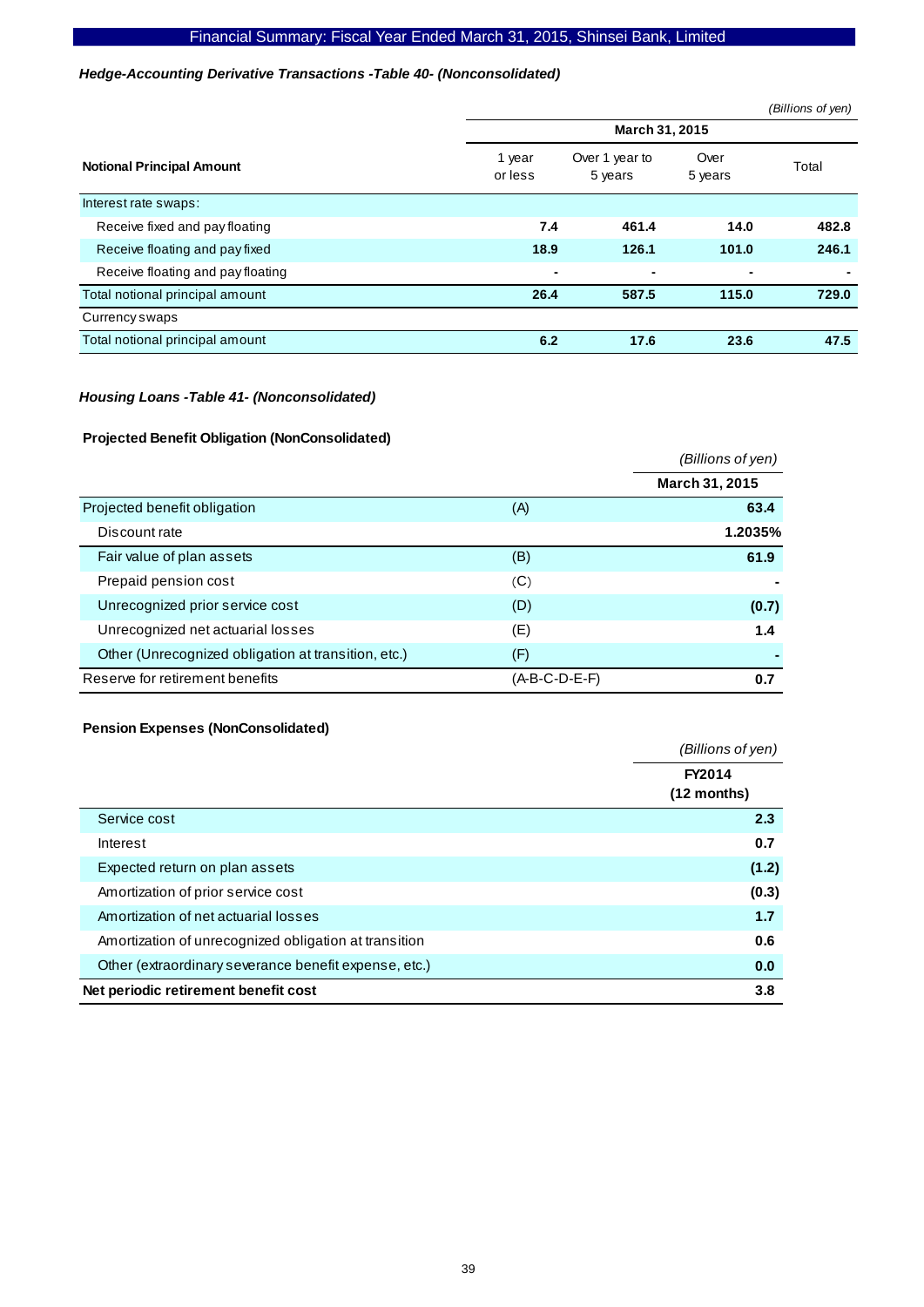### *Hedge-Accounting Derivative Transactions -Table 40- (Nonconsolidated)*

*(Billions of yen)*

| Notional Principal Amount | March 31, 2015 | | | |
|---|---|---|---|---|
| | 1 year or less | Over 1 year to 5 years | Over 5 years | Total |
| Interest rate swaps: | | | | |
| Receive fixed and pay floating | **7.4** | **461.4** | **14.0** | **482.8** |
| Receive floating and pay fixed | **18.9** | **126.1** | **101.0** | **246.1** |
| Receive floating and pay floating | **-** | **-** | **-** | **-** |
| Total notional principal amount | **26.4** | **587.5** | **115.0** | **729.0** |
| Currency swaps | | | | |
| Total notional principal amount | **6.2** | **17.6** | **23.6** | **47.5** |

### *Housing Loans -Table 41- (Nonconsolidated)*

**Projected Benefit Obligation (NonConsolidated)**

*(Billions of yen)*

| | | March 31, 2015 |
|---|---|---|
| Projected benefit obligation | (A) | **63.4** |
| Discount rate | | **1.2035%** |
| Fair value of plan assets | (B) | **61.9** |
| Prepaid pension cost | (C) | **-** |
| Unrecognized prior service cost | (D) | **(0.7)** |
| Unrecognized net actuarial losses | (E) | **1.4** |
| Other (Unrecognized obligation at transition, etc.) | (F) | **-** |
| Reserve for retirement benefits | (A-B-C-D-E-F) | **0.7** |

**Pension Expenses (NonConsolidated)**

*(Billions of yen)*

| | FY2014 (12 months) |
|---|---|
| Service cost | **2.3** |
| Interest | **0.7** |
| Expected return on plan assets | **(1.2)** |
| Amortization of prior service cost | **(0.3)** |
| Amortization of net actuarial losses | **1.7** |
| Amortization of unrecognized obligation at transition | **0.6** |
| Other (extraordinary severance benefit expense, etc.) | **0.0** |
| **Net periodic retirement benefit cost** | **3.8** |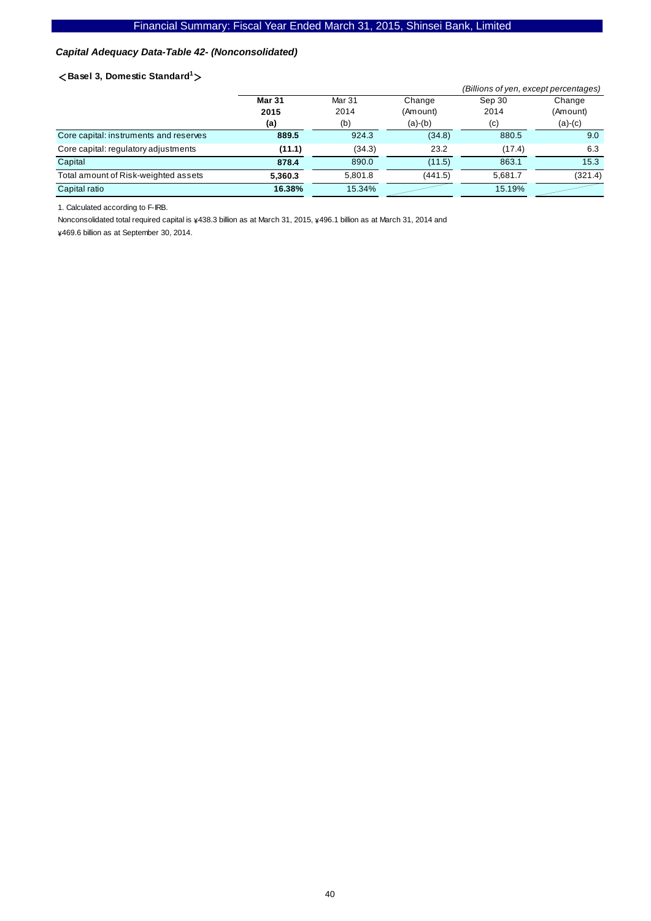### *Capital Adequacy Data-Table 42- (Nonconsolidated)*

**＜Basel 3, Domestic Standard[1]＞**

*(Billions of yen, except percentages)*

| | **Mar 31 2015 (a)** | Mar 31 2014 (b) | Change (Amount) (a)-(b) | Sep 30 2014 (c) | Change (Amount) (a)-(c) |
|---|---|---|---|---|---|
| Core capital: instruments and reserves | **889.5** | 924.3 | (34.8) | 880.5 | 9.0 |
| Core capital: regulatory adjustments | **(11.1)** | (34.3) | 23.2 | (17.4) | 6.3 |
| Capital | **878.4** | 890.0 | (11.5) | 863.1 | 15.3 |
| Total amount of Risk-weighted assets | **5,360.3** | 5,801.8 | (441.5) | 5,681.7 | (321.4) |
| Capital ratio | **16.38%** | 15.34% | | 15.19% | |

1. Calculated according to F-IRB.

Nonconsolidated total required capital is ¥438.3 billion as at March 31, 2015, ¥496.1 billion as at March 31, 2014 and ¥469.6 billion as at September 30, 2014.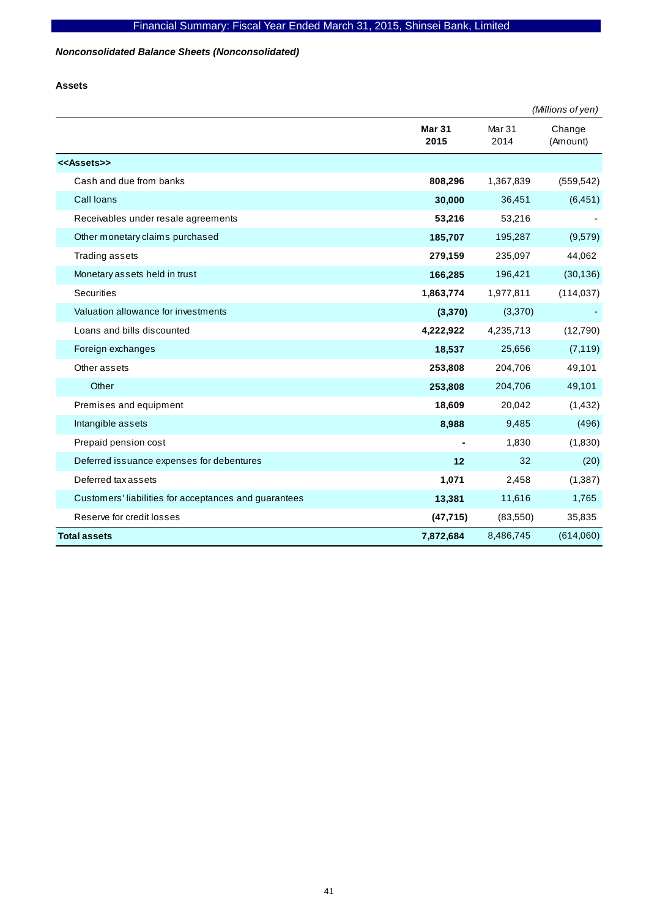*Nonconsolidated Balance Sheets (Nonconsolidated)*

**Assets**

*(Millions of yen)*

| | **Mar 31 2015** | Mar 31 2014 | Change (Amount) |
|---|---|---|---|
| **<<Assets>>** | | | |
| Cash and due from banks | **808,296** | 1,367,839 | (559,542) |
| Call loans | **30,000** | 36,451 | (6,451) |
| Receivables under resale agreements | **53,216** | 53,216 | - |
| Other monetary claims purchased | **185,707** | 195,287 | (9,579) |
| Trading assets | **279,159** | 235,097 | 44,062 |
| Monetary assets held in trust | **166,285** | 196,421 | (30,136) |
| Securities | **1,863,774** | 1,977,811 | (114,037) |
| Valuation allowance for investments | **(3,370)** | (3,370) | - |
| Loans and bills discounted | **4,222,922** | 4,235,713 | (12,790) |
| Foreign exchanges | **18,537** | 25,656 | (7,119) |
| Other assets | **253,808** | 204,706 | 49,101 |
| Other | **253,808** | 204,706 | 49,101 |
| Premises and equipment | **18,609** | 20,042 | (1,432) |
| Intangible assets | **8,988** | 9,485 | (496) |
| Prepaid pension cost | **-** | 1,830 | (1,830) |
| Deferred issuance expenses for debentures | **12** | 32 | (20) |
| Deferred tax assets | **1,071** | 2,458 | (1,387) |
| Customers' liabilities for acceptances and guarantees | **13,381** | 11,616 | 1,765 |
| Reserve for credit losses | **(47,715)** | (83,550) | 35,835 |
| **Total assets** | **7,872,684** | 8,486,745 | (614,060) |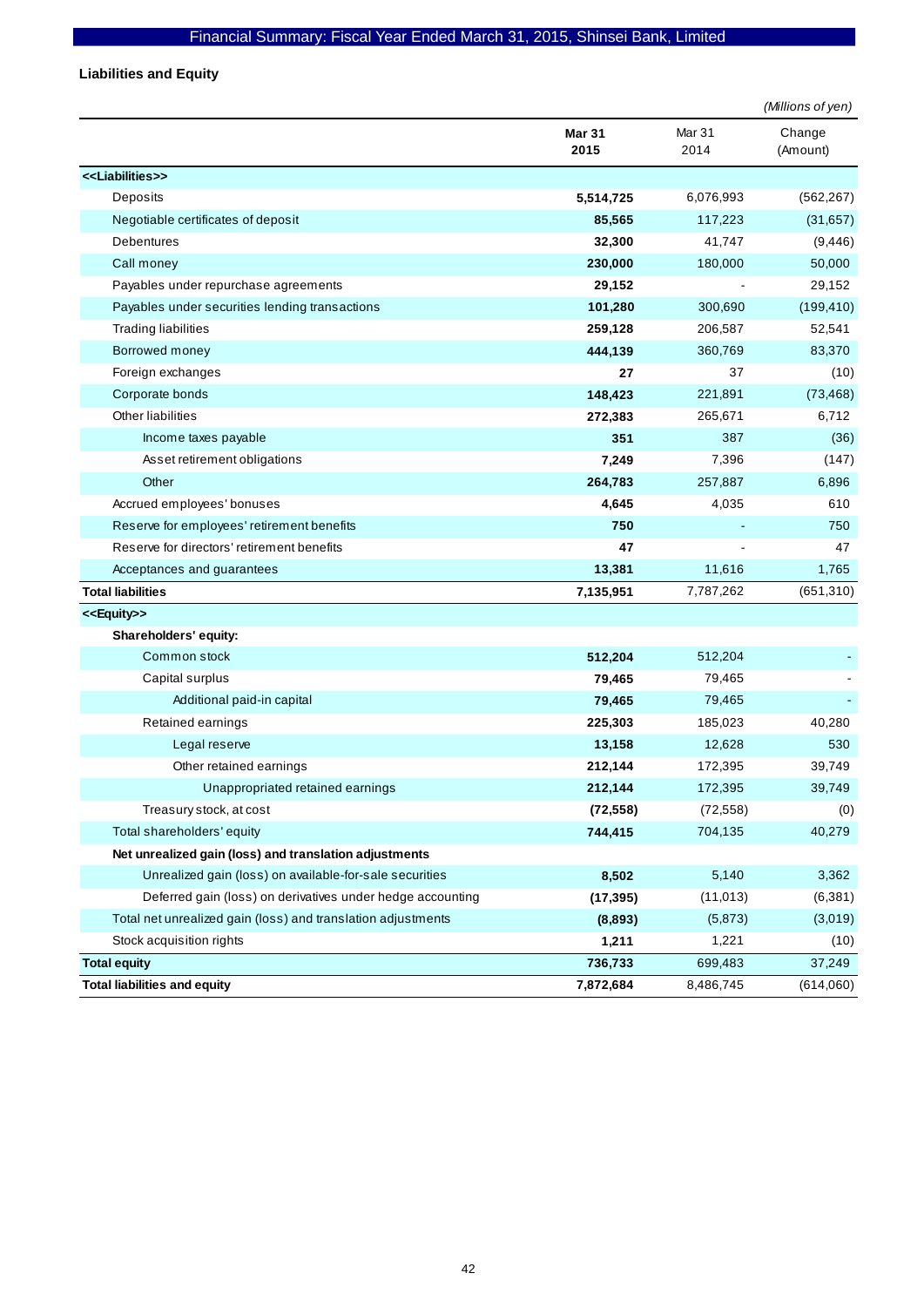## Liabilities and Equity

*(Millions of yen)*

| | **Mar 31 2015** | Mar 31 2014 | Change (Amount) |
|---|---|---|---|
| **<<Liabilities>>** | | | |
| Deposits | **5,514,725** | 6,076,993 | (562,267) |
| Negotiable certificates of deposit | **85,565** | 117,223 | (31,657) |
| Debentures | **32,300** | 41,747 | (9,446) |
| Call money | **230,000** | 180,000 | 50,000 |
| Payables under repurchase agreements | **29,152** | - | 29,152 |
| Payables under securities lending transactions | **101,280** | 300,690 | (199,410) |
| Trading liabilities | **259,128** | 206,587 | 52,541 |
| Borrowed money | **444,139** | 360,769 | 83,370 |
| Foreign exchanges | **27** | 37 | (10) |
| Corporate bonds | **148,423** | 221,891 | (73,468) |
| Other liabilities | **272,383** | 265,671 | 6,712 |
| Income taxes payable | **351** | 387 | (36) |
| Asset retirement obligations | **7,249** | 7,396 | (147) |
| Other | **264,783** | 257,887 | 6,896 |
| Accrued employees' bonuses | **4,645** | 4,035 | 610 |
| Reserve for employees' retirement benefits | **750** | - | 750 |
| Reserve for directors' retirement benefits | **47** | - | 47 |
| Acceptances and guarantees | **13,381** | 11,616 | 1,765 |
| **Total liabilities** | **7,135,951** | 7,787,262 | (651,310) |
| **<<Equity>>** | | | |
| **Shareholders' equity:** | | | |
| Common stock | **512,204** | 512,204 | - |
| Capital surplus | **79,465** | 79,465 | - |
| Additional paid-in capital | **79,465** | 79,465 | - |
| Retained earnings | **225,303** | 185,023 | 40,280 |
| Legal reserve | **13,158** | 12,628 | 530 |
| Other retained earnings | **212,144** | 172,395 | 39,749 |
| Unappropriated retained earnings | **212,144** | 172,395 | 39,749 |
| Treasury stock, at cost | **(72,558)** | (72,558) | (0) |
| Total shareholders' equity | **744,415** | 704,135 | 40,279 |
| **Net unrealized gain (loss) and translation adjustments** | | | |
| Unrealized gain (loss) on available-for-sale securities | **8,502** | 5,140 | 3,362 |
| Deferred gain (loss) on derivatives under hedge accounting | **(17,395)** | (11,013) | (6,381) |
| Total net unrealized gain (loss) and translation adjustments | **(8,893)** | (5,873) | (3,019) |
| Stock acquisition rights | **1,211** | 1,221 | (10) |
| **Total equity** | **736,733** | 699,483 | 37,249 |
| **Total liabilities and equity** | **7,872,684** | 8,486,745 | (614,060) |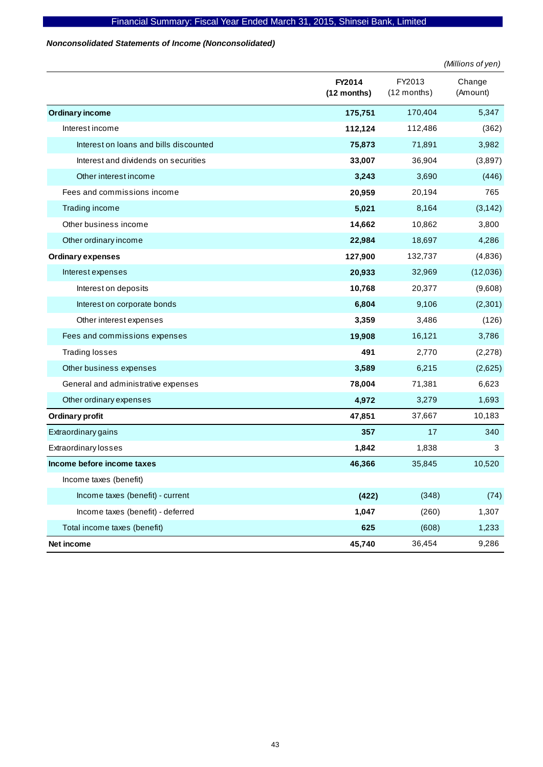## Financial Summary: Fiscal Year Ended March 31, 2015, Shinsei Bank, Limited

***Nonconsolidated Statements of Income (Nonconsolidated)***

*(Millions of yen)*

| | **FY2014 (12 months)** | FY2013 (12 months) | Change (Amount) |
|---|---|---|---|
| **Ordinary income** | **175,751** | 170,404 | 5,347 |
| Interest income | **112,124** | 112,486 | (362) |
| Interest on loans and bills discounted | **75,873** | 71,891 | 3,982 |
| Interest and dividends on securities | **33,007** | 36,904 | (3,897) |
| Other interest income | **3,243** | 3,690 | (446) |
| Fees and commissions income | **20,959** | 20,194 | 765 |
| Trading income | **5,021** | 8,164 | (3,142) |
| Other business income | **14,662** | 10,862 | 3,800 |
| Other ordinary income | **22,984** | 18,697 | 4,286 |
| **Ordinary expenses** | **127,900** | 132,737 | (4,836) |
| Interest expenses | **20,933** | 32,969 | (12,036) |
| Interest on deposits | **10,768** | 20,377 | (9,608) |
| Interest on corporate bonds | **6,804** | 9,106 | (2,301) |
| Other interest expenses | **3,359** | 3,486 | (126) |
| Fees and commissions expenses | **19,908** | 16,121 | 3,786 |
| Trading losses | **491** | 2,770 | (2,278) |
| Other business expenses | **3,589** | 6,215 | (2,625) |
| General and administrative expenses | **78,004** | 71,381 | 6,623 |
| Other ordinary expenses | **4,972** | 3,279 | 1,693 |
| **Ordinary profit** | **47,851** | 37,667 | 10,183 |
| Extraordinary gains | **357** | 17 | 340 |
| Extraordinary losses | **1,842** | 1,838 | 3 |
| **Income before income taxes** | **46,366** | 35,845 | 10,520 |
| Income taxes (benefit) | | | |
| Income taxes (benefit) - current | **(422)** | (348) | (74) |
| Income taxes (benefit) - deferred | **1,047** | (260) | 1,307 |
| Total income taxes (benefit) | **625** | (608) | 1,233 |
| **Net income** | **45,740** | 36,454 | 9,286 |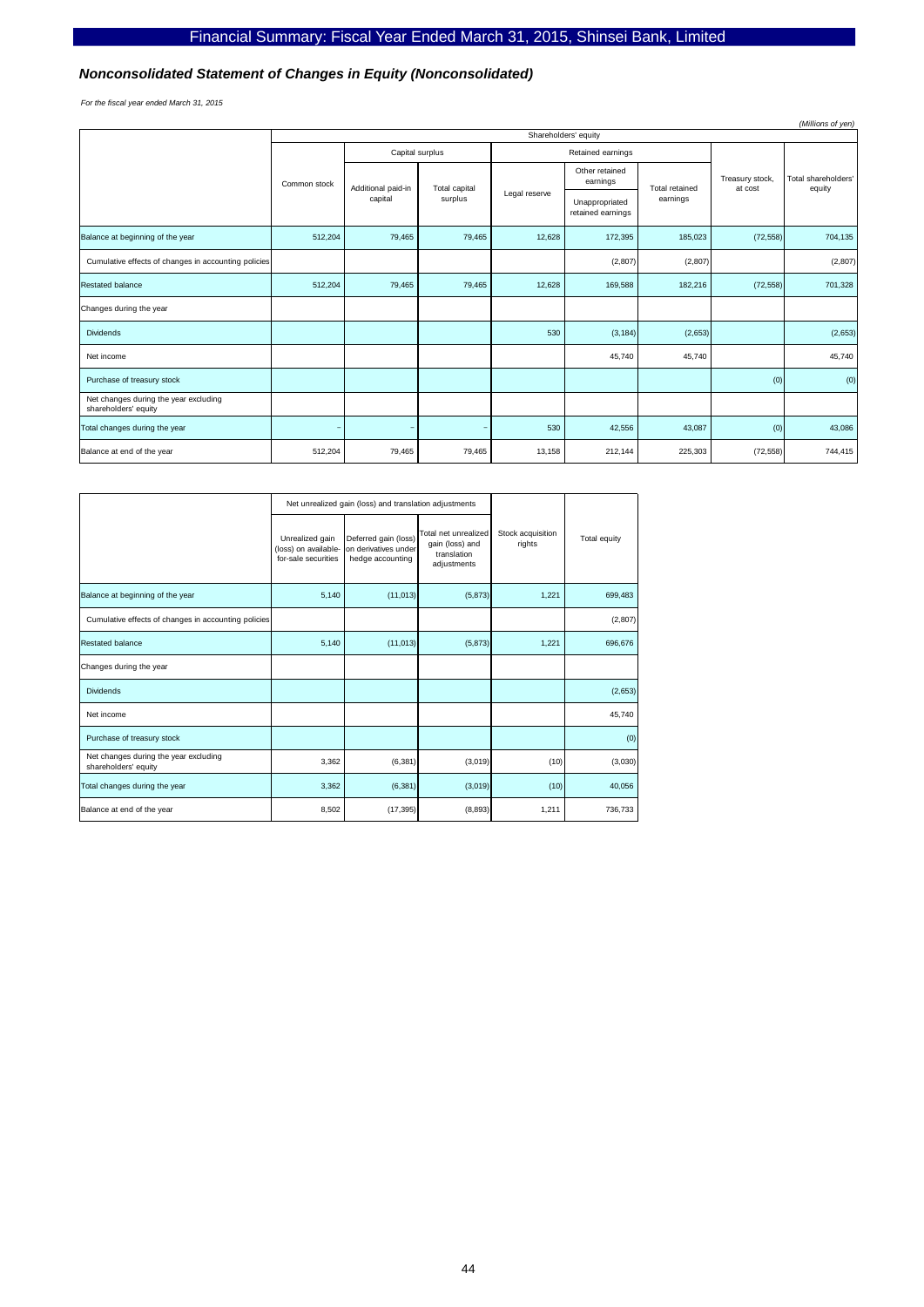## Nonconsolidated Statement of Changes in Equity (Nonconsolidated)

*For the fiscal year ended March 31, 2015*

*(Millions of yen)*

| | Shareholders' equity | | | | | | | |
|---|---|---|---|---|---|---|---|---|
| | Common stock | Capital surplus | | Retained earnings | | | Treasury stock, at cost | Total shareholders' equity |
| | | Additional paid-in capital | Total capital surplus | Legal reserve | Other retained earnings: Unappropriated retained earnings | Total retained earnings | | |
| Balance at beginning of the year | 512,204 | 79,465 | 79,465 | 12,628 | 172,395 | 185,023 | (72,558) | 704,135 |
| Cumulative effects of changes in accounting policies | | | | | (2,807) | (2,807) | | (2,807) |
| Restated balance | 512,204 | 79,465 | 79,465 | 12,628 | 169,588 | 182,216 | (72,558) | 701,328 |
| Changes during the year | | | | | | | | |
| Dividends | | | | 530 | (3,184) | (2,653) | | (2,653) |
| Net income | | | | | 45,740 | 45,740 | | 45,740 |
| Purchase of treasury stock | | | | | | | (0) | (0) |
| Net changes during the year excluding shareholders' equity | | | | | | | | |
| Total changes during the year | – | – | – | 530 | 42,556 | 43,087 | (0) | 43,086 |
| Balance at end of the year | 512,204 | 79,465 | 79,465 | 13,158 | 212,144 | 225,303 | (72,558) | 744,415 |

| | Net unrealized gain (loss) and translation adjustments | | | Stock acquisition rights | Total equity |
|---|---|---|---|---|---|
| | Unrealized gain (loss) on available-for-sale securities | Deferred gain (loss) on derivatives under hedge accounting | Total net unrealized gain (loss) and translation adjustments | | |
| Balance at beginning of the year | 5,140 | (11,013) | (5,873) | 1,221 | 699,483 |
| Cumulative effects of changes in accounting policies | | | | | (2,807) |
| Restated balance | 5,140 | (11,013) | (5,873) | 1,221 | 696,676 |
| Changes during the year | | | | | |
| Dividends | | | | | (2,653) |
| Net income | | | | | 45,740 |
| Purchase of treasury stock | | | | | (0) |
| Net changes during the year excluding shareholders' equity | 3,362 | (6,381) | (3,019) | (10) | (3,030) |
| Total changes during the year | 3,362 | (6,381) | (3,019) | (10) | 40,056 |
| Balance at end of the year | 8,502 | (17,395) | (8,893) | 1,211 | 736,733 |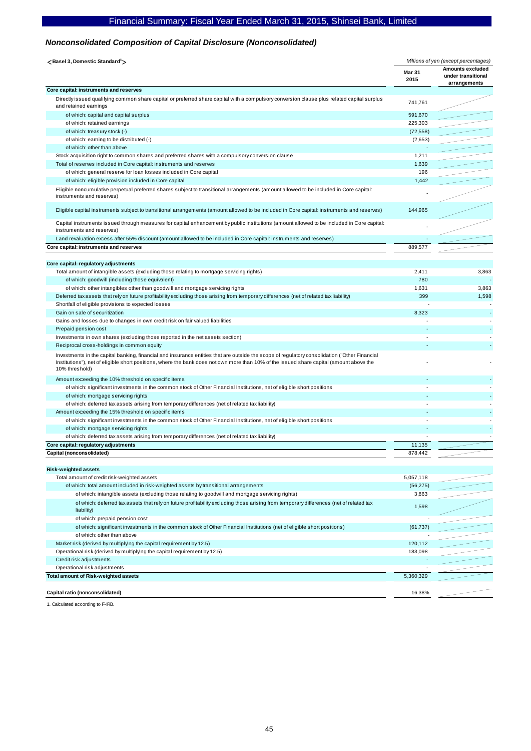## *Nonconsolidated Composition of Capital Disclosure (Nonconsolidated)*

**<Basel 3, Domestic Standard[1]>**

*Millions of yen (except percentages)*

| | Mar 31 2015 | Amounts excluded under transitional arrangements |
|---|---|---|
| **Core capital: instruments and reserves** | | |
| Directly issued qualifying common share capital or preferred share capital with a compulsory conversion clause plus related capital surplus and retained earnings | 741,761 | |
| of which: capital and capital surplus | 591,670 | |
| of which: retained earnings | 225,303 | |
| of which: treasury stock (-) | (72,558) | |
| of which: earning to be distributed (-) | (2,653) | |
| of which: other than above | - | |
| Stock acquisition right to common shares and preferred shares with a compulsory conversion clause | 1,211 | |
| Total of reserves included in Core capital: instruments and reserves | 1,639 | |
| of which: general reserve for loan losses included in Core capital | 196 | |
| of which: eligible provision included in Core capital | 1,442 | |
| Eligible noncumulative perpetual preferred shares subject to transitional arrangements (amount allowed to be included in Core capital: instruments and reserves) | - | |
| Eligible capital instruments subject to transitional arrangements (amount allowed to be included in Core capital: instruments and reserves) | 144,965 | |
| Capital instruments issued through measures for capital enhancement by public institutions (amount allowed to be included in Core capital: instruments and reserves) | - | |
| Land revaluation excess after 55% discount (amount allowed to be included in Core capital: instruments and reserves) | - | |
| **Core capital: instruments and reserves** | 889,577 | |
| **Core capital: regulatory adjustments** | | |
| Total amount of intangible assets (excluding those relating to mortgage servicing rights) | 2,411 | 3,863 |
| of which: goodwill (including those equivalent) | 780 | - |
| of which: other intangibles other than goodwill and mortgage servicing rights | 1,631 | 3,863 |
| Deferred tax assets that rely on future profitability excluding those arising from temporary differences (net of related tax liability) | 399 | 1,598 |
| Shortfall of eligible provisions to expected losses | - | - |
| Gain on sale of securitization | 8,323 | - |
| Gains and losses due to changes in own credit risk on fair valued liabilities | - | - |
| Prepaid pension cost | - | - |
| Investments in own shares (excluding those reported in the net assets section) | - | - |
| Reciprocal cross-holdings in common equity | - | - |
| Investments in the capital banking, financial and insurance entities that are outside the scope of regulatory consolidation ("Other Financial Institutions"), net of eligible short positions, where the bank does not own more than 10% of the issued share capital (amount above the 10% threshold) | - | - |
| Amount exceeding the 10% threshold on specific items | - | - |
| of which: significant investments in the common stock of Other Financial Institutions, net of eligible short positions | - | - |
| of which: mortgage servicing rights | - | - |
| of which: deferred tax assets arising from temporary differences (net of related tax liability) | - | - |
| Amount exceeding the 15% threshold on specific items | - | - |
| of which: significant investments in the common stock of Other Financial Institutions, net of eligible short positions | - | - |
| of which: mortgage servicing rights | - | - |
| of which: deferred tax assets arising from temporary differences (net of related tax liability) | - | - |
| **Core capital: regulatory adjustments** | 11,135 | |
| **Capital (nonconsolidated)** | 878,442 | |
| **Risk-weighted assets** | | |
| Total amount of credit risk-weighted assets | 5,057,118 | |
| of which: total amount included in risk-weighted assets by transitional arrangements | (56,275) | |
| of which: intangible assets (excluding those relating to goodwill and mortgage servicing rights) | 3,863 | |
| of which: deferred tax assets that rely on future profitability excluding those arising from temporary differences (net of related tax liability) | 1,598 | |
| of which: prepaid pension cost | - | |
| of which: significant investments in the common stock of Other Financial Institutions (net of eligible short positions) | (61,737) | |
| of which: other than above | - | |
| Market risk (derived by multiplying the capital requirement by 12.5) | 120,112 | |
| Operational risk (derived by multiplying the capital requirement by 12.5) | 183,098 | |
| Credit risk adjustments | - | |
| Operational risk adjustments | - | |
| **Total amount of Risk-weighted assets** | 5,360,329 | |
| **Capital ratio (nonconsolidated)** | 16.38% | |

1. Calculated according to F-IRB.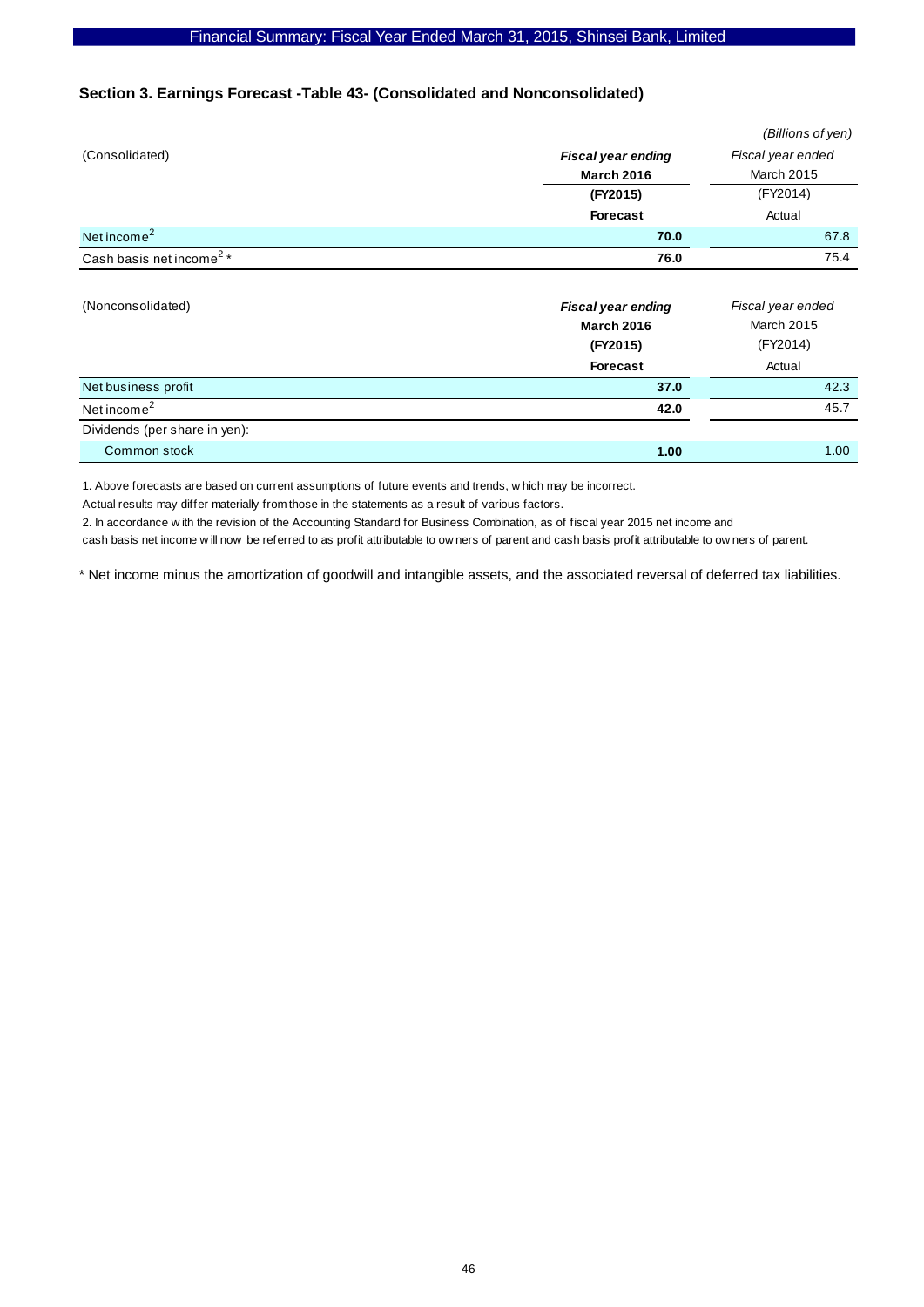## Section 3. Earnings Forecast -Table 43- (Consolidated and Nonconsolidated)

*(Billions of yen)*

| (Consolidated) | ***Fiscal year ending*** **March 2016** **(FY2015)** **Forecast** | *Fiscal year ended* March 2015 (FY2014) Actual |
|---|---|---|
| Net income[2] | **70.0** | 67.8 |
| Cash basis net income[2] * | **76.0** | 75.4 |

| (Nonconsolidated) | ***Fiscal year ending*** **March 2016** **(FY2015)** **Forecast** | *Fiscal year ended* March 2015 (FY2014) Actual |
|---|---|---|
| Net business profit | **37.0** | 42.3 |
| Net income[2] | **42.0** | 45.7 |
| Dividends (per share in yen): | | |
| Common stock | **1.00** | 1.00 |

1. Above forecasts are based on current assumptions of future events and trends, which may be incorrect.
Actual results may differ materially from those in the statements as a result of various factors.
2. In accordance with the revision of the Accounting Standard for Business Combination, as of fiscal year 2015 net income and cash basis net income will now be referred to as profit attributable to owners of parent and cash basis profit attributable to owners of parent.

\* Net income minus the amortization of goodwill and intangible assets, and the associated reversal of deferred tax liabilities.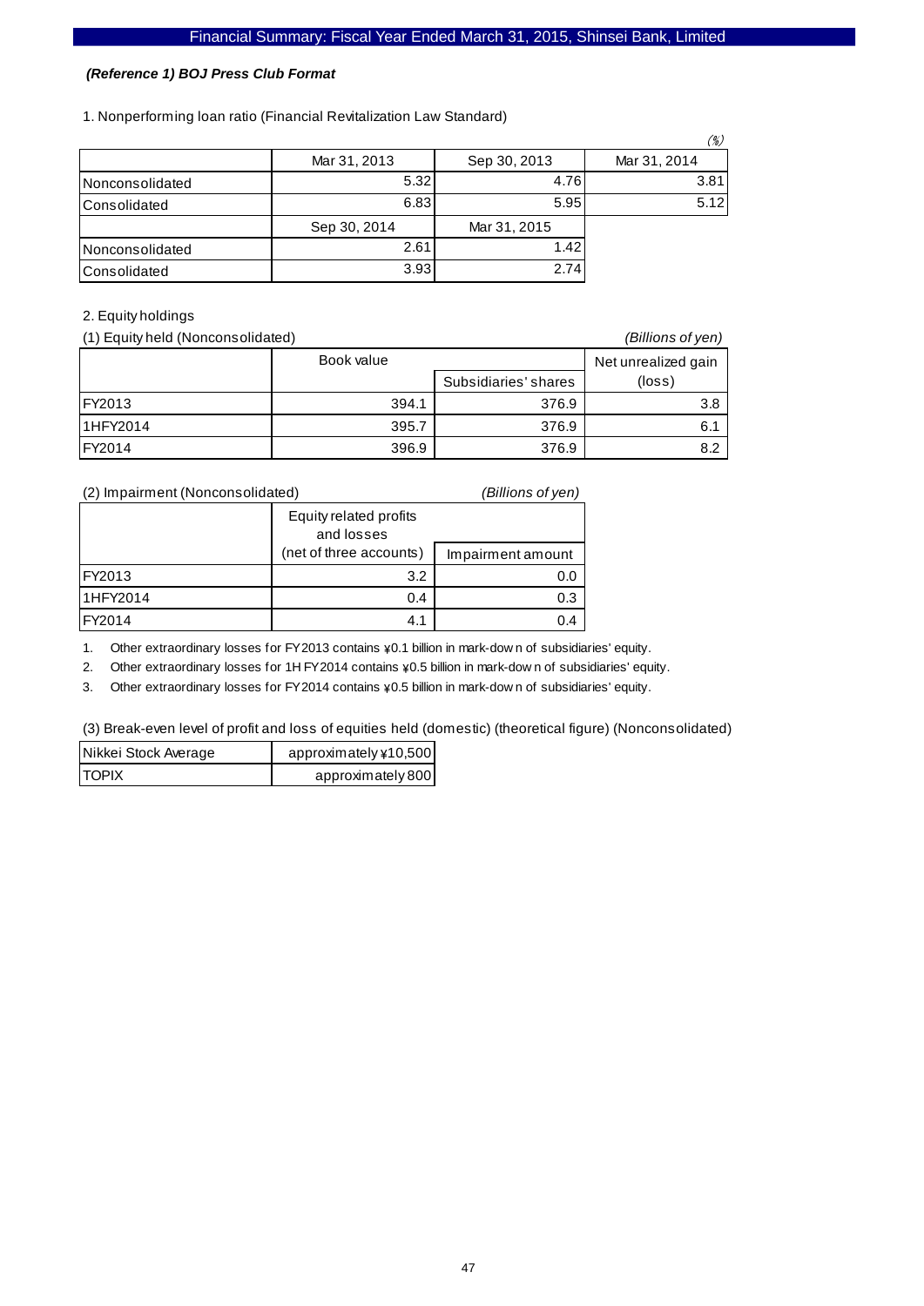*(Reference 1) BOJ Press Club Format*

1. Nonperforming loan ratio (Financial Revitalization Law Standard)

(%)

| | Mar 31, 2013 | Sep 30, 2013 | Mar 31, 2014 |
|---|---|---|---|
| Nonconsolidated | 5.32 | 4.76 | 3.81 |
| Consolidated | 6.83 | 5.95 | 5.12 |
| | Sep 30, 2014 | Mar 31, 2015 | |
| Nonconsolidated | 2.61 | 1.42 | |
| Consolidated | 3.93 | 2.74 | |

2. Equity holdings

(1) Equity held (Nonconsolidated) *(Billions of yen)*

| | Book value | | Net unrealized gain (loss) |
|---|---|---|---|
| | | Subsidiaries' shares | |
| FY2013 | 394.1 | 376.9 | 3.8 |
| 1HFY2014 | 395.7 | 376.9 | 6.1 |
| FY2014 | 396.9 | 376.9 | 8.2 |

(2) Impairment (Nonconsolidated) *(Billions of yen)*

| | Equity related profits and losses (net of three accounts) | Impairment amount |
|---|---|---|
| FY2013 | 3.2 | 0.0 |
| 1HFY2014 | 0.4 | 0.3 |
| FY2014 | 4.1 | 0.4 |

1. Other extraordinary losses for FY2013 contains ¥0.1 billion in mark-down of subsidiaries' equity.
2. Other extraordinary losses for 1H FY2014 contains ¥0.5 billion in mark-down of subsidiaries' equity.
3. Other extraordinary losses for FY2014 contains ¥0.5 billion in mark-down of subsidiaries' equity.

(3) Break-even level of profit and loss of equities held (domestic) (theoretical figure) (Nonconsolidated)

| | |
|---|---|
| Nikkei Stock Average | approximately ¥10,500 |
| TOPIX | approximately 800 |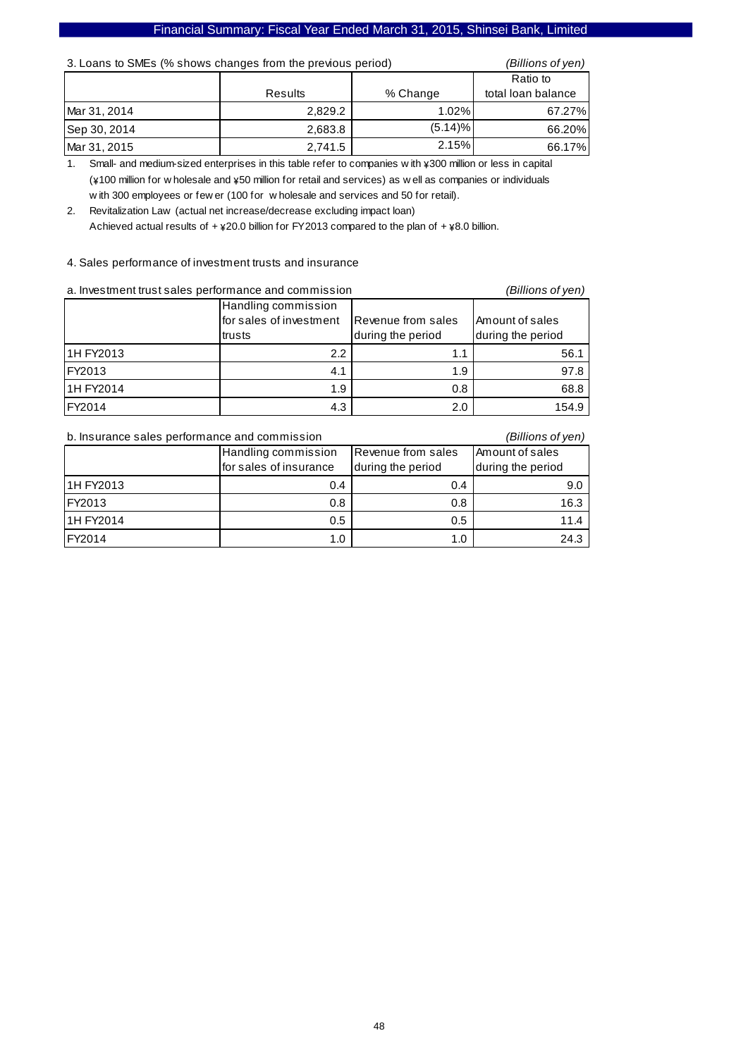3. Loans to SMEs (% shows changes from the previous period) *(Billions of yen)*

| | Results | % Change | Ratio to total loan balance |
|---|---|---|---|
| Mar 31, 2014 | 2,829.2 | 1.02% | 67.27% |
| Sep 30, 2014 | 2,683.8 | (5.14)% | 66.20% |
| Mar 31, 2015 | 2,741.5 | 2.15% | 66.17% |

1. Small- and medium-sized enterprises in this table refer to companies with ¥300 million or less in capital (¥100 million for wholesale and ¥50 million for retail and services) as well as companies or individuals with 300 employees or fewer (100 for wholesale and services and 50 for retail).
2. Revitalization Law (actual net increase/decrease excluding impact loan) Achieved actual results of +¥20.0 billion for FY2013 compared to the plan of +¥8.0 billion.

4. Sales performance of investment trusts and insurance

a. Investment trust sales performance and commission *(Billions of yen)*

| | Handling commission for sales of investment trusts | Revenue from sales during the period | Amount of sales during the period |
|---|---|---|---|
| 1H FY2013 | 2.2 | 1.1 | 56.1 |
| FY2013 | 4.1 | 1.9 | 97.8 |
| 1H FY2014 | 1.9 | 0.8 | 68.8 |
| FY2014 | 4.3 | 2.0 | 154.9 |

b. Insurance sales performance and commission *(Billions of yen)*

| | Handling commission for sales of insurance | Revenue from sales during the period | Amount of sales during the period |
|---|---|---|---|
| 1H FY2013 | 0.4 | 0.4 | 9.0 |
| FY2013 | 0.8 | 0.8 | 16.3 |
| 1H FY2014 | 0.5 | 0.5 | 11.4 |
| FY2014 | 1.0 | 1.0 | 24.3 |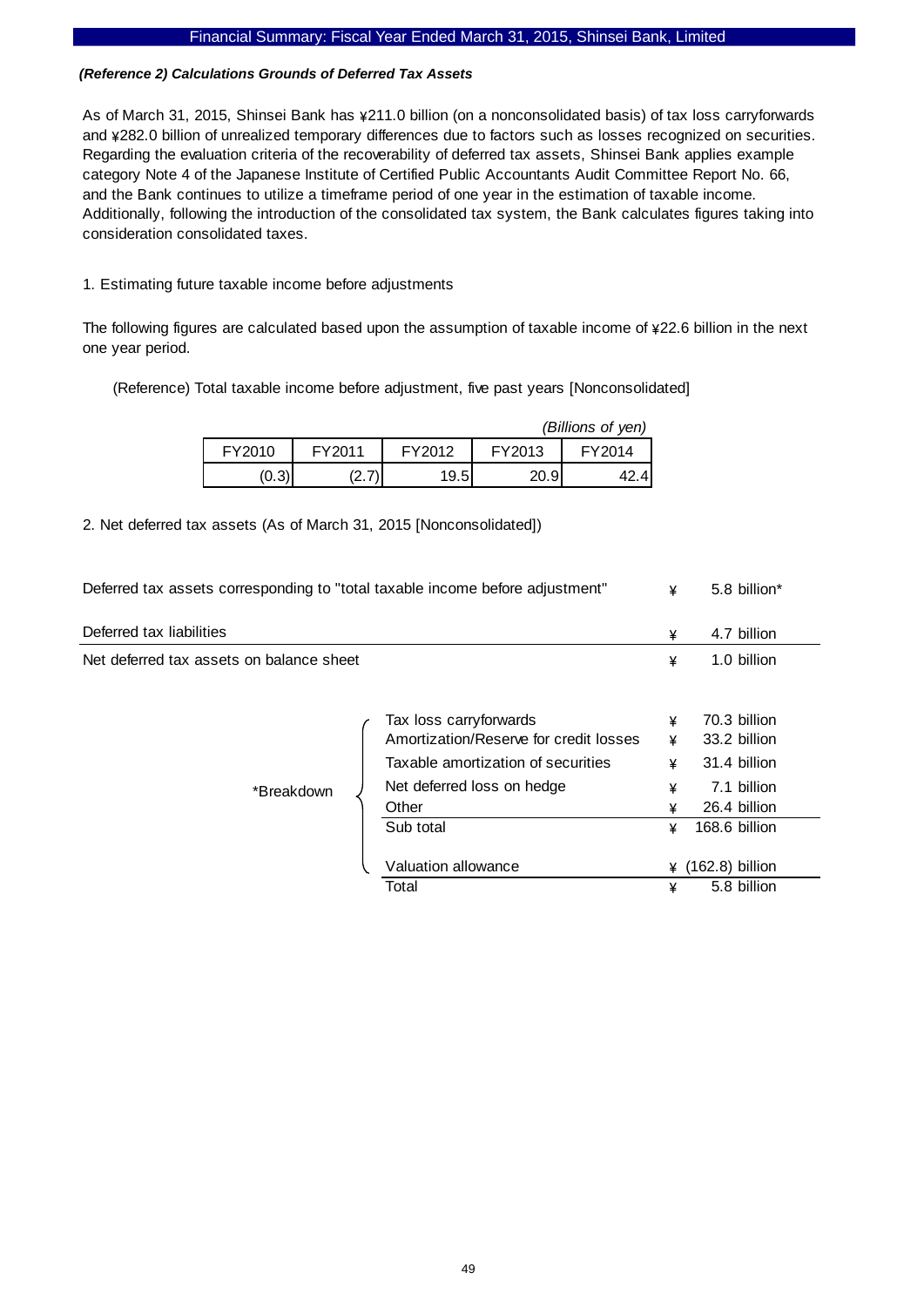*(Reference 2) Calculations Grounds of Deferred Tax Assets*

As of March 31, 2015, Shinsei Bank has ¥211.0 billion (on a nonconsolidated basis) of tax loss carryforwards and ¥282.0 billion of unrealized temporary differences due to factors such as losses recognized on securities. Regarding the evaluation criteria of the recoverability of deferred tax assets, Shinsei Bank applies example category Note 4 of the Japanese Institute of Certified Public Accountants Audit Committee Report No. 66, and the Bank continues to utilize a timeframe period of one year in the estimation of taxable income. Additionally, following the introduction of the consolidated tax system, the Bank calculates figures taking into consideration consolidated taxes.

1. Estimating future taxable income before adjustments

The following figures are calculated based upon the assumption of taxable income of ¥22.6 billion in the next one year period.

(Reference) Total taxable income before adjustment, five past years [Nonconsolidated]

*(Billions of yen)*

| FY2010 | FY2011 | FY2012 | FY2013 | FY2014 |
|---|---|---|---|---|
| (0.3) | (2.7) | 19.5 | 20.9 | 42.4 |

2. Net deferred tax assets (As of March 31, 2015 [Nonconsolidated])

| | | |
|---|---|---|
| Deferred tax assets corresponding to "total taxable income before adjustment" | ¥ | 5.8 billion* |
| Deferred tax liabilities | ¥ | 4.7 billion |
| Net deferred tax assets on balance sheet | ¥ | 1.0 billion |

*Breakdown

| | | |
|---|---|---|
| Tax loss carryforwards | ¥ | 70.3 billion |
| Amortization/Reserve for credit losses | ¥ | 33.2 billion |
| Taxable amortization of securities | ¥ | 31.4 billion |
| Net deferred loss on hedge | ¥ | 7.1 billion |
| Other | ¥ | 26.4 billion |
| Sub total | ¥ | 168.6 billion |
| Valuation allowance | ¥ | (162.8) billion |
| Total | ¥ | 5.8 billion |